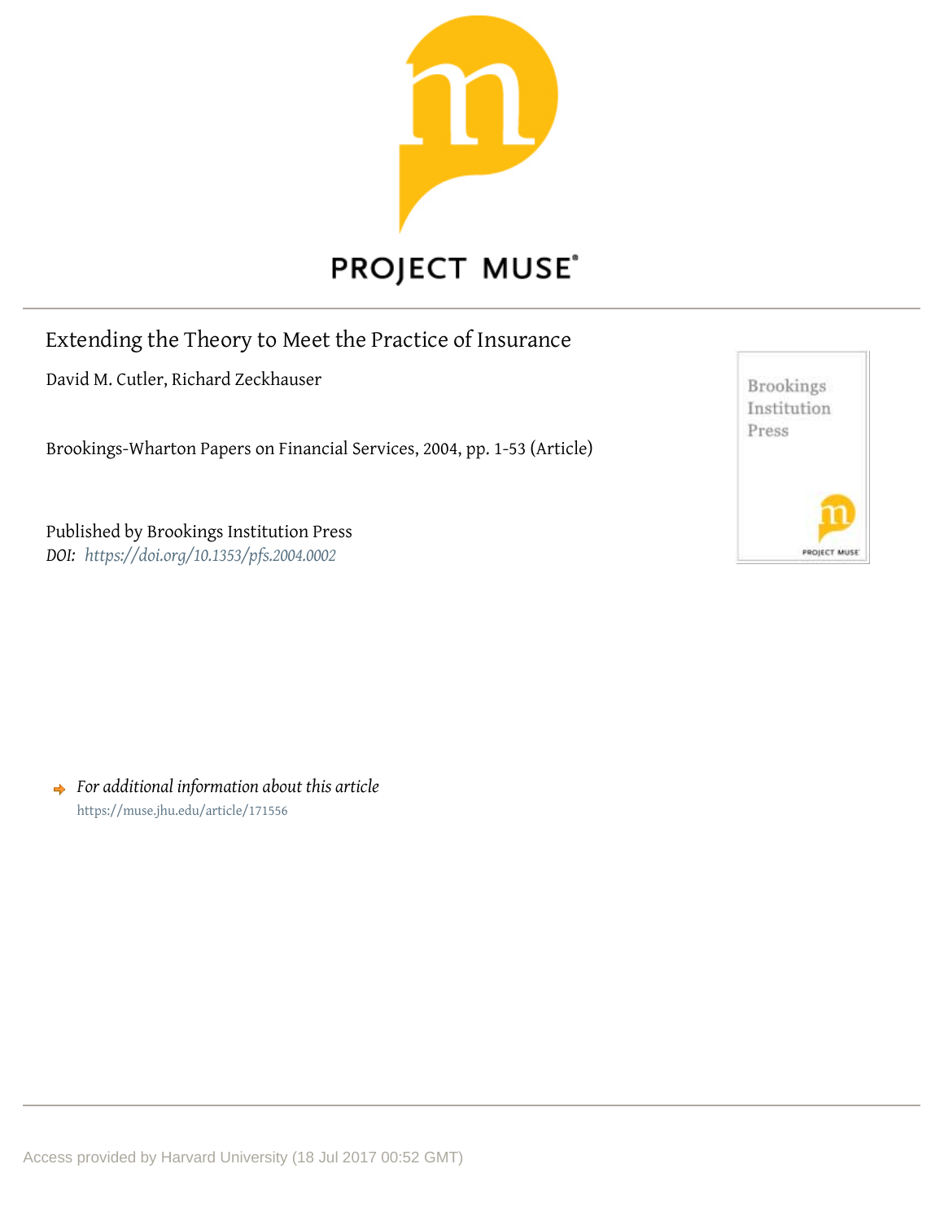PROJECT MUSE®

# Extending the Theory to Meet the Practice of Insurance

David M. Cutler, Richard Zeckhauser

Brookings-Wharton Papers on Financial Services, 2004, pp. 1-53 (Article)

Published by Brookings Institution Press

*DOI:* *https://doi.org/10.1353/pfs.2004.0002*

*For additional information about this article*

https://muse.jhu.edu/article/171556

Access provided by Harvard University (18 Jul 2017 00:52 GMT)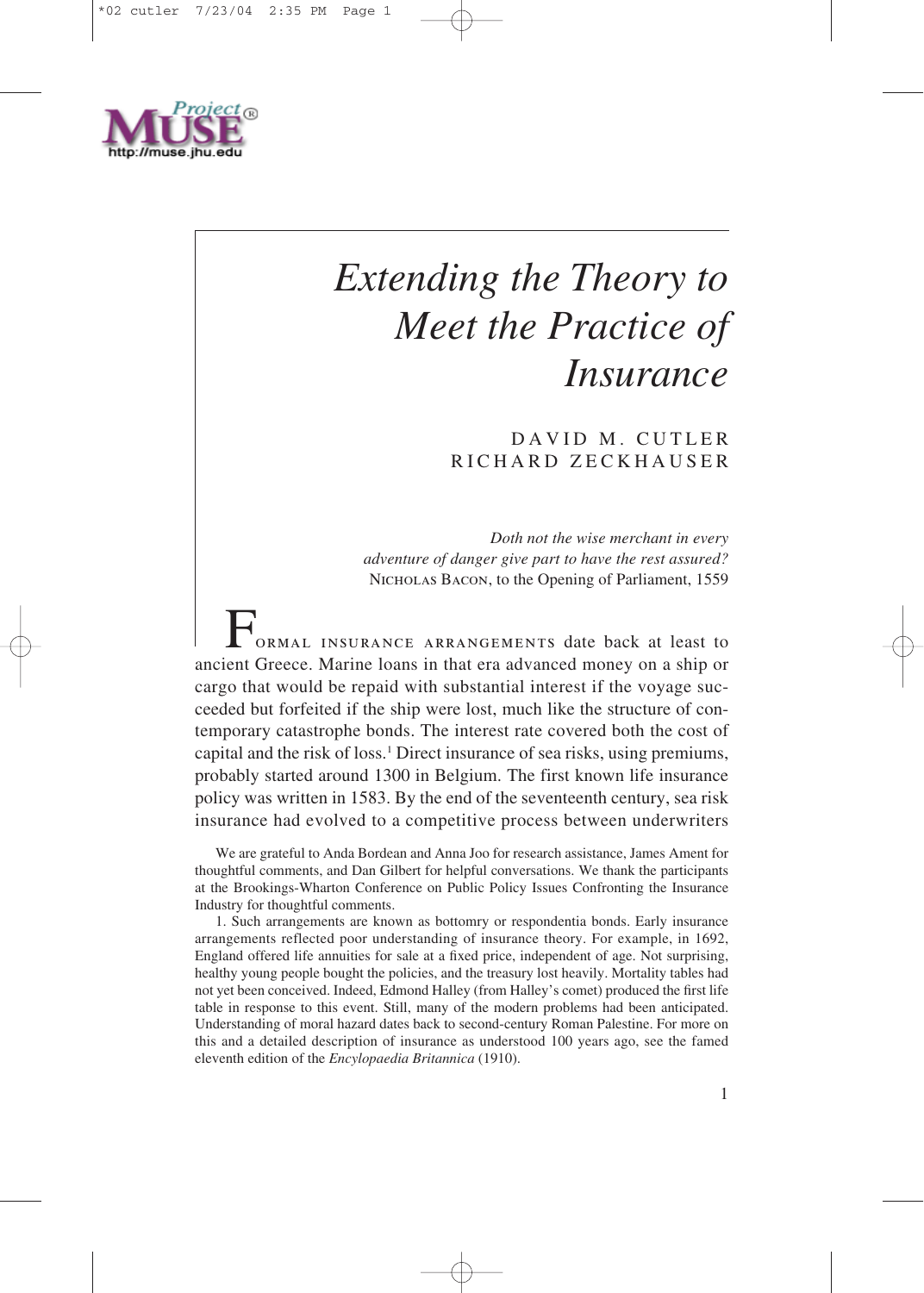# *Extending the Theory to Meet the Practice of Insurance*

DAVID M. CUTLER
RICHARD ZECKHAUSER

*Doth not the wise merchant in every adventure of danger give part to have the rest assured?*
NICHOLAS BACON, to the Opening of Parliament, 1559

FORMAL INSURANCE ARRANGEMENTS date back at least to ancient Greece. Marine loans in that era advanced money on a ship or cargo that would be repaid with substantial interest if the voyage succeeded but forfeited if the ship were lost, much like the structure of contemporary catastrophe bonds. The interest rate covered both the cost of capital and the risk of loss.[1] Direct insurance of sea risks, using premiums, probably started around 1300 in Belgium. The first known life insurance policy was written in 1583. By the end of the seventeenth century, sea risk insurance had evolved to a competitive process between underwriters

We are grateful to Anda Bordean and Anna Joo for research assistance, James Ament for thoughtful comments, and Dan Gilbert for helpful conversations. We thank the participants at the Brookings-Wharton Conference on Public Policy Issues Confronting the Insurance Industry for thoughtful comments.

1. Such arrangements are known as bottomry or respondentia bonds. Early insurance arrangements reflected poor understanding of insurance theory. For example, in 1692, England offered life annuities for sale at a fixed price, independent of age. Not surprising, healthy young people bought the policies, and the treasury lost heavily. Mortality tables had not yet been conceived. Indeed, Edmond Halley (from Halley's comet) produced the first life table in response to this event. Still, many of the modern problems had been anticipated. Understanding of moral hazard dates back to second-century Roman Palestine. For more on this and a detailed description of insurance as understood 100 years ago, see the famed eleventh edition of the *Encylopaedia Britannica* (1910).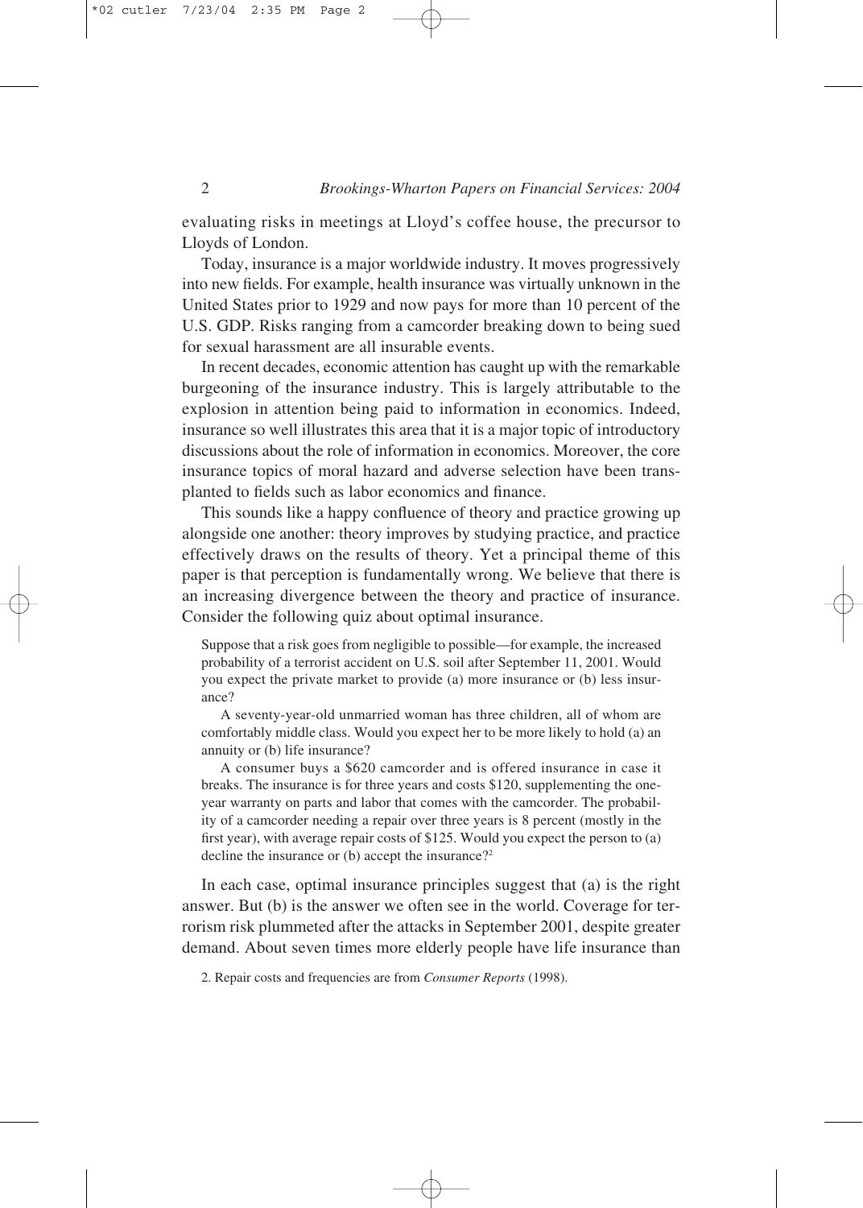evaluating risks in meetings at Lloyd's coffee house, the precursor to Lloyds of London.

Today, insurance is a major worldwide industry. It moves progressively into new fields. For example, health insurance was virtually unknown in the United States prior to 1929 and now pays for more than 10 percent of the U.S. GDP. Risks ranging from a camcorder breaking down to being sued for sexual harassment are all insurable events.

In recent decades, economic attention has caught up with the remarkable burgeoning of the insurance industry. This is largely attributable to the explosion in attention being paid to information in economics. Indeed, insurance so well illustrates this area that it is a major topic of introductory discussions about the role of information in economics. Moreover, the core insurance topics of moral hazard and adverse selection have been transplanted to fields such as labor economics and finance.

This sounds like a happy confluence of theory and practice growing up alongside one another: theory improves by studying practice, and practice effectively draws on the results of theory. Yet a principal theme of this paper is that perception is fundamentally wrong. We believe that there is an increasing divergence between the theory and practice of insurance. Consider the following quiz about optimal insurance.

> Suppose that a risk goes from negligible to possible—for example, the increased probability of a terrorist accident on U.S. soil after September 11, 2001. Would you expect the private market to provide (a) more insurance or (b) less insurance?
>
> A seventy-year-old unmarried woman has three children, all of whom are comfortably middle class. Would you expect her to be more likely to hold (a) an annuity or (b) life insurance?
>
> A consumer buys a $620 camcorder and is offered insurance in case it breaks. The insurance is for three years and costs $120, supplementing the one-year warranty on parts and labor that comes with the camcorder. The probability of a camcorder needing a repair over three years is 8 percent (mostly in the first year), with average repair costs of $125. Would you expect the person to (a) decline the insurance or (b) accept the insurance?[2]

In each case, optimal insurance principles suggest that (a) is the right answer. But (b) is the answer we often see in the world. Coverage for terrorism risk plummeted after the attacks in September 2001, despite greater demand. About seven times more elderly people have life insurance than

2. Repair costs and frequencies are from *Consumer Reports* (1998).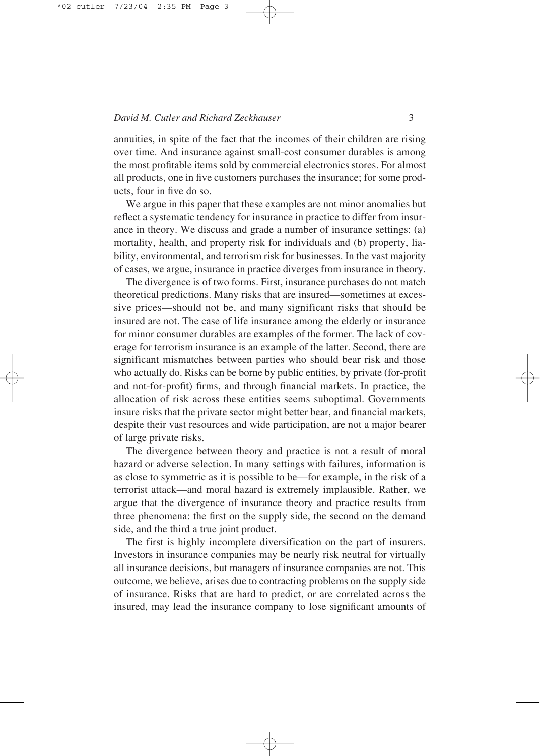annuities, in spite of the fact that the incomes of their children are rising over time. And insurance against small-cost consumer durables is among the most profitable items sold by commercial electronics stores. For almost all products, one in five customers purchases the insurance; for some products, four in five do so.

We argue in this paper that these examples are not minor anomalies but reflect a systematic tendency for insurance in practice to differ from insurance in theory. We discuss and grade a number of insurance settings: (a) mortality, health, and property risk for individuals and (b) property, liability, environmental, and terrorism risk for businesses. In the vast majority of cases, we argue, insurance in practice diverges from insurance in theory.

The divergence is of two forms. First, insurance purchases do not match theoretical predictions. Many risks that are insured—sometimes at excessive prices—should not be, and many significant risks that should be insured are not. The case of life insurance among the elderly or insurance for minor consumer durables are examples of the former. The lack of coverage for terrorism insurance is an example of the latter. Second, there are significant mismatches between parties who should bear risk and those who actually do. Risks can be borne by public entities, by private (for-profit and not-for-profit) firms, and through financial markets. In practice, the allocation of risk across these entities seems suboptimal. Governments insure risks that the private sector might better bear, and financial markets, despite their vast resources and wide participation, are not a major bearer of large private risks.

The divergence between theory and practice is not a result of moral hazard or adverse selection. In many settings with failures, information is as close to symmetric as it is possible to be—for example, in the risk of a terrorist attack—and moral hazard is extremely implausible. Rather, we argue that the divergence of insurance theory and practice results from three phenomena: the first on the supply side, the second on the demand side, and the third a true joint product.

The first is highly incomplete diversification on the part of insurers. Investors in insurance companies may be nearly risk neutral for virtually all insurance decisions, but managers of insurance companies are not. This outcome, we believe, arises due to contracting problems on the supply side of insurance. Risks that are hard to predict, or are correlated across the insured, may lead the insurance company to lose significant amounts of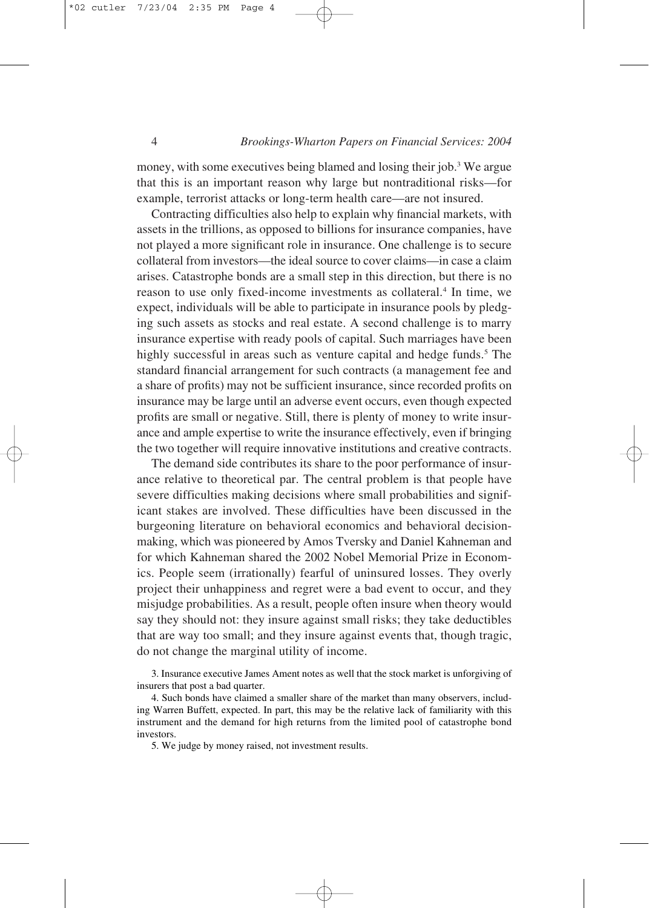money, with some executives being blamed and losing their job.[3] We argue that this is an important reason why large but nontraditional risks—for example, terrorist attacks or long-term health care—are not insured.

Contracting difficulties also help to explain why financial markets, with assets in the trillions, as opposed to billions for insurance companies, have not played a more significant role in insurance. One challenge is to secure collateral from investors—the ideal source to cover claims—in case a claim arises. Catastrophe bonds are a small step in this direction, but there is no reason to use only fixed-income investments as collateral.[4] In time, we expect, individuals will be able to participate in insurance pools by pledging such assets as stocks and real estate. A second challenge is to marry insurance expertise with ready pools of capital. Such marriages have been highly successful in areas such as venture capital and hedge funds.[5] The standard financial arrangement for such contracts (a management fee and a share of profits) may not be sufficient insurance, since recorded profits on insurance may be large until an adverse event occurs, even though expected profits are small or negative. Still, there is plenty of money to write insurance and ample expertise to write the insurance effectively, even if bringing the two together will require innovative institutions and creative contracts.

The demand side contributes its share to the poor performance of insurance relative to theoretical par. The central problem is that people have severe difficulties making decisions where small probabilities and significant stakes are involved. These difficulties have been discussed in the burgeoning literature on behavioral economics and behavioral decision-making, which was pioneered by Amos Tversky and Daniel Kahneman and for which Kahneman shared the 2002 Nobel Memorial Prize in Economics. People seem (irrationally) fearful of uninsured losses. They overly project their unhappiness and regret were a bad event to occur, and they misjudge probabilities. As a result, people often insure when theory would say they should not: they insure against small risks; they take deductibles that are way too small; and they insure against events that, though tragic, do not change the marginal utility of income.

3. Insurance executive James Ament notes as well that the stock market is unforgiving of insurers that post a bad quarter.

4. Such bonds have claimed a smaller share of the market than many observers, including Warren Buffett, expected. In part, this may be the relative lack of familiarity with this instrument and the demand for high returns from the limited pool of catastrophe bond investors.

5. We judge by money raised, not investment results.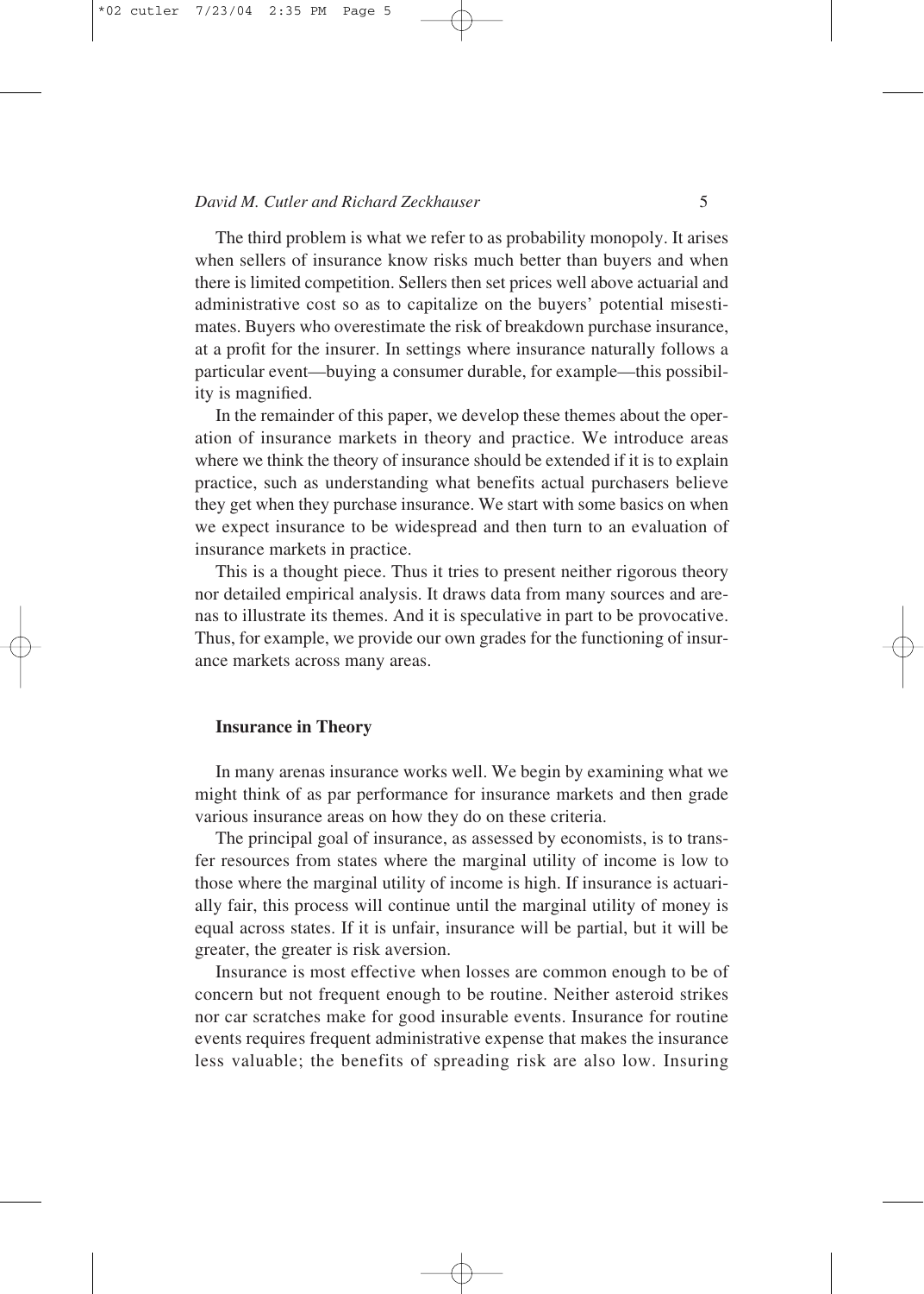The third problem is what we refer to as probability monopoly. It arises when sellers of insurance know risks much better than buyers and when there is limited competition. Sellers then set prices well above actuarial and administrative cost so as to capitalize on the buyers' potential misestimates. Buyers who overestimate the risk of breakdown purchase insurance, at a profit for the insurer. In settings where insurance naturally follows a particular event—buying a consumer durable, for example—this possibility is magnified.

In the remainder of this paper, we develop these themes about the operation of insurance markets in theory and practice. We introduce areas where we think the theory of insurance should be extended if it is to explain practice, such as understanding what benefits actual purchasers believe they get when they purchase insurance. We start with some basics on when we expect insurance to be widespread and then turn to an evaluation of insurance markets in practice.

This is a thought piece. Thus it tries to present neither rigorous theory nor detailed empirical analysis. It draws data from many sources and arenas to illustrate its themes. And it is speculative in part to be provocative. Thus, for example, we provide our own grades for the functioning of insurance markets across many areas.

## Insurance in Theory

In many arenas insurance works well. We begin by examining what we might think of as par performance for insurance markets and then grade various insurance areas on how they do on these criteria.

The principal goal of insurance, as assessed by economists, is to transfer resources from states where the marginal utility of income is low to those where the marginal utility of income is high. If insurance is actuarially fair, this process will continue until the marginal utility of money is equal across states. If it is unfair, insurance will be partial, but it will be greater, the greater is risk aversion.

Insurance is most effective when losses are common enough to be of concern but not frequent enough to be routine. Neither asteroid strikes nor car scratches make for good insurable events. Insurance for routine events requires frequent administrative expense that makes the insurance less valuable; the benefits of spreading risk are also low. Insuring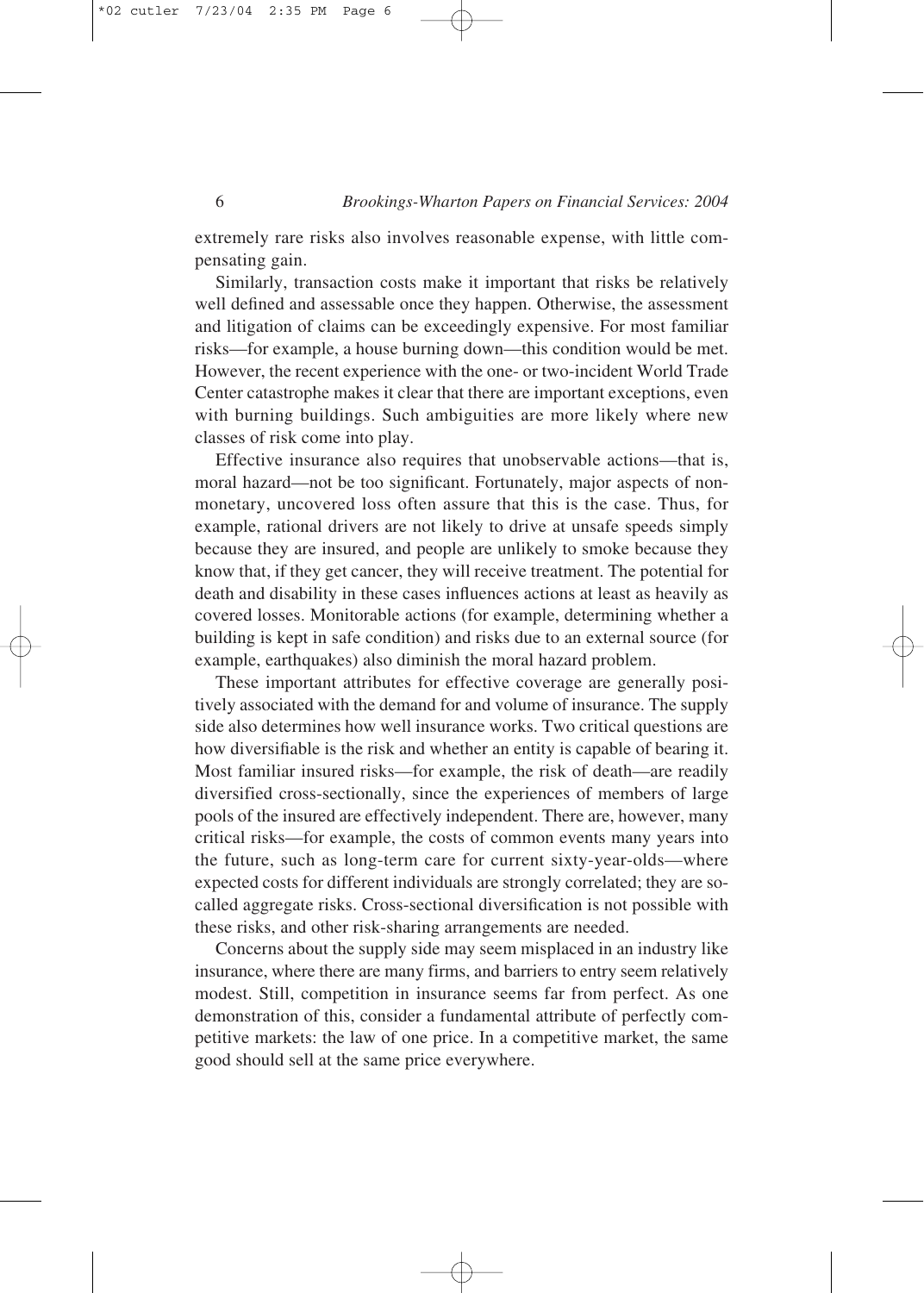extremely rare risks also involves reasonable expense, with little compensating gain.

Similarly, transaction costs make it important that risks be relatively well defined and assessable once they happen. Otherwise, the assessment and litigation of claims can be exceedingly expensive. For most familiar risks—for example, a house burning down—this condition would be met. However, the recent experience with the one- or two-incident World Trade Center catastrophe makes it clear that there are important exceptions, even with burning buildings. Such ambiguities are more likely where new classes of risk come into play.

Effective insurance also requires that unobservable actions—that is, moral hazard—not be too significant. Fortunately, major aspects of nonmonetary, uncovered loss often assure that this is the case. Thus, for example, rational drivers are not likely to drive at unsafe speeds simply because they are insured, and people are unlikely to smoke because they know that, if they get cancer, they will receive treatment. The potential for death and disability in these cases influences actions at least as heavily as covered losses. Monitorable actions (for example, determining whether a building is kept in safe condition) and risks due to an external source (for example, earthquakes) also diminish the moral hazard problem.

These important attributes for effective coverage are generally positively associated with the demand for and volume of insurance. The supply side also determines how well insurance works. Two critical questions are how diversifiable is the risk and whether an entity is capable of bearing it. Most familiar insured risks—for example, the risk of death—are readily diversified cross-sectionally, since the experiences of members of large pools of the insured are effectively independent. There are, however, many critical risks—for example, the costs of common events many years into the future, such as long-term care for current sixty-year-olds—where expected costs for different individuals are strongly correlated; they are so-called aggregate risks. Cross-sectional diversification is not possible with these risks, and other risk-sharing arrangements are needed.

Concerns about the supply side may seem misplaced in an industry like insurance, where there are many firms, and barriers to entry seem relatively modest. Still, competition in insurance seems far from perfect. As one demonstration of this, consider a fundamental attribute of perfectly competitive markets: the law of one price. In a competitive market, the same good should sell at the same price everywhere.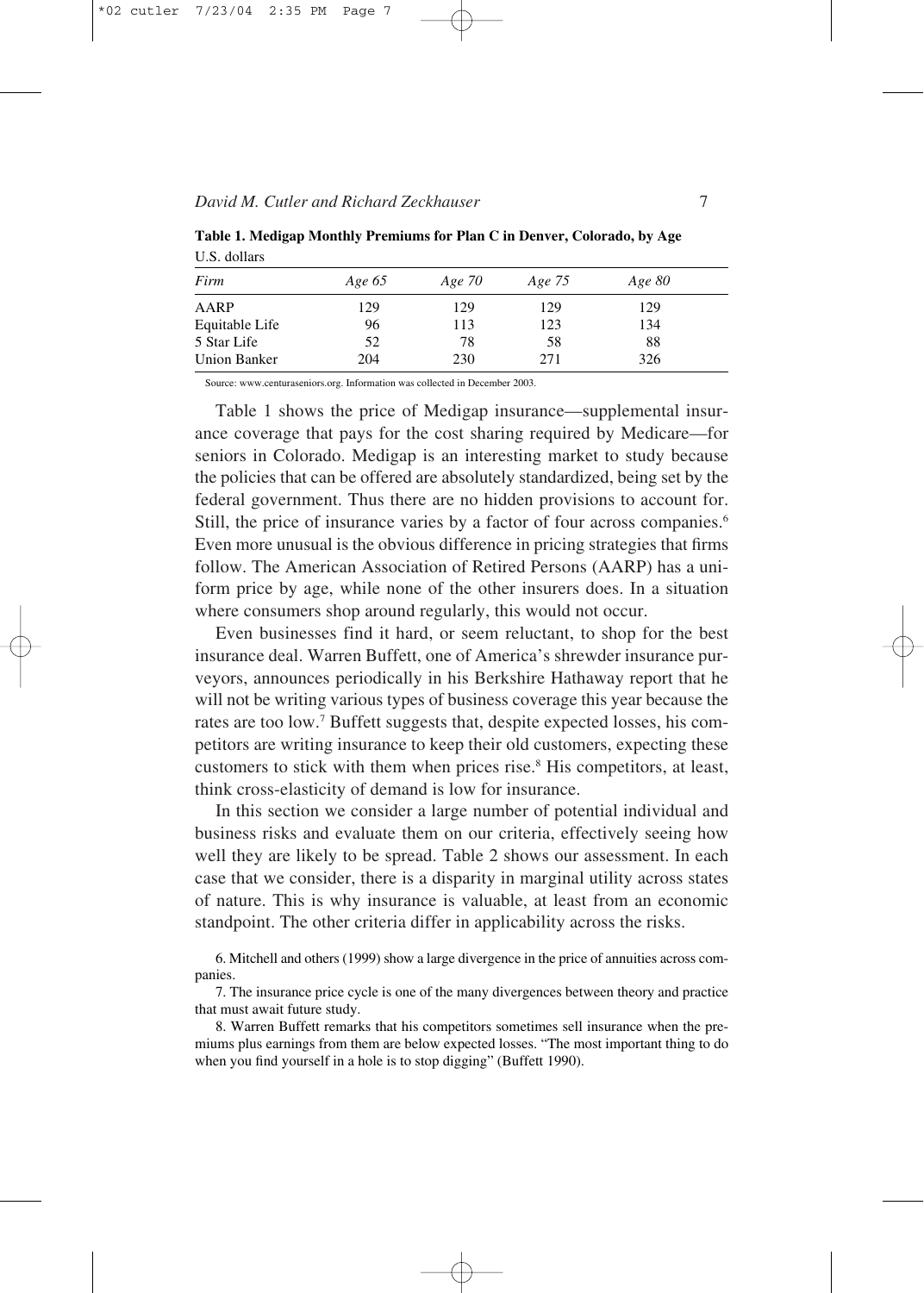**Table 1. Medigap Monthly Premiums for Plan C in Denver, Colorado, by Age**
U.S. dollars

| *Firm* | *Age 65* | *Age 70* | *Age 75* | *Age 80* |
|---|---|---|---|---|
| AARP | 129 | 129 | 129 | 129 |
| Equitable Life | 96 | 113 | 123 | 134 |
| 5 Star Life | 52 | 78 | 58 | 88 |
| Union Banker | 204 | 230 | 271 | 326 |

Source: www.centuraseniors.org. Information was collected in December 2003.

Table 1 shows the price of Medigap insurance—supplemental insurance coverage that pays for the cost sharing required by Medicare—for seniors in Colorado. Medigap is an interesting market to study because the policies that can be offered are absolutely standardized, being set by the federal government. Thus there are no hidden provisions to account for. Still, the price of insurance varies by a factor of four across companies.[6] Even more unusual is the obvious difference in pricing strategies that firms follow. The American Association of Retired Persons (AARP) has a uniform price by age, while none of the other insurers does. In a situation where consumers shop around regularly, this would not occur.

Even businesses find it hard, or seem reluctant, to shop for the best insurance deal. Warren Buffett, one of America's shrewder insurance purveyors, announces periodically in his Berkshire Hathaway report that he will not be writing various types of business coverage this year because the rates are too low.[7] Buffett suggests that, despite expected losses, his competitors are writing insurance to keep their old customers, expecting these customers to stick with them when prices rise.[8] His competitors, at least, think cross-elasticity of demand is low for insurance.

In this section we consider a large number of potential individual and business risks and evaluate them on our criteria, effectively seeing how well they are likely to be spread. Table 2 shows our assessment. In each case that we consider, there is a disparity in marginal utility across states of nature. This is why insurance is valuable, at least from an economic standpoint. The other criteria differ in applicability across the risks.

6. Mitchell and others (1999) show a large divergence in the price of annuities across companies.

7. The insurance price cycle is one of the many divergences between theory and practice that must await future study.

8. Warren Buffett remarks that his competitors sometimes sell insurance when the premiums plus earnings from them are below expected losses. "The most important thing to do when you find yourself in a hole is to stop digging" (Buffett 1990).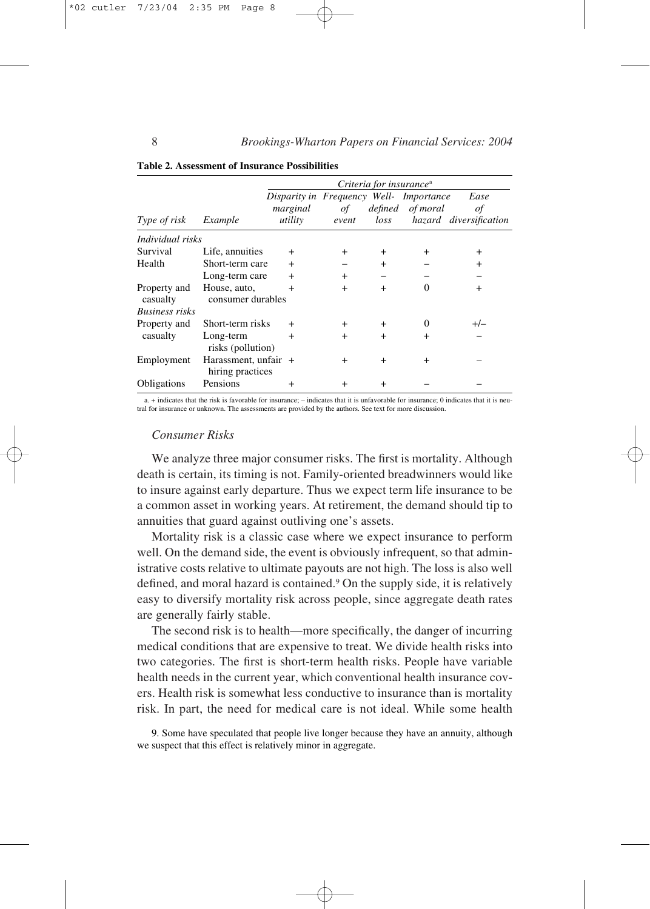**Table 2. Assessment of Insurance Possibilities**

| | | Criteria for insurance[a] | | | | |
|---|---|---|---|---|---|---|
| Type of risk | Example | Disparity in marginal utility | Frequency of event | Well-defined loss | Importance of moral hazard | Ease of diversification |
| *Individual risks* | | | | | | |
| Survival | Life, annuities | + | + | + | + | + |
| Health | Short-term care | + | – | + | – | + |
| | Long-term care | + | + | – | – | – |
| Property and casualty | House, auto, consumer durables | + | + | + | 0 | + |
| *Business risks* | | | | | | |
| Property and casualty | Short-term risks | + | + | + | 0 | +/– |
| | Long-term risks (pollution) | + | + | + | + | – |
| Employment | Harassment, unfair hiring practices | + | + | + | + | – |
| Obligations | Pensions | + | + | + | – | – |

a. + indicates that the risk is favorable for insurance; – indicates that it is unfavorable for insurance; 0 indicates that it is neutral for insurance or unknown. The assessments are provided by the authors. See text for more discussion.

### *Consumer Risks*

We analyze three major consumer risks. The first is mortality. Although death is certain, its timing is not. Family-oriented breadwinners would like to insure against early departure. Thus we expect term life insurance to be a common asset in working years. At retirement, the demand should tip to annuities that guard against outliving one's assets.

Mortality risk is a classic case where we expect insurance to perform well. On the demand side, the event is obviously infrequent, so that administrative costs relative to ultimate payouts are not high. The loss is also well defined, and moral hazard is contained.[9] On the supply side, it is relatively easy to diversify mortality risk across people, since aggregate death rates are generally fairly stable.

The second risk is to health—more specifically, the danger of incurring medical conditions that are expensive to treat. We divide health risks into two categories. The first is short-term health risks. People have variable health needs in the current year, which conventional health insurance covers. Health risk is somewhat less conductive to insurance than is mortality risk. In part, the need for medical care is not ideal. While some health

9. Some have speculated that people live longer because they have an annuity, although we suspect that this effect is relatively minor in aggregate.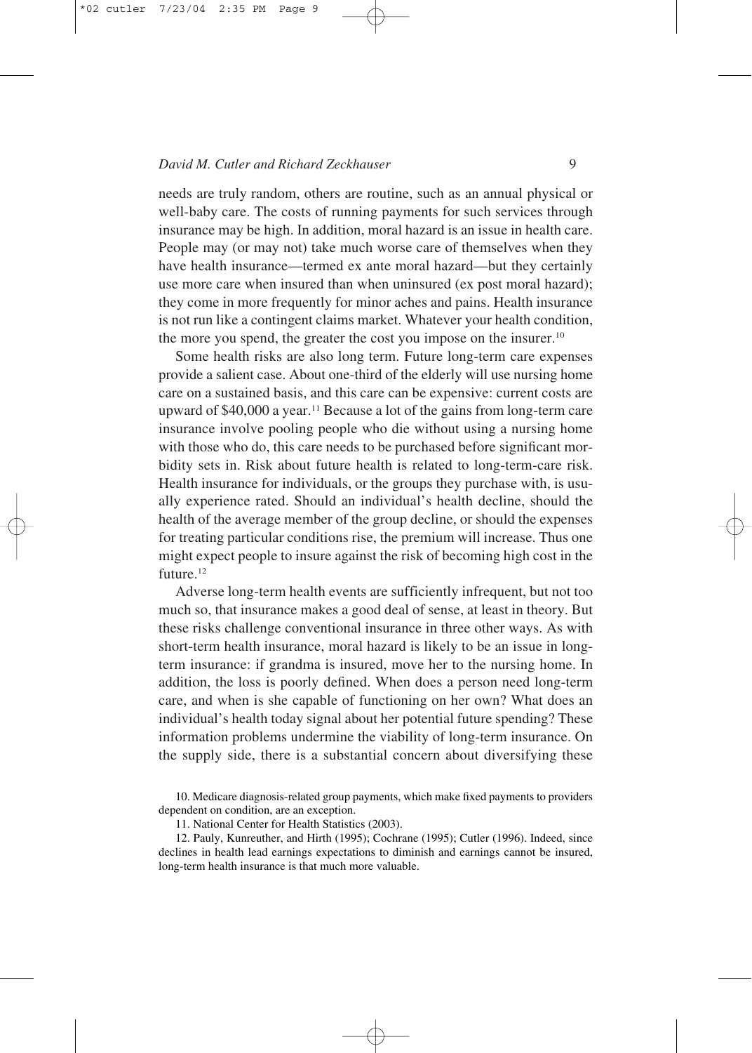needs are truly random, others are routine, such as an annual physical or well-baby care. The costs of running payments for such services through insurance may be high. In addition, moral hazard is an issue in health care. People may (or may not) take much worse care of themselves when they have health insurance—termed ex ante moral hazard—but they certainly use more care when insured than when uninsured (ex post moral hazard); they come in more frequently for minor aches and pains. Health insurance is not run like a contingent claims market. Whatever your health condition, the more you spend, the greater the cost you impose on the insurer.[10]

Some health risks are also long term. Future long-term care expenses provide a salient case. About one-third of the elderly will use nursing home care on a sustained basis, and this care can be expensive: current costs are upward of $40,000 a year.[11] Because a lot of the gains from long-term care insurance involve pooling people who die without using a nursing home with those who do, this care needs to be purchased before significant morbidity sets in. Risk about future health is related to long-term-care risk. Health insurance for individuals, or the groups they purchase with, is usually experience rated. Should an individual's health decline, should the health of the average member of the group decline, or should the expenses for treating particular conditions rise, the premium will increase. Thus one might expect people to insure against the risk of becoming high cost in the future.[12]

Adverse long-term health events are sufficiently infrequent, but not too much so, that insurance makes a good deal of sense, at least in theory. But these risks challenge conventional insurance in three other ways. As with short-term health insurance, moral hazard is likely to be an issue in long-term insurance: if grandma is insured, move her to the nursing home. In addition, the loss is poorly defined. When does a person need long-term care, and when is she capable of functioning on her own? What does an individual's health today signal about her potential future spending? These information problems undermine the viability of long-term insurance. On the supply side, there is a substantial concern about diversifying these

10. Medicare diagnosis-related group payments, which make fixed payments to providers dependent on condition, are an exception.

11. National Center for Health Statistics (2003).

12. Pauly, Kunreuther, and Hirth (1995); Cochrane (1995); Cutler (1996). Indeed, since declines in health lead earnings expectations to diminish and earnings cannot be insured, long-term health insurance is that much more valuable.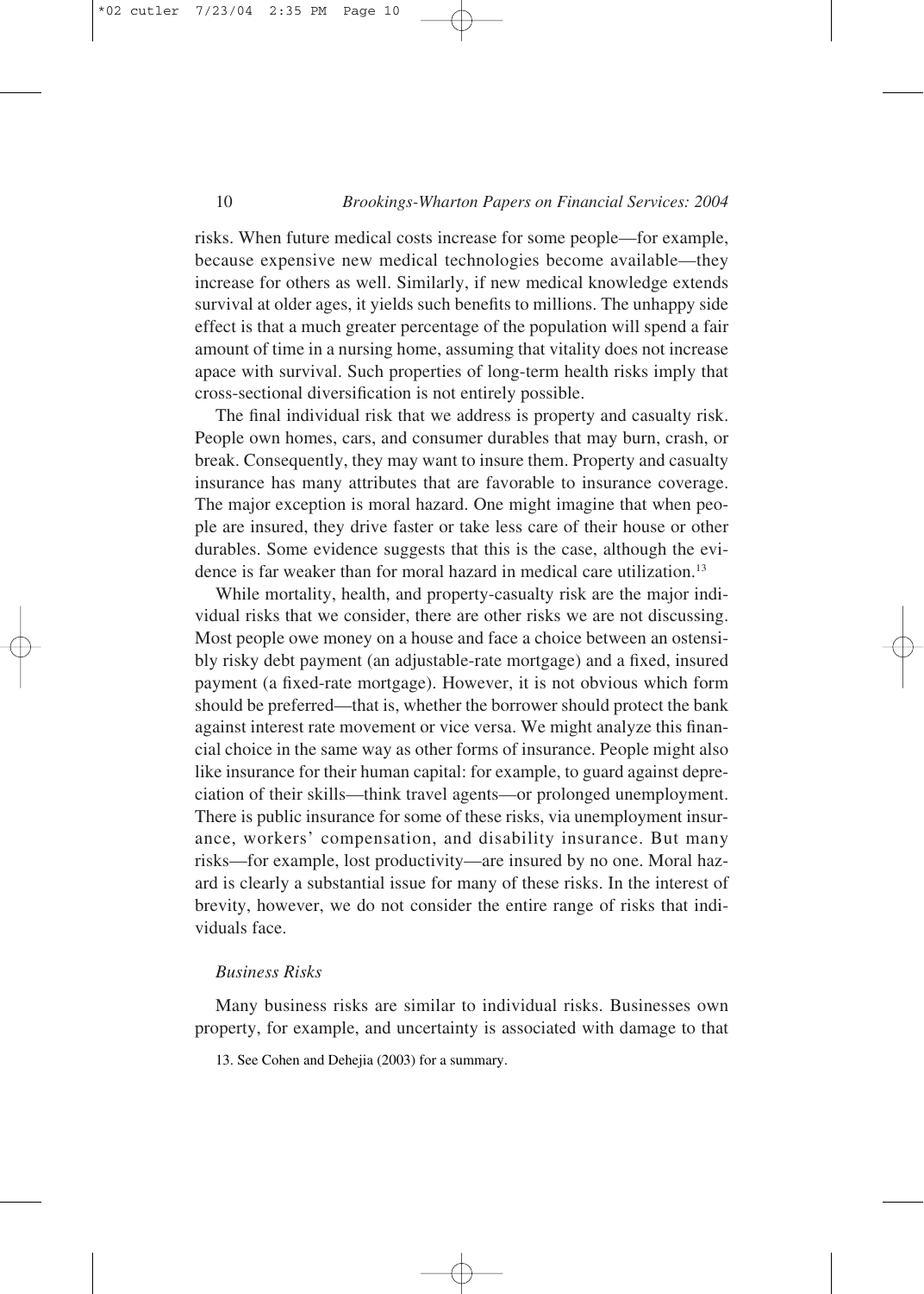risks. When future medical costs increase for some people—for example, because expensive new medical technologies become available—they increase for others as well. Similarly, if new medical knowledge extends survival at older ages, it yields such benefits to millions. The unhappy side effect is that a much greater percentage of the population will spend a fair amount of time in a nursing home, assuming that vitality does not increase apace with survival. Such properties of long-term health risks imply that cross-sectional diversification is not entirely possible.

The final individual risk that we address is property and casualty risk. People own homes, cars, and consumer durables that may burn, crash, or break. Consequently, they may want to insure them. Property and casualty insurance has many attributes that are favorable to insurance coverage. The major exception is moral hazard. One might imagine that when people are insured, they drive faster or take less care of their house or other durables. Some evidence suggests that this is the case, although the evidence is far weaker than for moral hazard in medical care utilization.[13]

While mortality, health, and property-casualty risk are the major individual risks that we consider, there are other risks we are not discussing. Most people owe money on a house and face a choice between an ostensibly risky debt payment (an adjustable-rate mortgage) and a fixed, insured payment (a fixed-rate mortgage). However, it is not obvious which form should be preferred—that is, whether the borrower should protect the bank against interest rate movement or vice versa. We might analyze this financial choice in the same way as other forms of insurance. People might also like insurance for their human capital: for example, to guard against depreciation of their skills—think travel agents—or prolonged unemployment. There is public insurance for some of these risks, via unemployment insurance, workers' compensation, and disability insurance. But many risks—for example, lost productivity—are insured by no one. Moral hazard is clearly a substantial issue for many of these risks. In the interest of brevity, however, we do not consider the entire range of risks that individuals face.

### *Business Risks*

Many business risks are similar to individual risks. Businesses own property, for example, and uncertainty is associated with damage to that

13. See Cohen and Dehejia (2003) for a summary.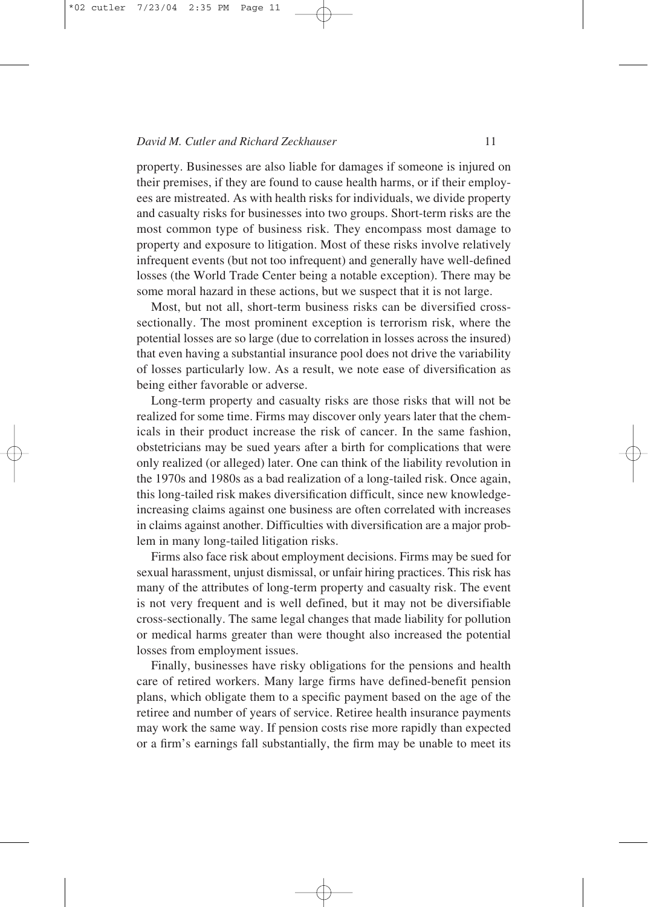property. Businesses are also liable for damages if someone is injured on their premises, if they are found to cause health harms, or if their employees are mistreated. As with health risks for individuals, we divide property and casualty risks for businesses into two groups. Short-term risks are the most common type of business risk. They encompass most damage to property and exposure to litigation. Most of these risks involve relatively infrequent events (but not too infrequent) and generally have well-defined losses (the World Trade Center being a notable exception). There may be some moral hazard in these actions, but we suspect that it is not large.

Most, but not all, short-term business risks can be diversified cross-sectionally. The most prominent exception is terrorism risk, where the potential losses are so large (due to correlation in losses across the insured) that even having a substantial insurance pool does not drive the variability of losses particularly low. As a result, we note ease of diversification as being either favorable or adverse.

Long-term property and casualty risks are those risks that will not be realized for some time. Firms may discover only years later that the chemicals in their product increase the risk of cancer. In the same fashion, obstetricians may be sued years after a birth for complications that were only realized (or alleged) later. One can think of the liability revolution in the 1970s and 1980s as a bad realization of a long-tailed risk. Once again, this long-tailed risk makes diversification difficult, since new knowledge-increasing claims against one business are often correlated with increases in claims against another. Difficulties with diversification are a major problem in many long-tailed litigation risks.

Firms also face risk about employment decisions. Firms may be sued for sexual harassment, unjust dismissal, or unfair hiring practices. This risk has many of the attributes of long-term property and casualty risk. The event is not very frequent and is well defined, but it may not be diversifiable cross-sectionally. The same legal changes that made liability for pollution or medical harms greater than were thought also increased the potential losses from employment issues.

Finally, businesses have risky obligations for the pensions and health care of retired workers. Many large firms have defined-benefit pension plans, which obligate them to a specific payment based on the age of the retiree and number of years of service. Retiree health insurance payments may work the same way. If pension costs rise more rapidly than expected or a firm's earnings fall substantially, the firm may be unable to meet its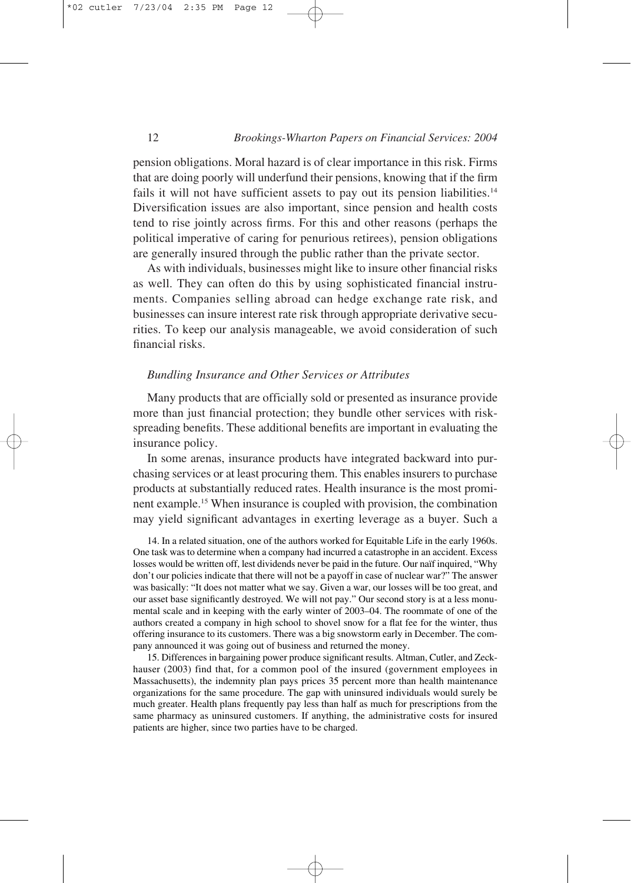pension obligations. Moral hazard is of clear importance in this risk. Firms that are doing poorly will underfund their pensions, knowing that if the firm fails it will not have sufficient assets to pay out its pension liabilities.[14] Diversification issues are also important, since pension and health costs tend to rise jointly across firms. For this and other reasons (perhaps the political imperative of caring for penurious retirees), pension obligations are generally insured through the public rather than the private sector.

As with individuals, businesses might like to insure other financial risks as well. They can often do this by using sophisticated financial instruments. Companies selling abroad can hedge exchange rate risk, and businesses can insure interest rate risk through appropriate derivative securities. To keep our analysis manageable, we avoid consideration of such financial risks.

### *Bundling Insurance and Other Services or Attributes*

Many products that are officially sold or presented as insurance provide more than just financial protection; they bundle other services with risk-spreading benefits. These additional benefits are important in evaluating the insurance policy.

In some arenas, insurance products have integrated backward into purchasing services or at least procuring them. This enables insurers to purchase products at substantially reduced rates. Health insurance is the most prominent example.[15] When insurance is coupled with provision, the combination may yield significant advantages in exerting leverage as a buyer. Such a

14. In a related situation, one of the authors worked for Equitable Life in the early 1960s. One task was to determine when a company had incurred a catastrophe in an accident. Excess losses would be written off, lest dividends never be paid in the future. Our naïf inquired, "Why don't our policies indicate that there will not be a payoff in case of nuclear war?" The answer was basically: "It does not matter what we say. Given a war, our losses will be too great, and our asset base significantly destroyed. We will not pay." Our second story is at a less monumental scale and in keeping with the early winter of 2003–04. The roommate of one of the authors created a company in high school to shovel snow for a flat fee for the winter, thus offering insurance to its customers. There was a big snowstorm early in December. The company announced it was going out of business and returned the money.

15. Differences in bargaining power produce significant results. Altman, Cutler, and Zeckhauser (2003) find that, for a common pool of the insured (government employees in Massachusetts), the indemnity plan pays prices 35 percent more than health maintenance organizations for the same procedure. The gap with uninsured individuals would surely be much greater. Health plans frequently pay less than half as much for prescriptions from the same pharmacy as uninsured customers. If anything, the administrative costs for insured patients are higher, since two parties have to be charged.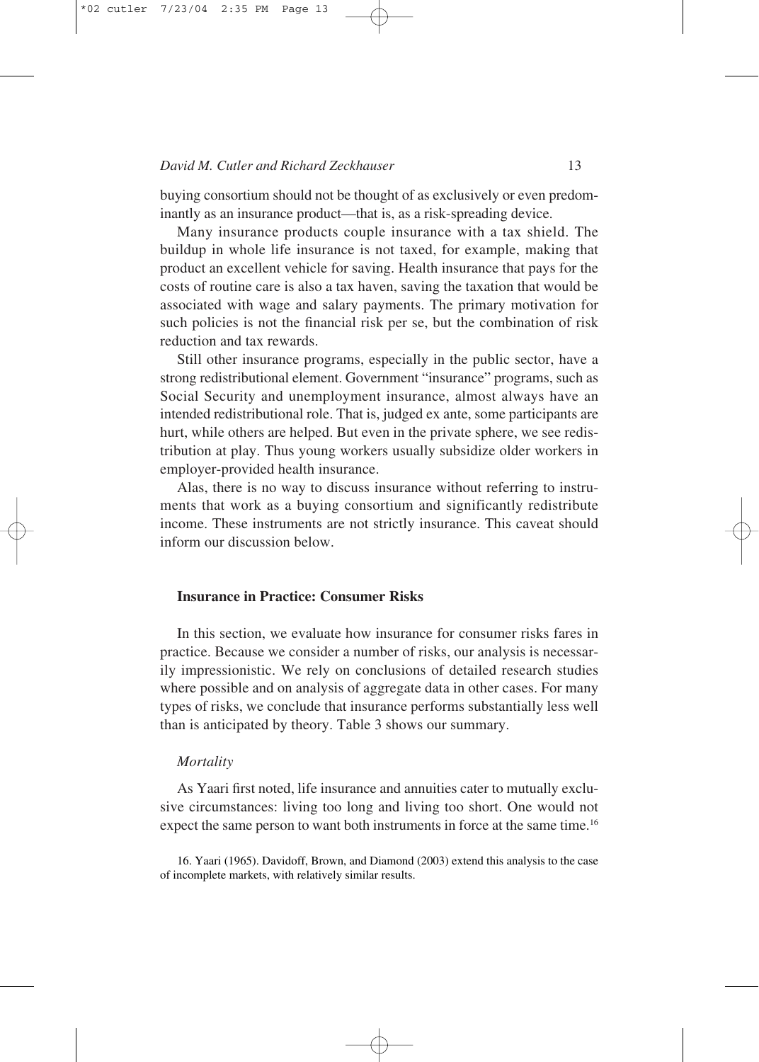buying consortium should not be thought of as exclusively or even predominantly as an insurance product—that is, as a risk-spreading device.

Many insurance products couple insurance with a tax shield. The buildup in whole life insurance is not taxed, for example, making that product an excellent vehicle for saving. Health insurance that pays for the costs of routine care is also a tax haven, saving the taxation that would be associated with wage and salary payments. The primary motivation for such policies is not the financial risk per se, but the combination of risk reduction and tax rewards.

Still other insurance programs, especially in the public sector, have a strong redistributional element. Government "insurance" programs, such as Social Security and unemployment insurance, almost always have an intended redistributional role. That is, judged ex ante, some participants are hurt, while others are helped. But even in the private sphere, we see redistribution at play. Thus young workers usually subsidize older workers in employer-provided health insurance.

Alas, there is no way to discuss insurance without referring to instruments that work as a buying consortium and significantly redistribute income. These instruments are not strictly insurance. This caveat should inform our discussion below.

## Insurance in Practice: Consumer Risks

In this section, we evaluate how insurance for consumer risks fares in practice. Because we consider a number of risks, our analysis is necessarily impressionistic. We rely on conclusions of detailed research studies where possible and on analysis of aggregate data in other cases. For many types of risks, we conclude that insurance performs substantially less well than is anticipated by theory. Table 3 shows our summary.

### *Mortality*

As Yaari first noted, life insurance and annuities cater to mutually exclusive circumstances: living too long and living too short. One would not expect the same person to want both instruments in force at the same time.[16]

16. Yaari (1965). Davidoff, Brown, and Diamond (2003) extend this analysis to the case of incomplete markets, with relatively similar results.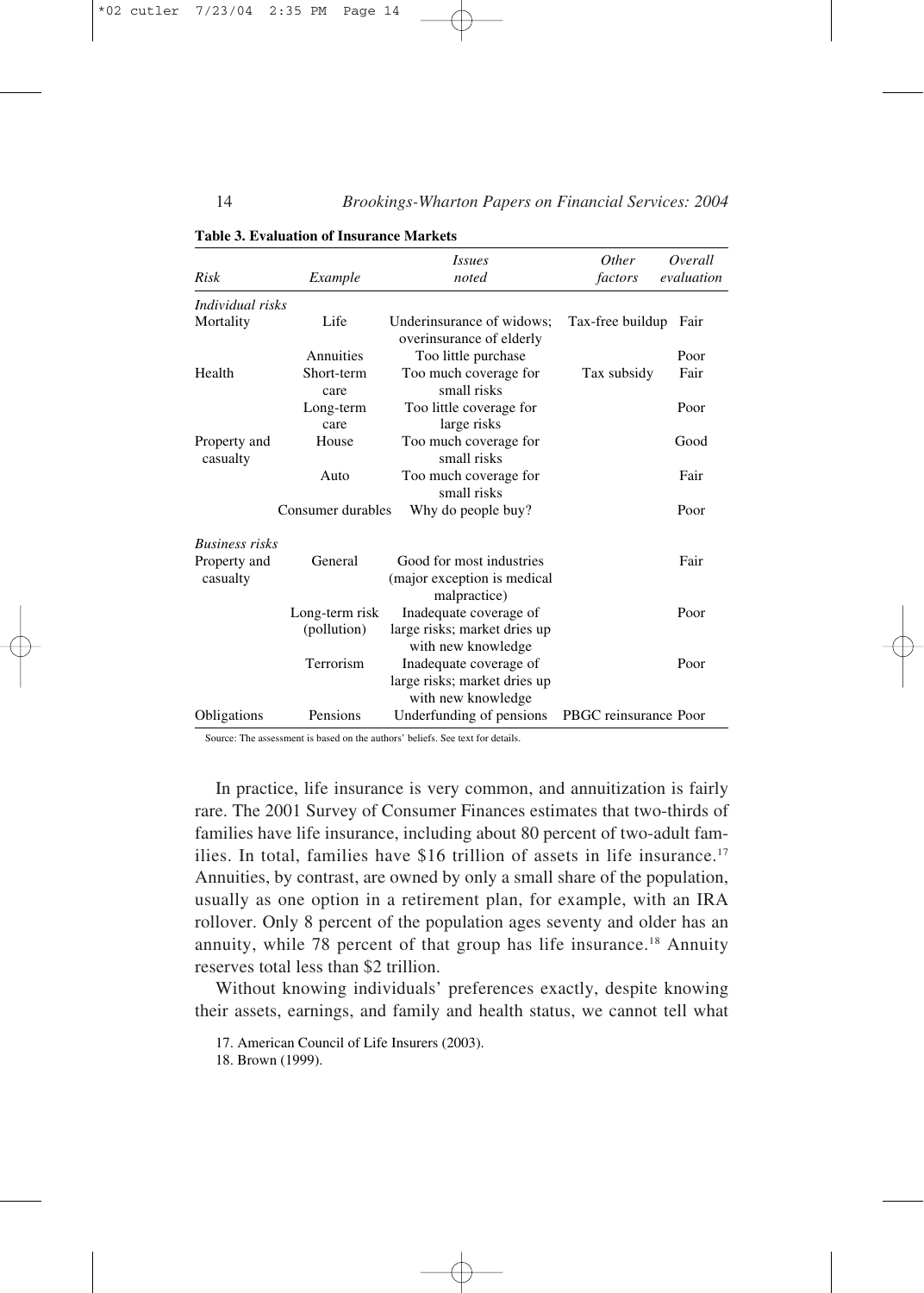**Table 3. Evaluation of Insurance Markets**

| Risk | Example | Issues noted | Other factors | Overall evaluation |
|---|---|---|---|---|
| *Individual risks* | | | | |
| Mortality | Life | Underinsurance of widows; overinsurance of elderly | Tax-free buildup | Fair |
| | Annuities | Too little purchase | | Poor |
| Health | Short-term care | Too much coverage for small risks | Tax subsidy | Fair |
| | Long-term care | Too little coverage for large risks | | Poor |
| Property and casualty | House | Too much coverage for small risks | | Good |
| | Auto | Too much coverage for small risks | | Fair |
| | Consumer durables | Why do people buy? | | Poor |
| *Business risks* | | | | |
| Property and casualty | General | Good for most industries (major exception is medical malpractice) | | Fair |
| | Long-term risk (pollution) | Inadequate coverage of large risks; market dries up with new knowledge | | Poor |
| | Terrorism | Inadequate coverage of large risks; market dries up with new knowledge | | Poor |
| Obligations | Pensions | Underfunding of pensions | PBGC reinsurance | Poor |

Source: The assessment is based on the authors' beliefs. See text for details.

In practice, life insurance is very common, and annuitization is fairly rare. The 2001 Survey of Consumer Finances estimates that two-thirds of families have life insurance, including about 80 percent of two-adult families. In total, families have \$16 trillion of assets in life insurance.[17] Annuities, by contrast, are owned by only a small share of the population, usually as one option in a retirement plan, for example, with an IRA rollover. Only 8 percent of the population ages seventy and older has an annuity, while 78 percent of that group has life insurance.[18] Annuity reserves total less than \$2 trillion.

Without knowing individuals' preferences exactly, despite knowing their assets, earnings, and family and health status, we cannot tell what

17. American Council of Life Insurers (2003).

18. Brown (1999).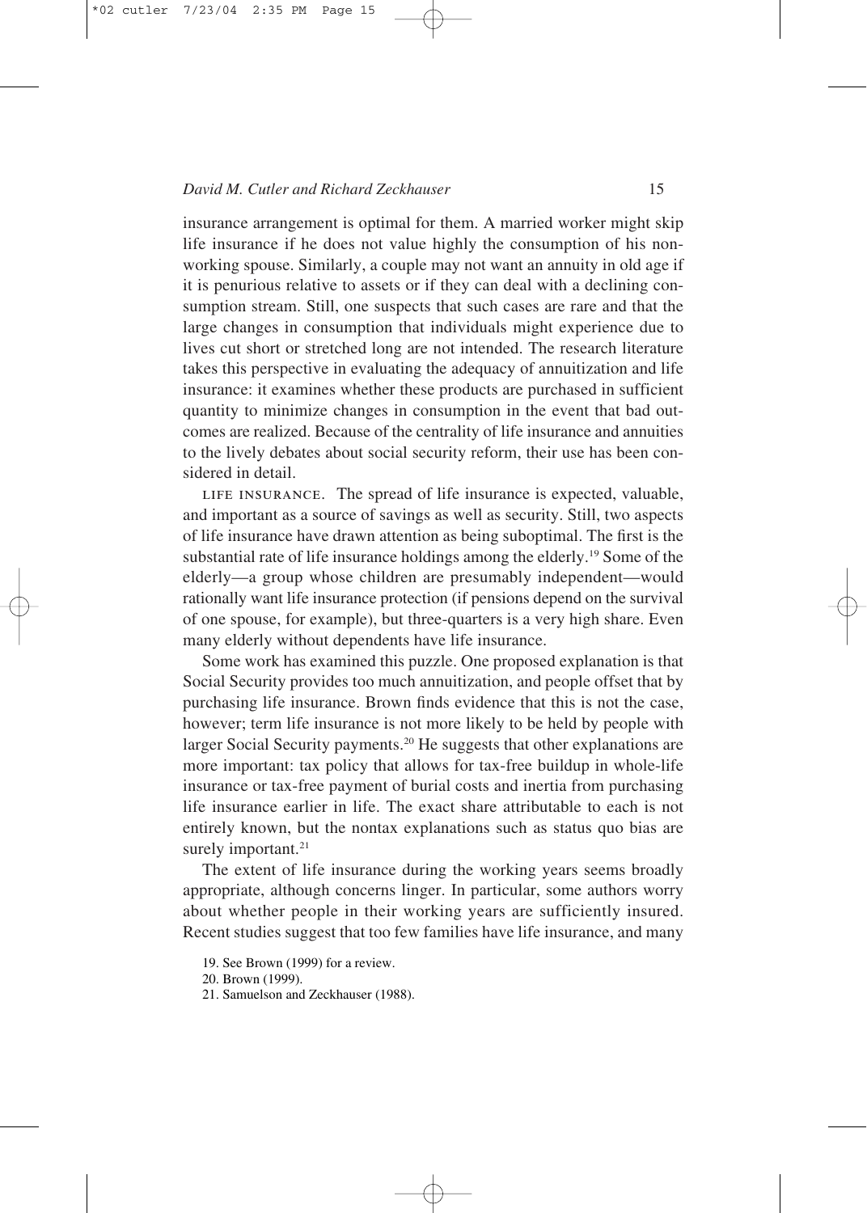insurance arrangement is optimal for them. A married worker might skip life insurance if he does not value highly the consumption of his nonworking spouse. Similarly, a couple may not want an annuity in old age if it is penurious relative to assets or if they can deal with a declining consumption stream. Still, one suspects that such cases are rare and that the large changes in consumption that individuals might experience due to lives cut short or stretched long are not intended. The research literature takes this perspective in evaluating the adequacy of annuitization and life insurance: it examines whether these products are purchased in sufficient quantity to minimize changes in consumption in the event that bad outcomes are realized. Because of the centrality of life insurance and annuities to the lively debates about social security reform, their use has been considered in detail.

LIFE INSURANCE. The spread of life insurance is expected, valuable, and important as a source of savings as well as security. Still, two aspects of life insurance have drawn attention as being suboptimal. The first is the substantial rate of life insurance holdings among the elderly.[19] Some of the elderly—a group whose children are presumably independent—would rationally want life insurance protection (if pensions depend on the survival of one spouse, for example), but three-quarters is a very high share. Even many elderly without dependents have life insurance.

Some work has examined this puzzle. One proposed explanation is that Social Security provides too much annuitization, and people offset that by purchasing life insurance. Brown finds evidence that this is not the case, however; term life insurance is not more likely to be held by people with larger Social Security payments.[20] He suggests that other explanations are more important: tax policy that allows for tax-free buildup in whole-life insurance or tax-free payment of burial costs and inertia from purchasing life insurance earlier in life. The exact share attributable to each is not entirely known, but the nontax explanations such as status quo bias are surely important.[21]

The extent of life insurance during the working years seems broadly appropriate, although concerns linger. In particular, some authors worry about whether people in their working years are sufficiently insured. Recent studies suggest that too few families have life insurance, and many

19. See Brown (1999) for a review.

20. Brown (1999).

21. Samuelson and Zeckhauser (1988).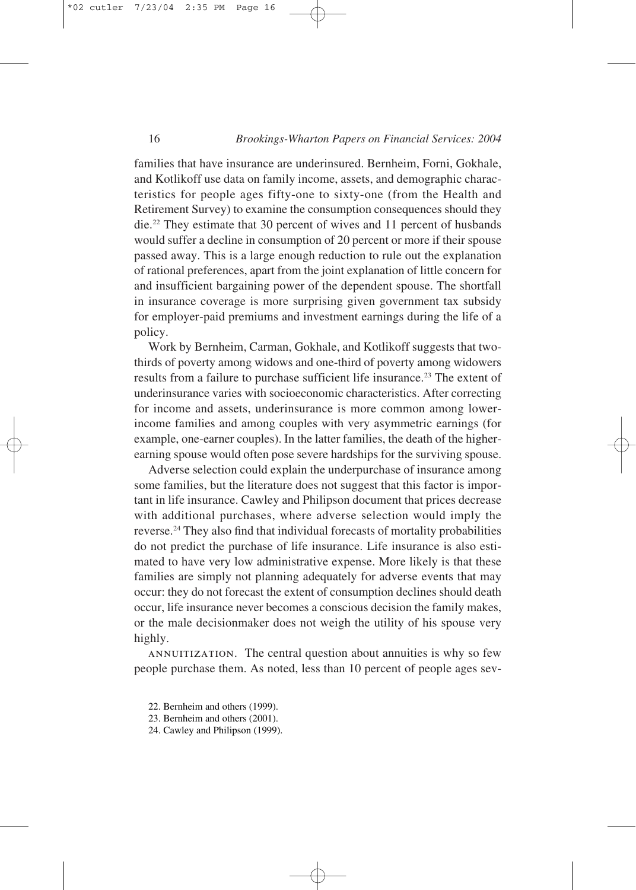families that have insurance are underinsured. Bernheim, Forni, Gokhale, and Kotlikoff use data on family income, assets, and demographic characteristics for people ages fifty-one to sixty-one (from the Health and Retirement Survey) to examine the consumption consequences should they die.[22] They estimate that 30 percent of wives and 11 percent of husbands would suffer a decline in consumption of 20 percent or more if their spouse passed away. This is a large enough reduction to rule out the explanation of rational preferences, apart from the joint explanation of little concern for and insufficient bargaining power of the dependent spouse. The shortfall in insurance coverage is more surprising given government tax subsidy for employer-paid premiums and investment earnings during the life of a policy.

Work by Bernheim, Carman, Gokhale, and Kotlikoff suggests that two-thirds of poverty among widows and one-third of poverty among widowers results from a failure to purchase sufficient life insurance.[23] The extent of underinsurance varies with socioeconomic characteristics. After correcting for income and assets, underinsurance is more common among lower-income families and among couples with very asymmetric earnings (for example, one-earner couples). In the latter families, the death of the higher-earning spouse would often pose severe hardships for the surviving spouse.

Adverse selection could explain the underpurchase of insurance among some families, but the literature does not suggest that this factor is important in life insurance. Cawley and Philipson document that prices decrease with additional purchases, where adverse selection would imply the reverse.[24] They also find that individual forecasts of mortality probabilities do not predict the purchase of life insurance. Life insurance is also estimated to have very low administrative expense. More likely is that these families are simply not planning adequately for adverse events that may occur: they do not forecast the extent of consumption declines should death occur, life insurance never becomes a conscious decision the family makes, or the male decisionmaker does not weigh the utility of his spouse very highly.

ANNUITIZATION. The central question about annuities is why so few people purchase them. As noted, less than 10 percent of people ages sev-

22. Bernheim and others (1999).

23. Bernheim and others (2001).

24. Cawley and Philipson (1999).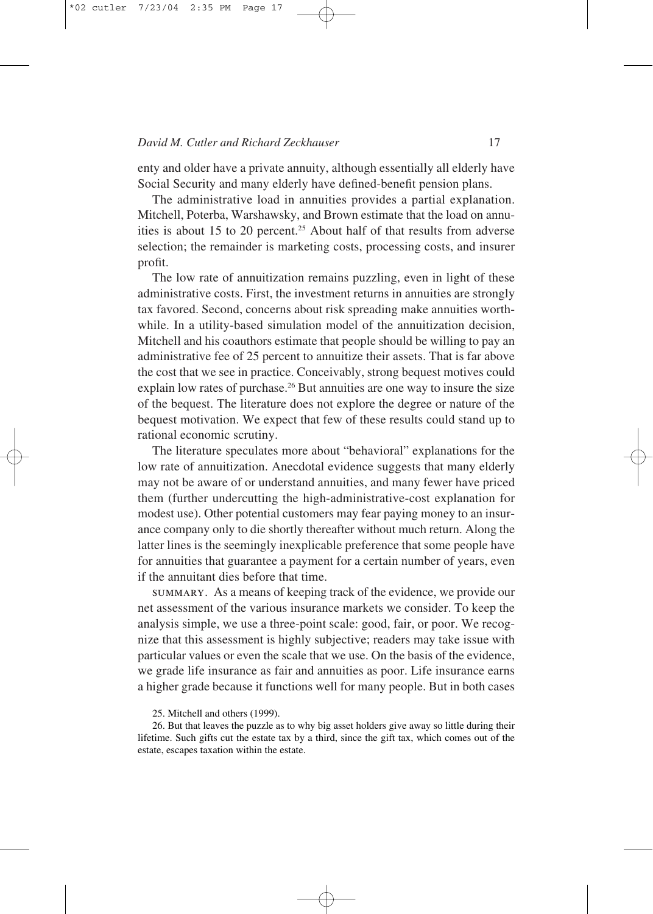enty and older have a private annuity, although essentially all elderly have Social Security and many elderly have defined-benefit pension plans.

The administrative load in annuities provides a partial explanation. Mitchell, Poterba, Warshawsky, and Brown estimate that the load on annuities is about 15 to 20 percent.[25] About half of that results from adverse selection; the remainder is marketing costs, processing costs, and insurer profit.

The low rate of annuitization remains puzzling, even in light of these administrative costs. First, the investment returns in annuities are strongly tax favored. Second, concerns about risk spreading make annuities worthwhile. In a utility-based simulation model of the annuitization decision, Mitchell and his coauthors estimate that people should be willing to pay an administrative fee of 25 percent to annuitize their assets. That is far above the cost that we see in practice. Conceivably, strong bequest motives could explain low rates of purchase.[26] But annuities are one way to insure the size of the bequest. The literature does not explore the degree or nature of the bequest motivation. We expect that few of these results could stand up to rational economic scrutiny.

The literature speculates more about "behavioral" explanations for the low rate of annuitization. Anecdotal evidence suggests that many elderly may not be aware of or understand annuities, and many fewer have priced them (further undercutting the high-administrative-cost explanation for modest use). Other potential customers may fear paying money to an insurance company only to die shortly thereafter without much return. Along the latter lines is the seemingly inexplicable preference that some people have for annuities that guarantee a payment for a certain number of years, even if the annuitant dies before that time.

SUMMARY. As a means of keeping track of the evidence, we provide our net assessment of the various insurance markets we consider. To keep the analysis simple, we use a three-point scale: good, fair, or poor. We recognize that this assessment is highly subjective; readers may take issue with particular values or even the scale that we use. On the basis of the evidence, we grade life insurance as fair and annuities as poor. Life insurance earns a higher grade because it functions well for many people. But in both cases

25. Mitchell and others (1999).

26. But that leaves the puzzle as to why big asset holders give away so little during their lifetime. Such gifts cut the estate tax by a third, since the gift tax, which comes out of the estate, escapes taxation within the estate.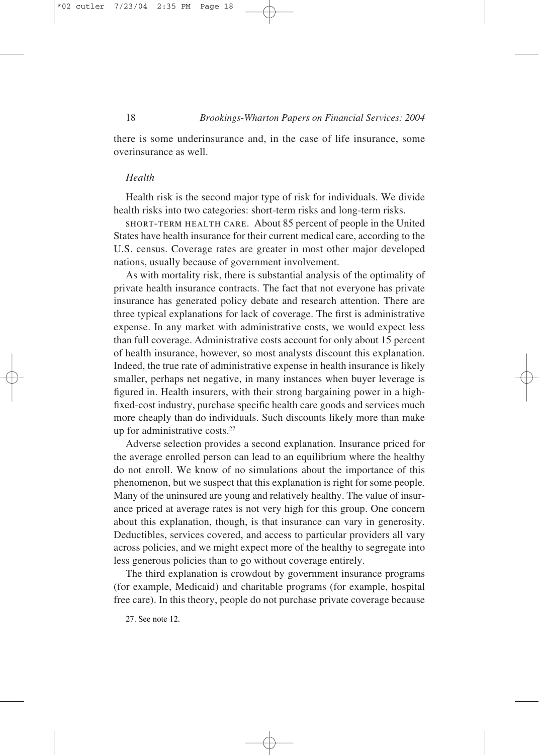there is some underinsurance and, in the case of life insurance, some overinsurance as well.

### *Health*

Health risk is the second major type of risk for individuals. We divide health risks into two categories: short-term risks and long-term risks.

SHORT-TERM HEALTH CARE. About 85 percent of people in the United States have health insurance for their current medical care, according to the U.S. census. Coverage rates are greater in most other major developed nations, usually because of government involvement.

As with mortality risk, there is substantial analysis of the optimality of private health insurance contracts. The fact that not everyone has private insurance has generated policy debate and research attention. There are three typical explanations for lack of coverage. The first is administrative expense. In any market with administrative costs, we would expect less than full coverage. Administrative costs account for only about 15 percent of health insurance, however, so most analysts discount this explanation. Indeed, the true rate of administrative expense in health insurance is likely smaller, perhaps net negative, in many instances when buyer leverage is figured in. Health insurers, with their strong bargaining power in a high-fixed-cost industry, purchase specific health care goods and services much more cheaply than do individuals. Such discounts likely more than make up for administrative costs.[27]

Adverse selection provides a second explanation. Insurance priced for the average enrolled person can lead to an equilibrium where the healthy do not enroll. We know of no simulations about the importance of this phenomenon, but we suspect that this explanation is right for some people. Many of the uninsured are young and relatively healthy. The value of insurance priced at average rates is not very high for this group. One concern about this explanation, though, is that insurance can vary in generosity. Deductibles, services covered, and access to particular providers all vary across policies, and we might expect more of the healthy to segregate into less generous policies than to go without coverage entirely.

The third explanation is crowdout by government insurance programs (for example, Medicaid) and charitable programs (for example, hospital free care). In this theory, people do not purchase private coverage because

27. See note 12.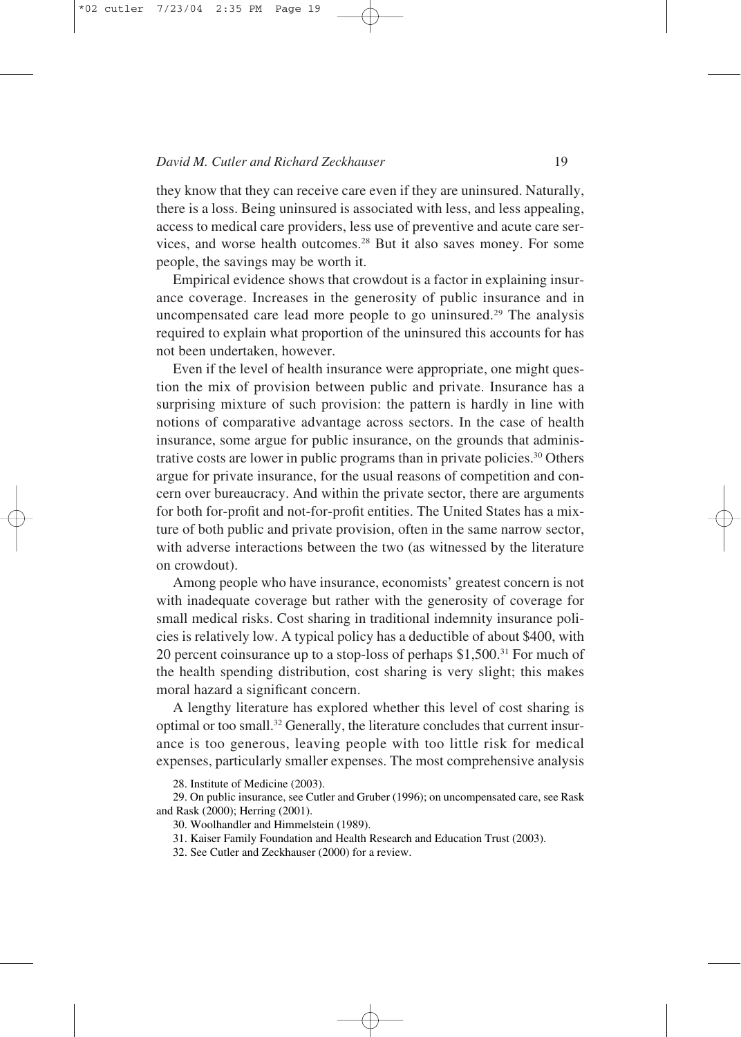they know that they can receive care even if they are uninsured. Naturally, there is a loss. Being uninsured is associated with less, and less appealing, access to medical care providers, less use of preventive and acute care services, and worse health outcomes.[28] But it also saves money. For some people, the savings may be worth it.

Empirical evidence shows that crowdout is a factor in explaining insurance coverage. Increases in the generosity of public insurance and in uncompensated care lead more people to go uninsured.[29] The analysis required to explain what proportion of the uninsured this accounts for has not been undertaken, however.

Even if the level of health insurance were appropriate, one might question the mix of provision between public and private. Insurance has a surprising mixture of such provision: the pattern is hardly in line with notions of comparative advantage across sectors. In the case of health insurance, some argue for public insurance, on the grounds that administrative costs are lower in public programs than in private policies.[30] Others argue for private insurance, for the usual reasons of competition and concern over bureaucracy. And within the private sector, there are arguments for both for-profit and not-for-profit entities. The United States has a mixture of both public and private provision, often in the same narrow sector, with adverse interactions between the two (as witnessed by the literature on crowdout).

Among people who have insurance, economists' greatest concern is not with inadequate coverage but rather with the generosity of coverage for small medical risks. Cost sharing in traditional indemnity insurance policies is relatively low. A typical policy has a deductible of about $400, with 20 percent coinsurance up to a stop-loss of perhaps $1,500.[31] For much of the health spending distribution, cost sharing is very slight; this makes moral hazard a significant concern.

A lengthy literature has explored whether this level of cost sharing is optimal or too small.[32] Generally, the literature concludes that current insurance is too generous, leaving people with too little risk for medical expenses, particularly smaller expenses. The most comprehensive analysis

28. Institute of Medicine (2003).

29. On public insurance, see Cutler and Gruber (1996); on uncompensated care, see Rask and Rask (2000); Herring (2001).

30. Woolhandler and Himmelstein (1989).

31. Kaiser Family Foundation and Health Research and Education Trust (2003).

32. See Cutler and Zeckhauser (2000) for a review.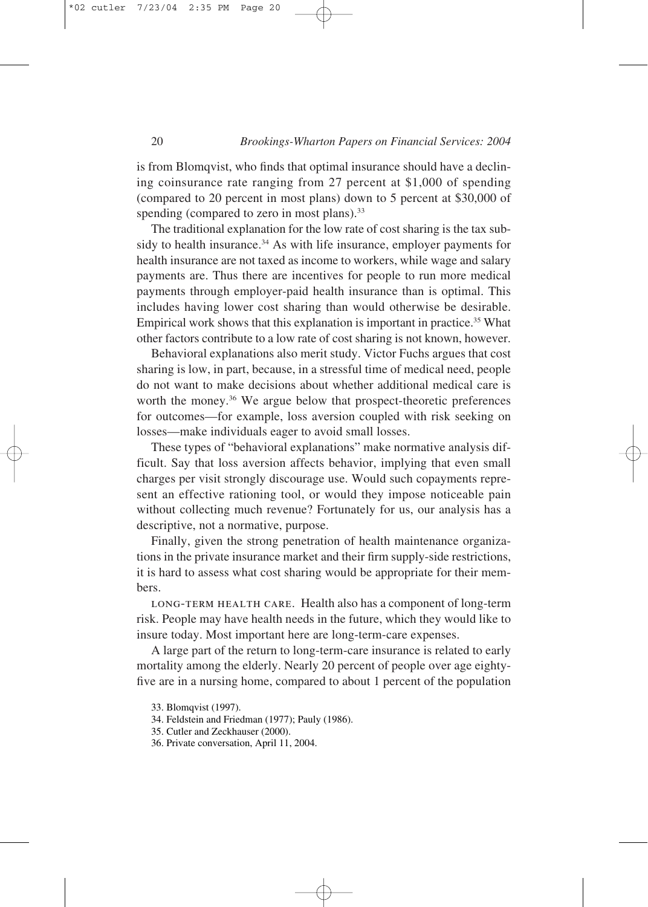is from Blomqvist, who finds that optimal insurance should have a declining coinsurance rate ranging from 27 percent at $1,000 of spending (compared to 20 percent in most plans) down to 5 percent at $30,000 of spending (compared to zero in most plans).[33]

The traditional explanation for the low rate of cost sharing is the tax subsidy to health insurance.[34] As with life insurance, employer payments for health insurance are not taxed as income to workers, while wage and salary payments are. Thus there are incentives for people to run more medical payments through employer-paid health insurance than is optimal. This includes having lower cost sharing than would otherwise be desirable. Empirical work shows that this explanation is important in practice.[35] What other factors contribute to a low rate of cost sharing is not known, however.

Behavioral explanations also merit study. Victor Fuchs argues that cost sharing is low, in part, because, in a stressful time of medical need, people do not want to make decisions about whether additional medical care is worth the money.[36] We argue below that prospect-theoretic preferences for outcomes—for example, loss aversion coupled with risk seeking on losses—make individuals eager to avoid small losses.

These types of "behavioral explanations" make normative analysis difficult. Say that loss aversion affects behavior, implying that even small charges per visit strongly discourage use. Would such copayments represent an effective rationing tool, or would they impose noticeable pain without collecting much revenue? Fortunately for us, our analysis has a descriptive, not a normative, purpose.

Finally, given the strong penetration of health maintenance organizations in the private insurance market and their firm supply-side restrictions, it is hard to assess what cost sharing would be appropriate for their members.

LONG-TERM HEALTH CARE. Health also has a component of long-term risk. People may have health needs in the future, which they would like to insure today. Most important here are long-term-care expenses.

A large part of the return to long-term-care insurance is related to early mortality among the elderly. Nearly 20 percent of people over age eighty-five are in a nursing home, compared to about 1 percent of the population

33. Blomqvist (1997).

34. Feldstein and Friedman (1977); Pauly (1986).

35. Cutler and Zeckhauser (2000).

36. Private conversation, April 11, 2004.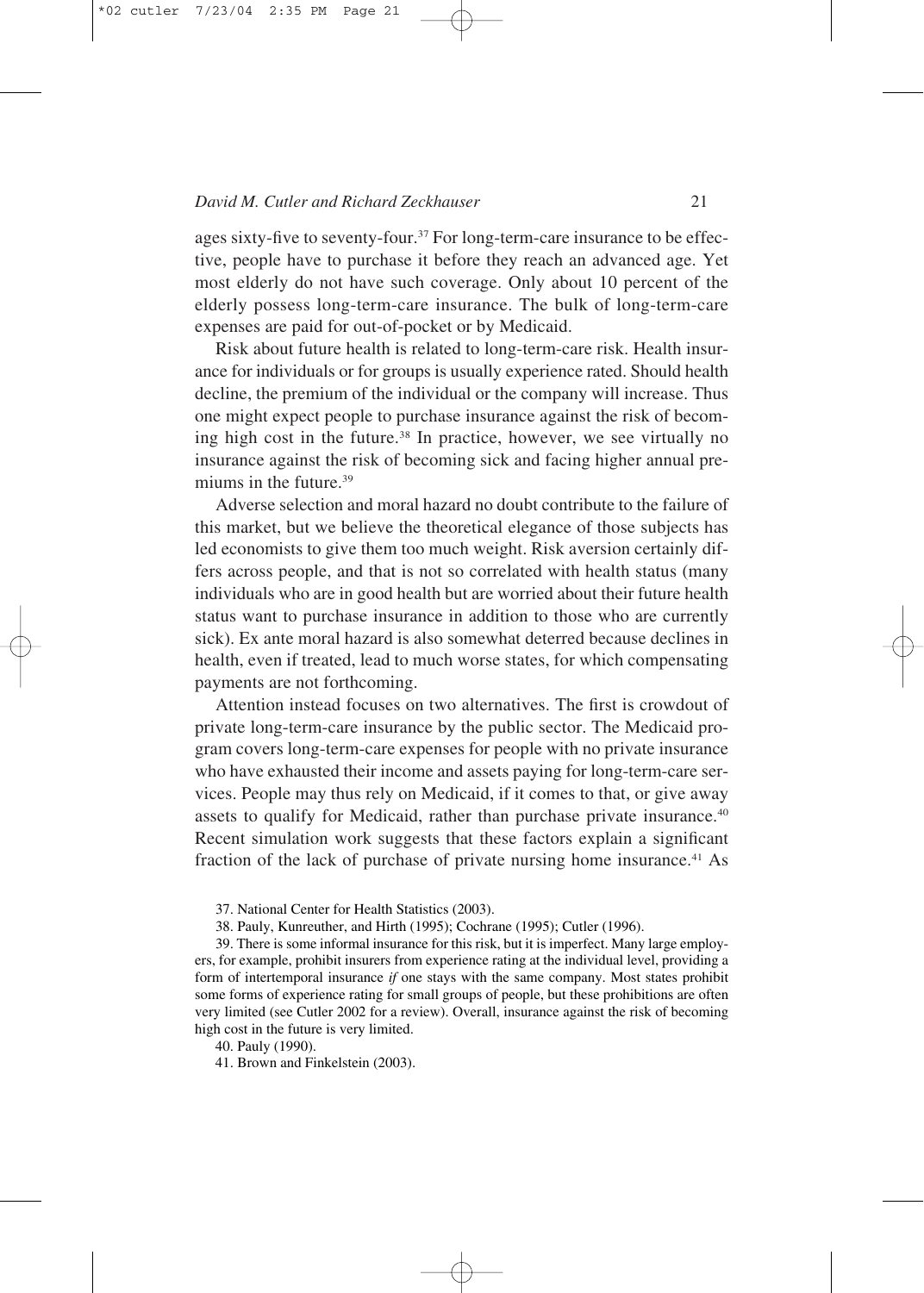ages sixty-five to seventy-four.[37] For long-term-care insurance to be effective, people have to purchase it before they reach an advanced age. Yet most elderly do not have such coverage. Only about 10 percent of the elderly possess long-term-care insurance. The bulk of long-term-care expenses are paid for out-of-pocket or by Medicaid.

Risk about future health is related to long-term-care risk. Health insurance for individuals or for groups is usually experience rated. Should health decline, the premium of the individual or the company will increase. Thus one might expect people to purchase insurance against the risk of becoming high cost in the future.[38] In practice, however, we see virtually no insurance against the risk of becoming sick and facing higher annual premiums in the future.[39]

Adverse selection and moral hazard no doubt contribute to the failure of this market, but we believe the theoretical elegance of those subjects has led economists to give them too much weight. Risk aversion certainly differs across people, and that is not so correlated with health status (many individuals who are in good health but are worried about their future health status want to purchase insurance in addition to those who are currently sick). Ex ante moral hazard is also somewhat deterred because declines in health, even if treated, lead to much worse states, for which compensating payments are not forthcoming.

Attention instead focuses on two alternatives. The first is crowdout of private long-term-care insurance by the public sector. The Medicaid program covers long-term-care expenses for people with no private insurance who have exhausted their income and assets paying for long-term-care services. People may thus rely on Medicaid, if it comes to that, or give away assets to qualify for Medicaid, rather than purchase private insurance.[40] Recent simulation work suggests that these factors explain a significant fraction of the lack of purchase of private nursing home insurance.[41] As

37. National Center for Health Statistics (2003).

38. Pauly, Kunreuther, and Hirth (1995); Cochrane (1995); Cutler (1996).

39. There is some informal insurance for this risk, but it is imperfect. Many large employers, for example, prohibit insurers from experience rating at the individual level, providing a form of intertemporal insurance *if* one stays with the same company. Most states prohibit some forms of experience rating for small groups of people, but these prohibitions are often very limited (see Cutler 2002 for a review). Overall, insurance against the risk of becoming high cost in the future is very limited.

40. Pauly (1990).

41. Brown and Finkelstein (2003).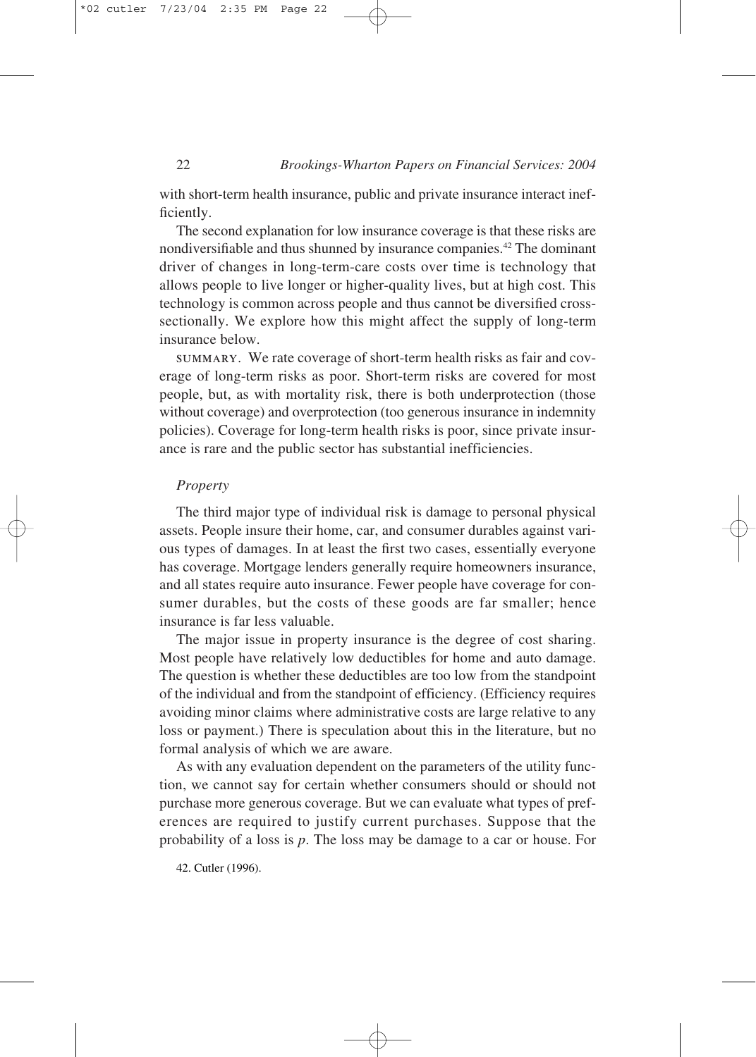with short-term health insurance, public and private insurance interact inefficiently.

The second explanation for low insurance coverage is that these risks are nondiversifiable and thus shunned by insurance companies.[42] The dominant driver of changes in long-term-care costs over time is technology that allows people to live longer or higher-quality lives, but at high cost. This technology is common across people and thus cannot be diversified cross-sectionally. We explore how this might affect the supply of long-term insurance below.

SUMMARY. We rate coverage of short-term health risks as fair and coverage of long-term risks as poor. Short-term risks are covered for most people, but, as with mortality risk, there is both underprotection (those without coverage) and overprotection (too generous insurance in indemnity policies). Coverage for long-term health risks is poor, since private insurance is rare and the public sector has substantial inefficiencies.

### *Property*

The third major type of individual risk is damage to personal physical assets. People insure their home, car, and consumer durables against various types of damages. In at least the first two cases, essentially everyone has coverage. Mortgage lenders generally require homeowners insurance, and all states require auto insurance. Fewer people have coverage for consumer durables, but the costs of these goods are far smaller; hence insurance is far less valuable.

The major issue in property insurance is the degree of cost sharing. Most people have relatively low deductibles for home and auto damage. The question is whether these deductibles are too low from the standpoint of the individual and from the standpoint of efficiency. (Efficiency requires avoiding minor claims where administrative costs are large relative to any loss or payment.) There is speculation about this in the literature, but no formal analysis of which we are aware.

As with any evaluation dependent on the parameters of the utility function, we cannot say for certain whether consumers should or should not purchase more generous coverage. But we can evaluate what types of preferences are required to justify current purchases. Suppose that the probability of a loss is $p$. The loss may be damage to a car or house. For

42. Cutler (1996).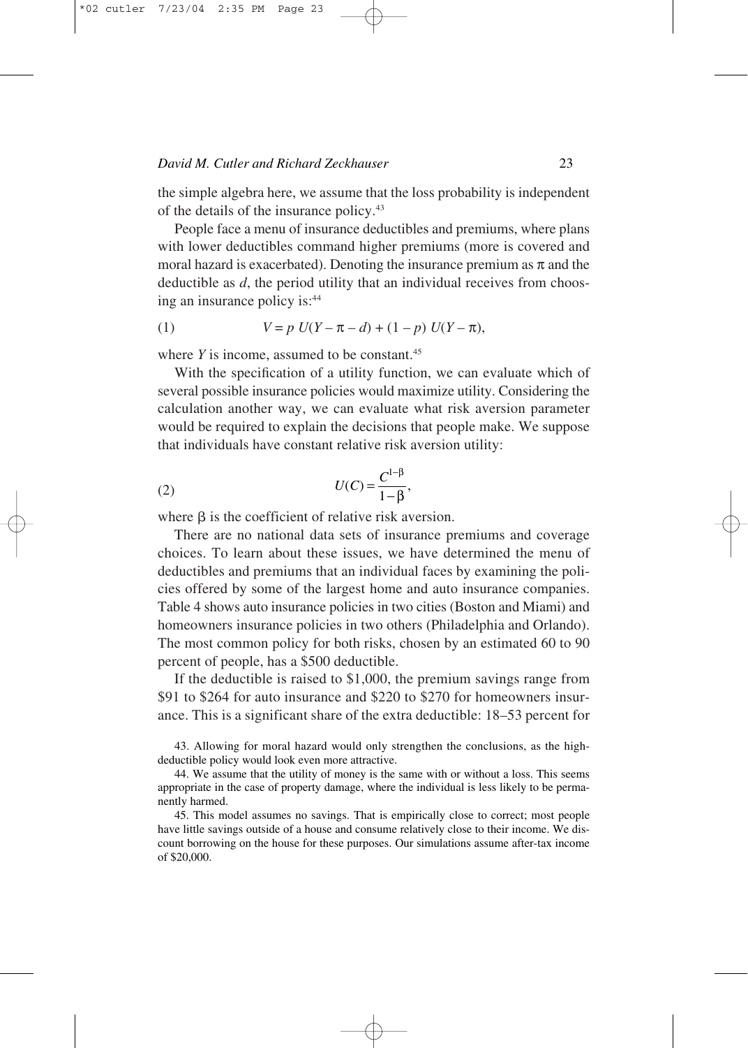the simple algebra here, we assume that the loss probability is independent of the details of the insurance policy.[43]

People face a menu of insurance deductibles and premiums, where plans with lower deductibles command higher premiums (more is covered and moral hazard is exacerbated). Denoting the insurance premium as $\pi$ and the deductible as $d$, the period utility that an individual receives from choosing an insurance policy is:[44]

$$V = p\ U(Y - \pi - d) + (1 - p)\ U(Y - \pi), \tag{1}$$

where $Y$ is income, assumed to be constant.[45]

With the specification of a utility function, we can evaluate which of several possible insurance policies would maximize utility. Considering the calculation another way, we can evaluate what risk aversion parameter would be required to explain the decisions that people make. We suppose that individuals have constant relative risk aversion utility:

$$U(C) = \frac{C^{1-\beta}}{1-\beta}, \tag{2}$$

where $\beta$ is the coefficient of relative risk aversion.

There are no national data sets of insurance premiums and coverage choices. To learn about these issues, we have determined the menu of deductibles and premiums that an individual faces by examining the policies offered by some of the largest home and auto insurance companies. Table 4 shows auto insurance policies in two cities (Boston and Miami) and homeowners insurance policies in two others (Philadelphia and Orlando). The most common policy for both risks, chosen by an estimated 60 to 90 percent of people, has a \$500 deductible.

If the deductible is raised to \$1,000, the premium savings range from \$91 to \$264 for auto insurance and \$220 to \$270 for homeowners insurance. This is a significant share of the extra deductible: 18–53 percent for

43. Allowing for moral hazard would only strengthen the conclusions, as the high-deductible policy would look even more attractive.

44. We assume that the utility of money is the same with or without a loss. This seems appropriate in the case of property damage, where the individual is less likely to be permanently harmed.

45. This model assumes no savings. That is empirically close to correct; most people have little savings outside of a house and consume relatively close to their income. We discount borrowing on the house for these purposes. Our simulations assume after-tax income of \$20,000.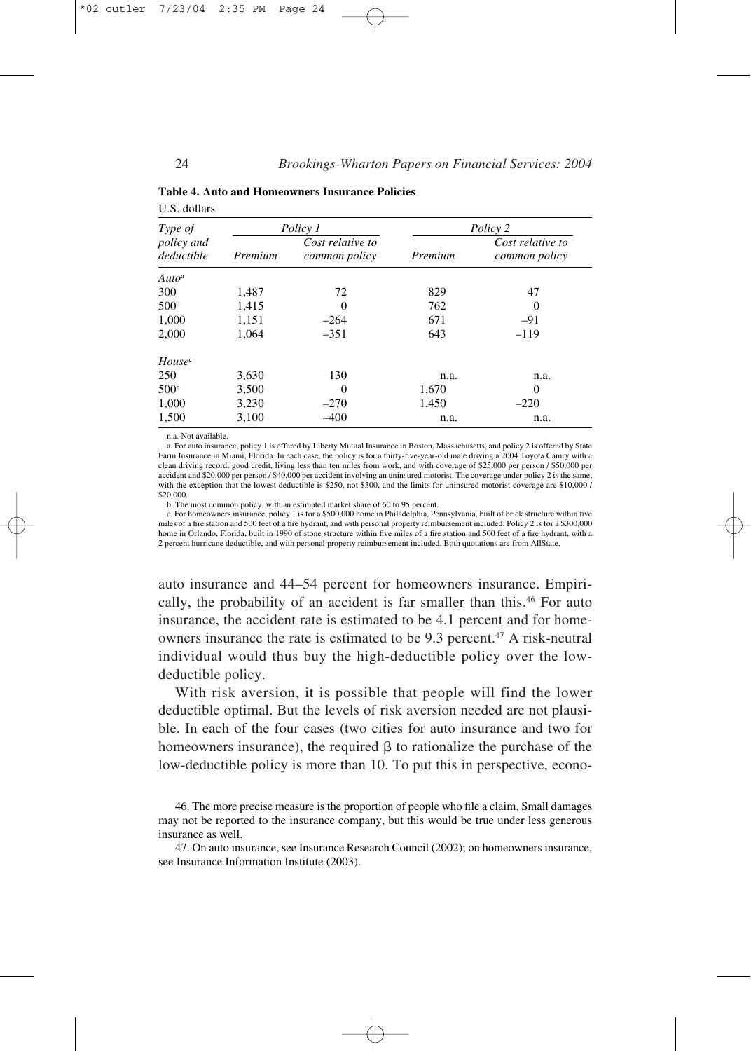**Table 4. Auto and Homeowners Insurance Policies**

U.S. dollars

| Type of policy and deductible | Policy 1 | | Policy 2 | |
|---|---|---|---|---|
| | Premium | Cost relative to common policy | Premium | Cost relative to common policy |
| *Auto*[a] | | | | |
| 300 | 1,487 | 72 | 829 | 47 |
| 500[b] | 1,415 | 0 | 762 | 0 |
| 1,000 | 1,151 | –264 | 671 | –91 |
| 2,000 | 1,064 | –351 | 643 | –119 |
| *House*[c] | | | | |
| 250 | 3,630 | 130 | n.a. | n.a. |
| 500[b] | 3,500 | 0 | 1,670 | 0 |
| 1,000 | 3,230 | –270 | 1,450 | –220 |
| 1,500 | 3,100 | –400 | n.a. | n.a. |

n.a. Not available.

a. For auto insurance, policy 1 is offered by Liberty Mutual Insurance in Boston, Massachusetts, and policy 2 is offered by State Farm Insurance in Miami, Florida. In each case, the policy is for a thirty-five-year-old male driving a 2004 Toyota Camry with a clean driving record, good credit, living less than ten miles from work, and with coverage of \$25,000 per person / \$50,000 per accident and \$20,000 per person / \$40,000 per accident involving an uninsured motorist. The coverage under policy 2 is the same, with the exception that the lowest deductible is \$250, not \$300, and the limits for uninsured motorist coverage are \$10,000 / \$20,000.

b. The most common policy, with an estimated market share of 60 to 95 percent.

c. For homeowners insurance, policy 1 is for a \$500,000 home in Philadelphia, Pennsylvania, built of brick structure within five miles of a fire station and 500 feet of a fire hydrant, and with personal property reimbursement included. Policy 2 is for a \$300,000 home in Orlando, Florida, built in 1990 of stone structure within five miles of a fire station and 500 feet of a fire hydrant, with a 2 percent hurricane deductible, and with personal property reimbursement included. Both quotations are from AllState.

auto insurance and 44–54 percent for homeowners insurance. Empirically, the probability of an accident is far smaller than this.[46] For auto insurance, the accident rate is estimated to be 4.1 percent and for homeowners insurance the rate is estimated to be 9.3 percent.[47] A risk-neutral individual would thus buy the high-deductible policy over the low-deductible policy.

With risk aversion, it is possible that people will find the lower deductible optimal. But the levels of risk aversion needed are not plausible. In each of the four cases (two cities for auto insurance and two for homeowners insurance), the required $\beta$ to rationalize the purchase of the low-deductible policy is more than 10. To put this in perspective, econo-

46. The more precise measure is the proportion of people who file a claim. Small damages may not be reported to the insurance company, but this would be true under less generous insurance as well.

47. On auto insurance, see Insurance Research Council (2002); on homeowners insurance, see Insurance Information Institute (2003).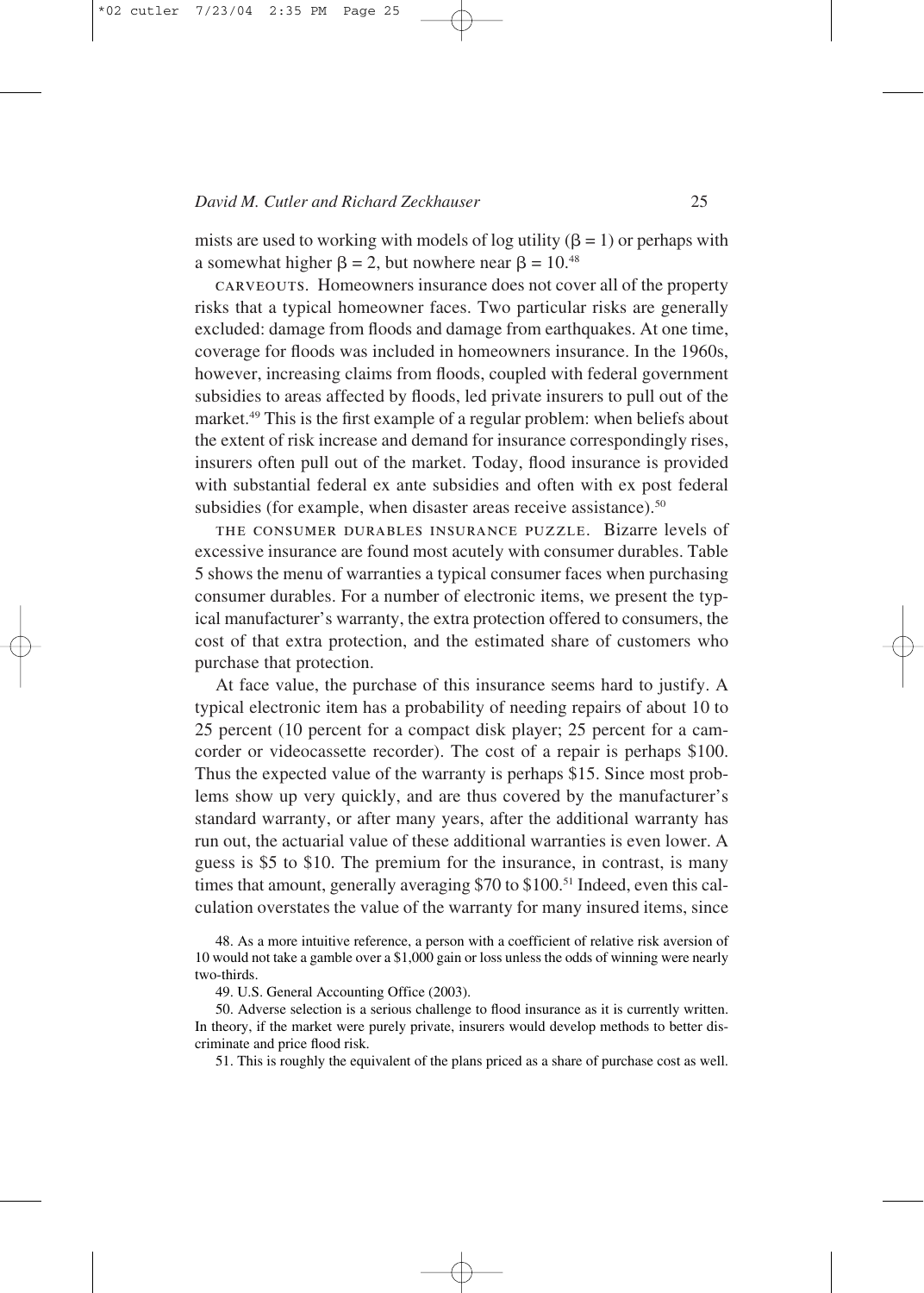mists are used to working with models of log utility ($\beta = 1$) or perhaps with a somewhat higher $\beta = 2$, but nowhere near $\beta = 10$.[48]

CARVEOUTS. Homeowners insurance does not cover all of the property risks that a typical homeowner faces. Two particular risks are generally excluded: damage from floods and damage from earthquakes. At one time, coverage for floods was included in homeowners insurance. In the 1960s, however, increasing claims from floods, coupled with federal government subsidies to areas affected by floods, led private insurers to pull out of the market.[49] This is the first example of a regular problem: when beliefs about the extent of risk increase and demand for insurance correspondingly rises, insurers often pull out of the market. Today, flood insurance is provided with substantial federal ex ante subsidies and often with ex post federal subsidies (for example, when disaster areas receive assistance).[50]

THE CONSUMER DURABLES INSURANCE PUZZLE. Bizarre levels of excessive insurance are found most acutely with consumer durables. Table 5 shows the menu of warranties a typical consumer faces when purchasing consumer durables. For a number of electronic items, we present the typical manufacturer's warranty, the extra protection offered to consumers, the cost of that extra protection, and the estimated share of customers who purchase that protection.

At face value, the purchase of this insurance seems hard to justify. A typical electronic item has a probability of needing repairs of about 10 to 25 percent (10 percent for a compact disk player; 25 percent for a camcorder or videocassette recorder). The cost of a repair is perhaps \$100. Thus the expected value of the warranty is perhaps \$15. Since most problems show up very quickly, and are thus covered by the manufacturer's standard warranty, or after many years, after the additional warranty has run out, the actuarial value of these additional warranties is even lower. A guess is \$5 to \$10. The premium for the insurance, in contrast, is many times that amount, generally averaging \$70 to \$100.[51] Indeed, even this calculation overstates the value of the warranty for many insured items, since

48. As a more intuitive reference, a person with a coefficient of relative risk aversion of 10 would not take a gamble over a \$1,000 gain or loss unless the odds of winning were nearly two-thirds.

49. U.S. General Accounting Office (2003).

50. Adverse selection is a serious challenge to flood insurance as it is currently written. In theory, if the market were purely private, insurers would develop methods to better discriminate and price flood risk.

51. This is roughly the equivalent of the plans priced as a share of purchase cost as well.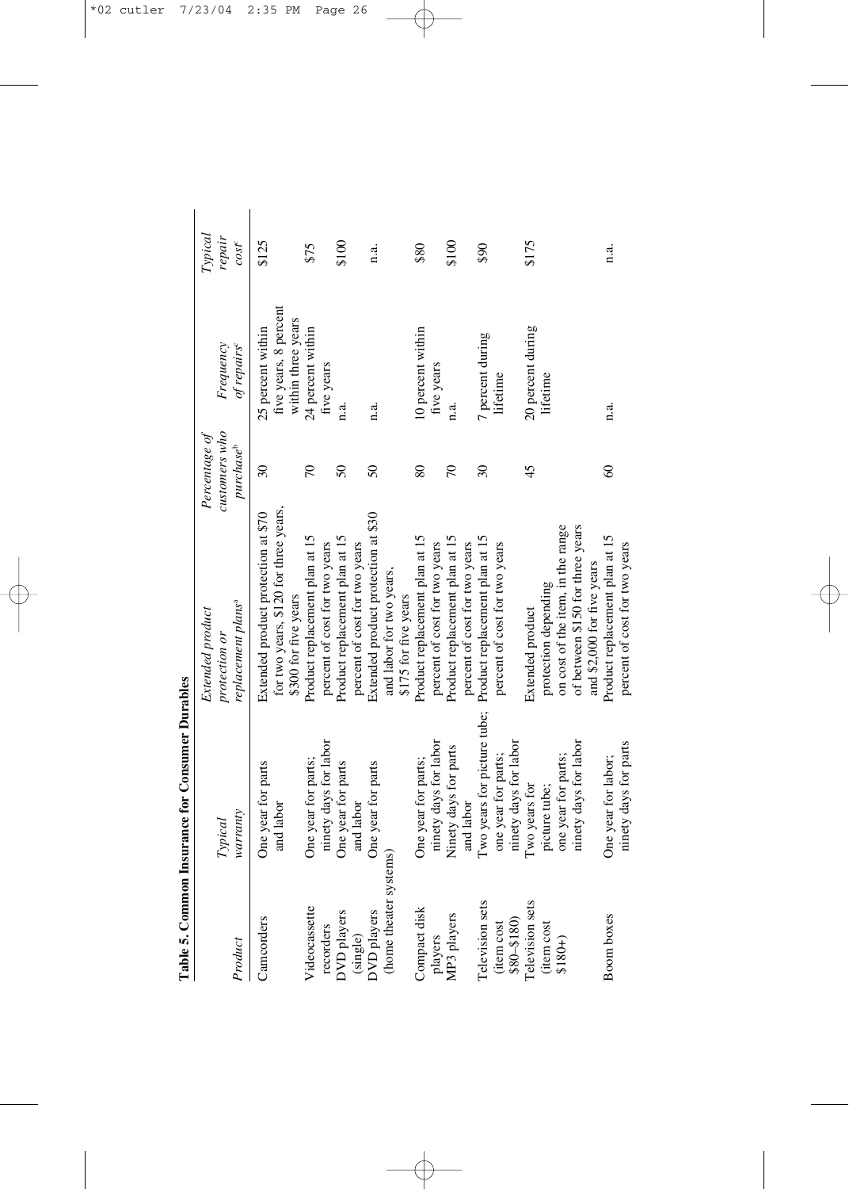**Table 5. Common Insurance for Consumer Durables**

| Product | Typical warranty | Extended product protection or replacement plans[a] | Percentage of customers who purchase[b] | Frequency of repairs[c] | Typical repair cost[c] |
|---|---|---|---|---|---|
| Camcorders | One year for parts and labor | Extended product protection at $70 for two years, $120 for three years, $300 for five years | 30 | 25 percent within five years, 8 percent within three years | $125 |
| Videocassette recorders | One year for parts; ninety days for labor | Product replacement plan at 15 percent of cost for two years | 70 | 24 percent within five years | $75 |
| DVD players (single) | One year for parts and labor | Product replacement plan at 15 percent of cost for two years | 50 | n.a. | $100 |
| DVD players (home theater systems) | One year for parts | Extended product protection at $30 and labor for two years, $175 for five years | 50 | n.a. | n.a. |
| Compact disk players | One year for parts; ninety days for labor | Product replacement plan at 15 percent of cost for two years | 80 | 10 percent within five years | $80 |
| MP3 players | Ninety days for parts and labor | Product replacement plan at 15 percent of cost for two years | 70 | n.a. | $100 |
| Television sets (item cost $80–$180) | Two years for picture tube; one year for parts; ninety days for labor | Product replacement plan at 15 percent of cost for two years | 30 | 7 percent during lifetime | $90 |
| Television sets (item cost $180+) | Two years for picture tube; one year for parts; ninety days for labor | Extended product protection depending on cost of the item, in the range of between $150 for three years and $2,000 for five years | 45 | 20 percent during lifetime | $175 |
| Boom boxes | One year for labor; ninety days for parts | Product replacement plan at 15 percent of cost for two years | 60 | n.a. | n.a. |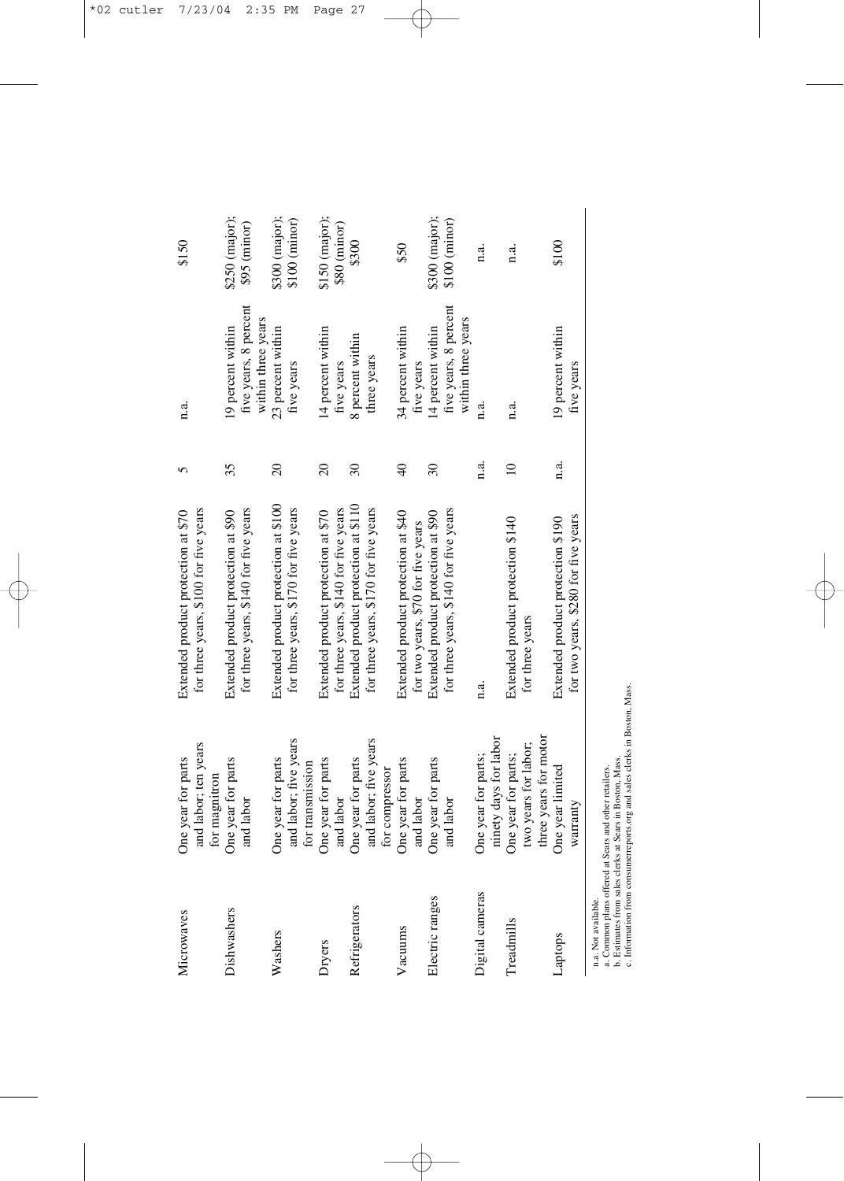| | | | | | |
|---|---|---|---|---|---|
| Microwaves | One year for parts and labor; ten years for magnitron | Extended product protection at \$70 for three years, \$100 for five years | 5 | n.a. | \$150 |
| Dishwashers | One year for parts and labor | Extended product protection at \$90 for three years, \$140 for five years | 35 | 19 percent within five years, 8 percent within three years | \$250 (major); \$95 (minor) |
| Washers | One year for parts and labor; five years for transmission | Extended product protection at \$100 for three years, \$170 for five years | 20 | 23 percent within five years | \$300 (major); \$100 (minor) |
| Dryers | One year for parts and labor | Extended product protection at \$70 for three years, \$140 for five years | 20 | 14 percent within five years | \$150 (major); \$80 (minor) |
| Refrigerators | One year for parts and labor; five years for compressor | Extended product protection at \$110 for three years, \$170 for five years | 30 | 8 percent within three years | \$300 |
| Vacuums | One year for parts and labor | Extended product protection at \$40 for two years, \$70 for five years | 40 | 34 percent within five years | \$50 |
| Electric ranges | One year for parts and labor | Extended product protection at \$90 for three years, \$140 for five years | 30 | 14 percent within five years, 8 percent within three years | \$300 (major); \$100 (minor) |
| Digital cameras | One year for parts; ninety days for labor | n.a. | n.a. | n.a. | n.a. |
| Treadmills | One year for parts; two years for labor; three years for motor | Extended product protection \$140 for three years | 10 | n.a. | n.a. |
| Laptops | One year limited warranty | Extended product protection \$190 for two years, \$280 for five years | n.a. | 19 percent within five years | \$100 |

n.a. Not available.
a. Common plans offered at Sears and other retailers.
b. Estimates from sales clerks at Sears in Boston, Mass.
c. Information from consumerreports.org and sales clerks in Boston, Mass.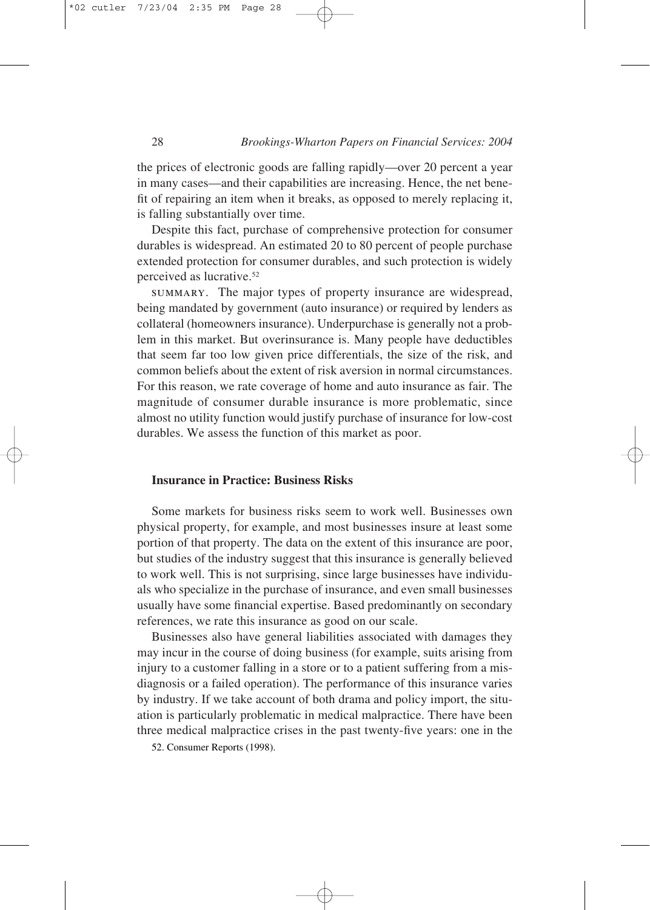the prices of electronic goods are falling rapidly—over 20 percent a year in many cases—and their capabilities are increasing. Hence, the net benefit of repairing an item when it breaks, as opposed to merely replacing it, is falling substantially over time.

Despite this fact, purchase of comprehensive protection for consumer durables is widespread. An estimated 20 to 80 percent of people purchase extended protection for consumer durables, and such protection is widely perceived as lucrative.[52]

SUMMARY. The major types of property insurance are widespread, being mandated by government (auto insurance) or required by lenders as collateral (homeowners insurance). Underpurchase is generally not a problem in this market. But overinsurance is. Many people have deductibles that seem far too low given price differentials, the size of the risk, and common beliefs about the extent of risk aversion in normal circumstances. For this reason, we rate coverage of home and auto insurance as fair. The magnitude of consumer durable insurance is more problematic, since almost no utility function would justify purchase of insurance for low-cost durables. We assess the function of this market as poor.

### Insurance in Practice: Business Risks

Some markets for business risks seem to work well. Businesses own physical property, for example, and most businesses insure at least some portion of that property. The data on the extent of this insurance are poor, but studies of the industry suggest that this insurance is generally believed to work well. This is not surprising, since large businesses have individuals who specialize in the purchase of insurance, and even small businesses usually have some financial expertise. Based predominantly on secondary references, we rate this insurance as good on our scale.

Businesses also have general liabilities associated with damages they may incur in the course of doing business (for example, suits arising from injury to a customer falling in a store or to a patient suffering from a misdiagnosis or a failed operation). The performance of this insurance varies by industry. If we take account of both drama and policy import, the situation is particularly problematic in medical malpractice. There have been three medical malpractice crises in the past twenty-five years: one in the

52. Consumer Reports (1998).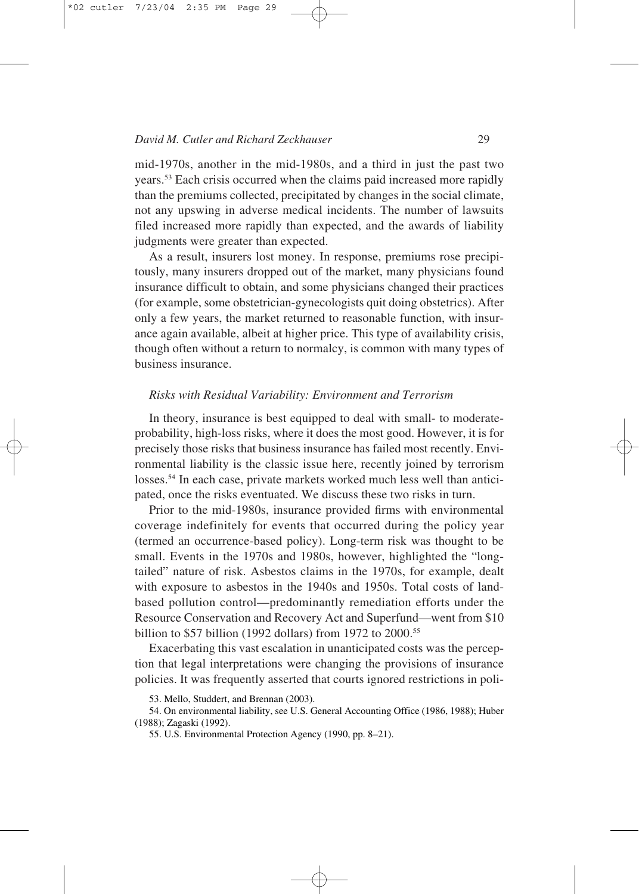mid-1970s, another in the mid-1980s, and a third in just the past two years.[53] Each crisis occurred when the claims paid increased more rapidly than the premiums collected, precipitated by changes in the social climate, not any upswing in adverse medical incidents. The number of lawsuits filed increased more rapidly than expected, and the awards of liability judgments were greater than expected.

As a result, insurers lost money. In response, premiums rose precipitously, many insurers dropped out of the market, many physicians found insurance difficult to obtain, and some physicians changed their practices (for example, some obstetrician-gynecologists quit doing obstetrics). After only a few years, the market returned to reasonable function, with insurance again available, albeit at higher price. This type of availability crisis, though often without a return to normalcy, is common with many types of business insurance.

### *Risks with Residual Variability: Environment and Terrorism*

In theory, insurance is best equipped to deal with small- to moderate-probability, high-loss risks, where it does the most good. However, it is for precisely those risks that business insurance has failed most recently. Environmental liability is the classic issue here, recently joined by terrorism losses.[54] In each case, private markets worked much less well than anticipated, once the risks eventuated. We discuss these two risks in turn.

Prior to the mid-1980s, insurance provided firms with environmental coverage indefinitely for events that occurred during the policy year (termed an occurrence-based policy). Long-term risk was thought to be small. Events in the 1970s and 1980s, however, highlighted the "long-tailed" nature of risk. Asbestos claims in the 1970s, for example, dealt with exposure to asbestos in the 1940s and 1950s. Total costs of land-based pollution control—predominantly remediation efforts under the Resource Conservation and Recovery Act and Superfund—went from \$10 billion to \$57 billion (1992 dollars) from 1972 to 2000.[55]

Exacerbating this vast escalation in unanticipated costs was the perception that legal interpretations were changing the provisions of insurance policies. It was frequently asserted that courts ignored restrictions in poli-

53. Mello, Studdert, and Brennan (2003).

54. On environmental liability, see U.S. General Accounting Office (1986, 1988); Huber (1988); Zagaski (1992).

55. U.S. Environmental Protection Agency (1990, pp. 8–21).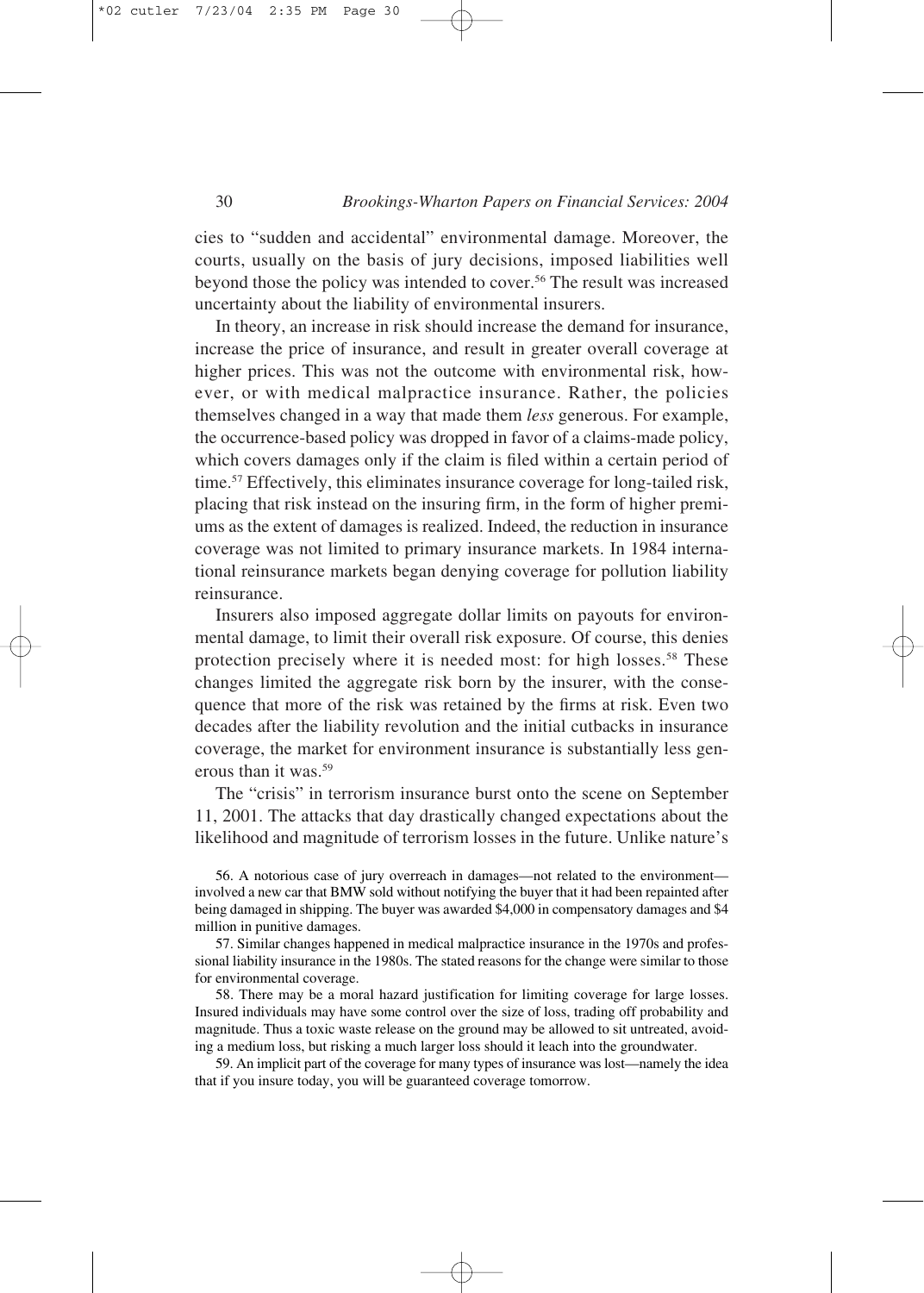cies to "sudden and accidental" environmental damage. Moreover, the courts, usually on the basis of jury decisions, imposed liabilities well beyond those the policy was intended to cover.[56] The result was increased uncertainty about the liability of environmental insurers.

In theory, an increase in risk should increase the demand for insurance, increase the price of insurance, and result in greater overall coverage at higher prices. This was not the outcome with environmental risk, however, or with medical malpractice insurance. Rather, the policies themselves changed in a way that made them *less* generous. For example, the occurrence-based policy was dropped in favor of a claims-made policy, which covers damages only if the claim is filed within a certain period of time.[57] Effectively, this eliminates insurance coverage for long-tailed risk, placing that risk instead on the insuring firm, in the form of higher premiums as the extent of damages is realized. Indeed, the reduction in insurance coverage was not limited to primary insurance markets. In 1984 international reinsurance markets began denying coverage for pollution liability reinsurance.

Insurers also imposed aggregate dollar limits on payouts for environmental damage, to limit their overall risk exposure. Of course, this denies protection precisely where it is needed most: for high losses.[58] These changes limited the aggregate risk born by the insurer, with the consequence that more of the risk was retained by the firms at risk. Even two decades after the liability revolution and the initial cutbacks in insurance coverage, the market for environment insurance is substantially less generous than it was.[59]

The "crisis" in terrorism insurance burst onto the scene on September 11, 2001. The attacks that day drastically changed expectations about the likelihood and magnitude of terrorism losses in the future. Unlike nature's

56. A notorious case of jury overreach in damages—not related to the environment—involved a new car that BMW sold without notifying the buyer that it had been repainted after being damaged in shipping. The buyer was awarded $4,000 in compensatory damages and $4 million in punitive damages.

57. Similar changes happened in medical malpractice insurance in the 1970s and professional liability insurance in the 1980s. The stated reasons for the change were similar to those for environmental coverage.

58. There may be a moral hazard justification for limiting coverage for large losses. Insured individuals may have some control over the size of loss, trading off probability and magnitude. Thus a toxic waste release on the ground may be allowed to sit untreated, avoiding a medium loss, but risking a much larger loss should it leach into the groundwater.

59. An implicit part of the coverage for many types of insurance was lost—namely the idea that if you insure today, you will be guaranteed coverage tomorrow.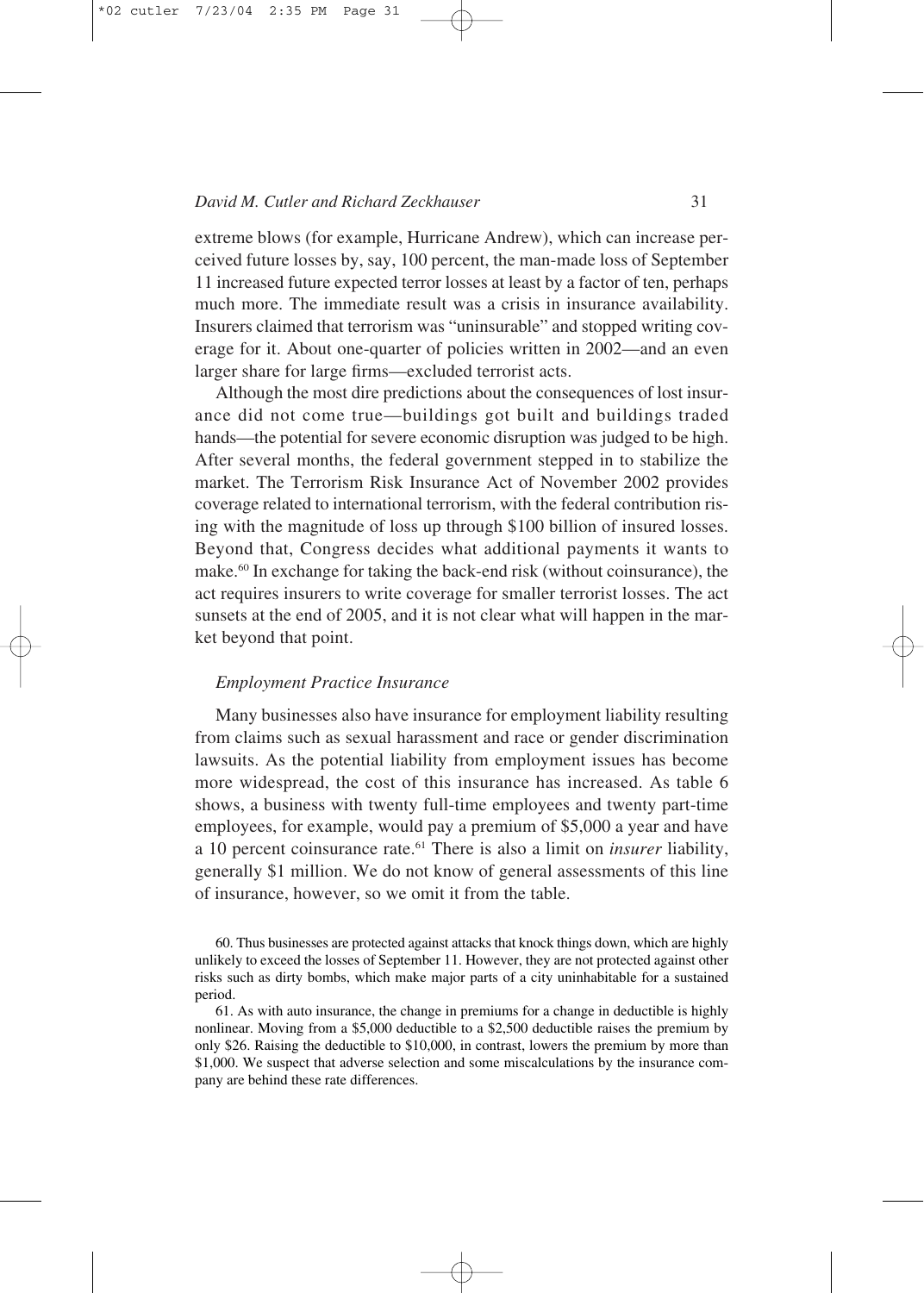extreme blows (for example, Hurricane Andrew), which can increase perceived future losses by, say, 100 percent, the man-made loss of September 11 increased future expected terror losses at least by a factor of ten, perhaps much more. The immediate result was a crisis in insurance availability. Insurers claimed that terrorism was "uninsurable" and stopped writing coverage for it. About one-quarter of policies written in 2002—and an even larger share for large firms—excluded terrorist acts.

Although the most dire predictions about the consequences of lost insurance did not come true—buildings got built and buildings traded hands—the potential for severe economic disruption was judged to be high. After several months, the federal government stepped in to stabilize the market. The Terrorism Risk Insurance Act of November 2002 provides coverage related to international terrorism, with the federal contribution rising with the magnitude of loss up through $100 billion of insured losses. Beyond that, Congress decides what additional payments it wants to make.[60] In exchange for taking the back-end risk (without coinsurance), the act requires insurers to write coverage for smaller terrorist losses. The act sunsets at the end of 2005, and it is not clear what will happen in the market beyond that point.

### *Employment Practice Insurance*

Many businesses also have insurance for employment liability resulting from claims such as sexual harassment and race or gender discrimination lawsuits. As the potential liability from employment issues has become more widespread, the cost of this insurance has increased. As table 6 shows, a business with twenty full-time employees and twenty part-time employees, for example, would pay a premium of $5,000 a year and have a 10 percent coinsurance rate.[61] There is also a limit on *insurer* liability, generally $1 million. We do not know of general assessments of this line of insurance, however, so we omit it from the table.

60. Thus businesses are protected against attacks that knock things down, which are highly unlikely to exceed the losses of September 11. However, they are not protected against other risks such as dirty bombs, which make major parts of a city uninhabitable for a sustained period.

61. As with auto insurance, the change in premiums for a change in deductible is highly nonlinear. Moving from a $5,000 deductible to a $2,500 deductible raises the premium by only $26. Raising the deductible to $10,000, in contrast, lowers the premium by more than $1,000. We suspect that adverse selection and some miscalculations by the insurance company are behind these rate differences.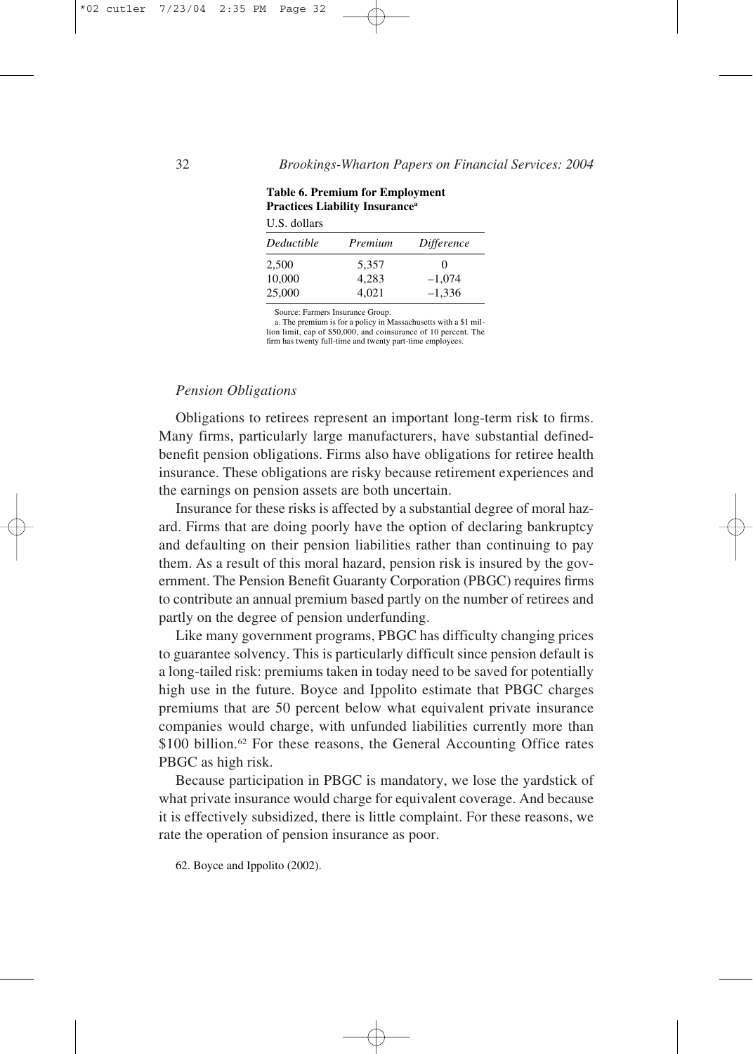**Table 6. Premium for Employment Practices Liability Insurance[a]**

U.S. dollars

| *Deductible* | *Premium* | *Difference* |
|---|---|---|
| 2,500 | 5,357 | 0 |
| 10,000 | 4,283 | –1,074 |
| 25,000 | 4,021 | –1,336 |

Source: Farmers Insurance Group.

a. The premium is for a policy in Massachusetts with a $1 million limit, cap of $50,000, and coinsurance of 10 percent. The firm has twenty full-time and twenty part-time employees.

### *Pension Obligations*

Obligations to retirees represent an important long-term risk to firms. Many firms, particularly large manufacturers, have substantial defined-benefit pension obligations. Firms also have obligations for retiree health insurance. These obligations are risky because retirement experiences and the earnings on pension assets are both uncertain.

Insurance for these risks is affected by a substantial degree of moral hazard. Firms that are doing poorly have the option of declaring bankruptcy and defaulting on their pension liabilities rather than continuing to pay them. As a result of this moral hazard, pension risk is insured by the government. The Pension Benefit Guaranty Corporation (PBGC) requires firms to contribute an annual premium based partly on the number of retirees and partly on the degree of pension underfunding.

Like many government programs, PBGC has difficulty changing prices to guarantee solvency. This is particularly difficult since pension default is a long-tailed risk: premiums taken in today need to be saved for potentially high use in the future. Boyce and Ippolito estimate that PBGC charges premiums that are 50 percent below what equivalent private insurance companies would charge, with unfunded liabilities currently more than $100 billion.[62] For these reasons, the General Accounting Office rates PBGC as high risk.

Because participation in PBGC is mandatory, we lose the yardstick of what private insurance would charge for equivalent coverage. And because it is effectively subsidized, there is little complaint. For these reasons, we rate the operation of pension insurance as poor.

62. Boyce and Ippolito (2002).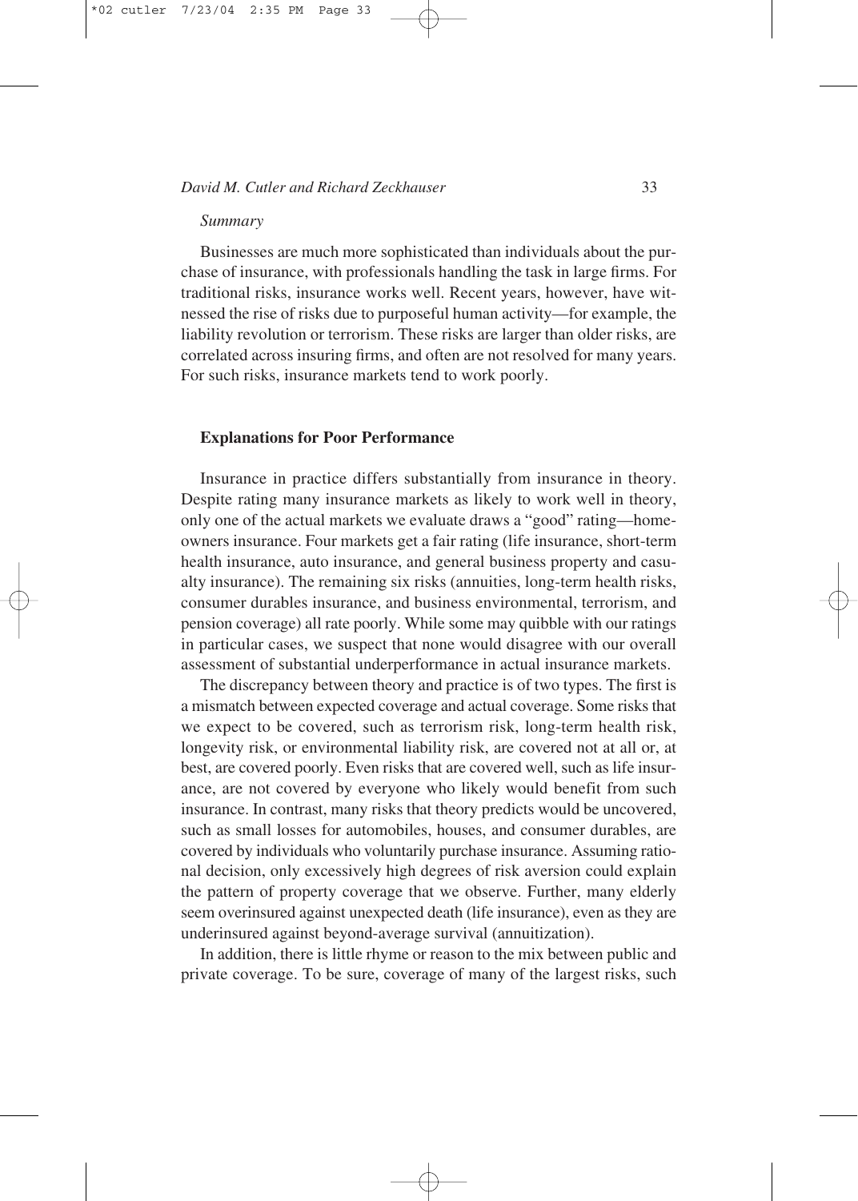*Summary*

Businesses are much more sophisticated than individuals about the purchase of insurance, with professionals handling the task in large firms. For traditional risks, insurance works well. Recent years, however, have witnessed the rise of risks due to purposeful human activity—for example, the liability revolution or terrorism. These risks are larger than older risks, are correlated across insuring firms, and often are not resolved for many years. For such risks, insurance markets tend to work poorly.

## Explanations for Poor Performance

Insurance in practice differs substantially from insurance in theory. Despite rating many insurance markets as likely to work well in theory, only one of the actual markets we evaluate draws a "good" rating—homeowners insurance. Four markets get a fair rating (life insurance, short-term health insurance, auto insurance, and general business property and casualty insurance). The remaining six risks (annuities, long-term health risks, consumer durables insurance, and business environmental, terrorism, and pension coverage) all rate poorly. While some may quibble with our ratings in particular cases, we suspect that none would disagree with our overall assessment of substantial underperformance in actual insurance markets.

The discrepancy between theory and practice is of two types. The first is a mismatch between expected coverage and actual coverage. Some risks that we expect to be covered, such as terrorism risk, long-term health risk, longevity risk, or environmental liability risk, are covered not at all or, at best, are covered poorly. Even risks that are covered well, such as life insurance, are not covered by everyone who likely would benefit from such insurance. In contrast, many risks that theory predicts would be uncovered, such as small losses for automobiles, houses, and consumer durables, are covered by individuals who voluntarily purchase insurance. Assuming rational decision, only excessively high degrees of risk aversion could explain the pattern of property coverage that we observe. Further, many elderly seem overinsured against unexpected death (life insurance), even as they are underinsured against beyond-average survival (annuitization).

In addition, there is little rhyme or reason to the mix between public and private coverage. To be sure, coverage of many of the largest risks, such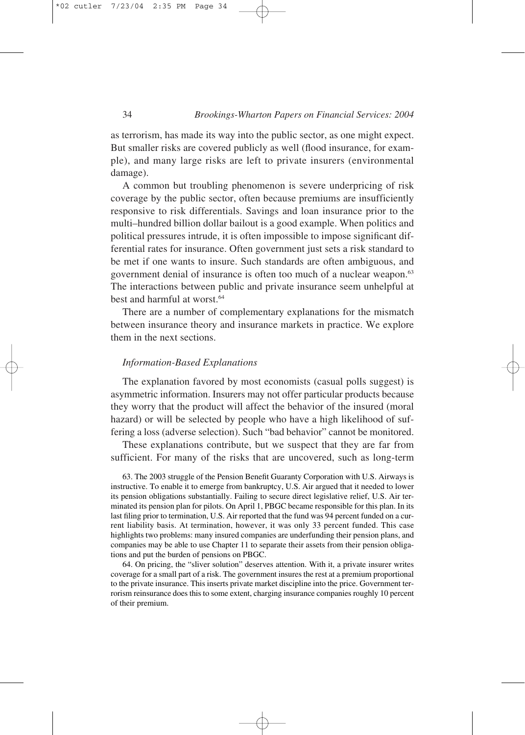as terrorism, has made its way into the public sector, as one might expect. But smaller risks are covered publicly as well (flood insurance, for example), and many large risks are left to private insurers (environmental damage).

A common but troubling phenomenon is severe underpricing of risk coverage by the public sector, often because premiums are insufficiently responsive to risk differentials. Savings and loan insurance prior to the multi–hundred billion dollar bailout is a good example. When politics and political pressures intrude, it is often impossible to impose significant differential rates for insurance. Often government just sets a risk standard to be met if one wants to insure. Such standards are often ambiguous, and government denial of insurance is often too much of a nuclear weapon.[63] The interactions between public and private insurance seem unhelpful at best and harmful at worst.[64]

There are a number of complementary explanations for the mismatch between insurance theory and insurance markets in practice. We explore them in the next sections.

### *Information-Based Explanations*

The explanation favored by most economists (casual polls suggest) is asymmetric information. Insurers may not offer particular products because they worry that the product will affect the behavior of the insured (moral hazard) or will be selected by people who have a high likelihood of suffering a loss (adverse selection). Such "bad behavior" cannot be monitored.

These explanations contribute, but we suspect that they are far from sufficient. For many of the risks that are uncovered, such as long-term

63. The 2003 struggle of the Pension Benefit Guaranty Corporation with U.S. Airways is instructive. To enable it to emerge from bankruptcy, U.S. Air argued that it needed to lower its pension obligations substantially. Failing to secure direct legislative relief, U.S. Air terminated its pension plan for pilots. On April 1, PBGC became responsible for this plan. In its last filing prior to termination, U.S. Air reported that the fund was 94 percent funded on a current liability basis. At termination, however, it was only 33 percent funded. This case highlights two problems: many insured companies are underfunding their pension plans, and companies may be able to use Chapter 11 to separate their assets from their pension obligations and put the burden of pensions on PBGC.

64. On pricing, the "sliver solution" deserves attention. With it, a private insurer writes coverage for a small part of a risk. The government insures the rest at a premium proportional to the private insurance. This inserts private market discipline into the price. Government terrorism reinsurance does this to some extent, charging insurance companies roughly 10 percent of their premium.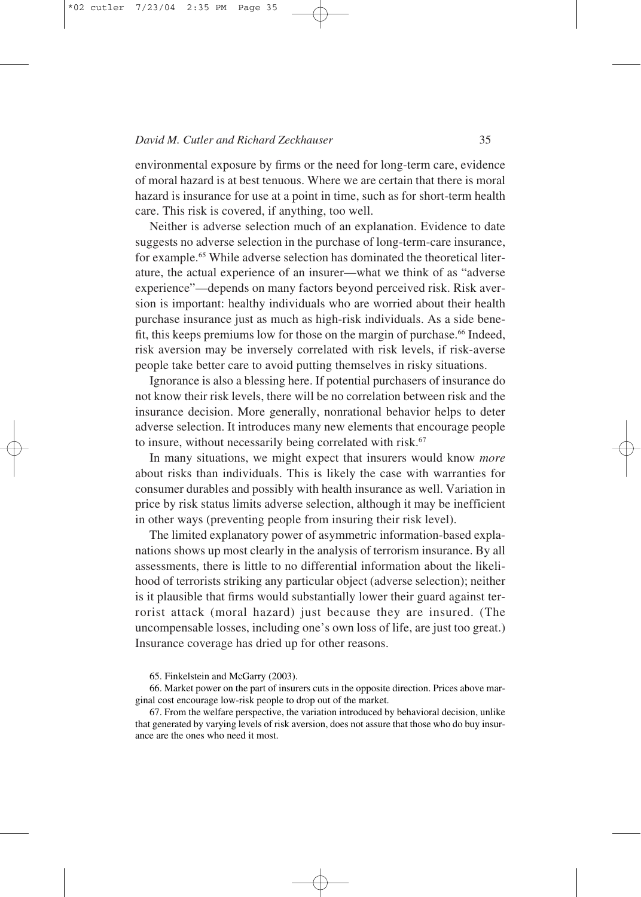environmental exposure by firms or the need for long-term care, evidence of moral hazard is at best tenuous. Where we are certain that there is moral hazard is insurance for use at a point in time, such as for short-term health care. This risk is covered, if anything, too well.

Neither is adverse selection much of an explanation. Evidence to date suggests no adverse selection in the purchase of long-term-care insurance, for example.[65] While adverse selection has dominated the theoretical literature, the actual experience of an insurer—what we think of as "adverse experience"—depends on many factors beyond perceived risk. Risk aversion is important: healthy individuals who are worried about their health purchase insurance just as much as high-risk individuals. As a side benefit, this keeps premiums low for those on the margin of purchase.[66] Indeed, risk aversion may be inversely correlated with risk levels, if risk-averse people take better care to avoid putting themselves in risky situations.

Ignorance is also a blessing here. If potential purchasers of insurance do not know their risk levels, there will be no correlation between risk and the insurance decision. More generally, nonrational behavior helps to deter adverse selection. It introduces many new elements that encourage people to insure, without necessarily being correlated with risk.[67]

In many situations, we might expect that insurers would know *more* about risks than individuals. This is likely the case with warranties for consumer durables and possibly with health insurance as well. Variation in price by risk status limits adverse selection, although it may be inefficient in other ways (preventing people from insuring their risk level).

The limited explanatory power of asymmetric information-based explanations shows up most clearly in the analysis of terrorism insurance. By all assessments, there is little to no differential information about the likelihood of terrorists striking any particular object (adverse selection); neither is it plausible that firms would substantially lower their guard against terrorist attack (moral hazard) just because they are insured. (The uncompensable losses, including one's own loss of life, are just too great.) Insurance coverage has dried up for other reasons.

65. Finkelstein and McGarry (2003).

66. Market power on the part of insurers cuts in the opposite direction. Prices above marginal cost encourage low-risk people to drop out of the market.

67. From the welfare perspective, the variation introduced by behavioral decision, unlike that generated by varying levels of risk aversion, does not assure that those who do buy insurance are the ones who need it most.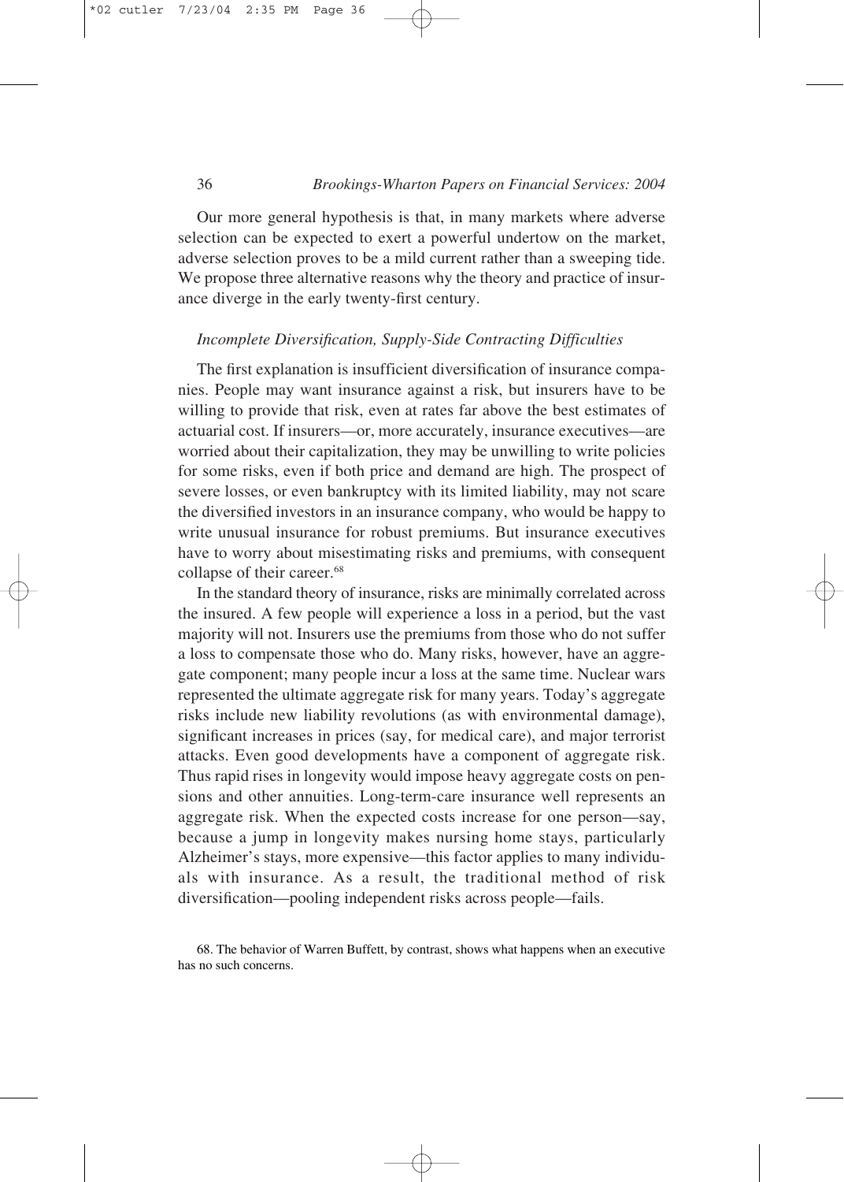Our more general hypothesis is that, in many markets where adverse selection can be expected to exert a powerful undertow on the market, adverse selection proves to be a mild current rather than a sweeping tide. We propose three alternative reasons why the theory and practice of insurance diverge in the early twenty-first century.

### *Incomplete Diversification, Supply-Side Contracting Difficulties*

The first explanation is insufficient diversification of insurance companies. People may want insurance against a risk, but insurers have to be willing to provide that risk, even at rates far above the best estimates of actuarial cost. If insurers—or, more accurately, insurance executives—are worried about their capitalization, they may be unwilling to write policies for some risks, even if both price and demand are high. The prospect of severe losses, or even bankruptcy with its limited liability, may not scare the diversified investors in an insurance company, who would be happy to write unusual insurance for robust premiums. But insurance executives have to worry about misestimating risks and premiums, with consequent collapse of their career.[68]

In the standard theory of insurance, risks are minimally correlated across the insured. A few people will experience a loss in a period, but the vast majority will not. Insurers use the premiums from those who do not suffer a loss to compensate those who do. Many risks, however, have an aggregate component; many people incur a loss at the same time. Nuclear wars represented the ultimate aggregate risk for many years. Today's aggregate risks include new liability revolutions (as with environmental damage), significant increases in prices (say, for medical care), and major terrorist attacks. Even good developments have a component of aggregate risk. Thus rapid rises in longevity would impose heavy aggregate costs on pensions and other annuities. Long-term-care insurance well represents an aggregate risk. When the expected costs increase for one person—say, because a jump in longevity makes nursing home stays, particularly Alzheimer's stays, more expensive—this factor applies to many individuals with insurance. As a result, the traditional method of risk diversification—pooling independent risks across people—fails.

68. The behavior of Warren Buffett, by contrast, shows what happens when an executive has no such concerns.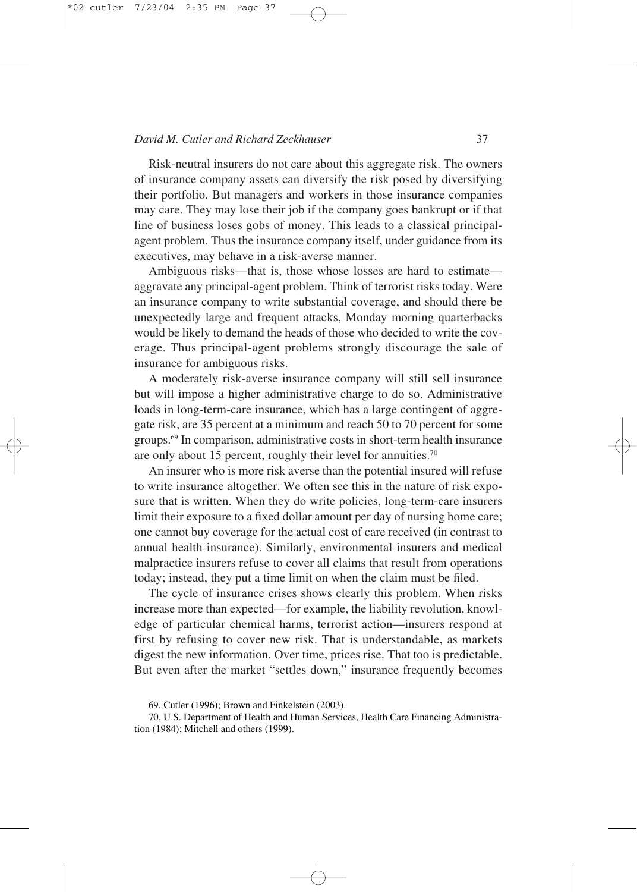Risk-neutral insurers do not care about this aggregate risk. The owners of insurance company assets can diversify the risk posed by diversifying their portfolio. But managers and workers in those insurance companies may care. They may lose their job if the company goes bankrupt or if that line of business loses gobs of money. This leads to a classical principal-agent problem. Thus the insurance company itself, under guidance from its executives, may behave in a risk-averse manner.

Ambiguous risks—that is, those whose losses are hard to estimate—aggravate any principal-agent problem. Think of terrorist risks today. Were an insurance company to write substantial coverage, and should there be unexpectedly large and frequent attacks, Monday morning quarterbacks would be likely to demand the heads of those who decided to write the coverage. Thus principal-agent problems strongly discourage the sale of insurance for ambiguous risks.

A moderately risk-averse insurance company will still sell insurance but will impose a higher administrative charge to do so. Administrative loads in long-term-care insurance, which has a large contingent of aggregate risk, are 35 percent at a minimum and reach 50 to 70 percent for some groups.[69] In comparison, administrative costs in short-term health insurance are only about 15 percent, roughly their level for annuities.[70]

An insurer who is more risk averse than the potential insured will refuse to write insurance altogether. We often see this in the nature of risk exposure that is written. When they do write policies, long-term-care insurers limit their exposure to a fixed dollar amount per day of nursing home care; one cannot buy coverage for the actual cost of care received (in contrast to annual health insurance). Similarly, environmental insurers and medical malpractice insurers refuse to cover all claims that result from operations today; instead, they put a time limit on when the claim must be filed.

The cycle of insurance crises shows clearly this problem. When risks increase more than expected—for example, the liability revolution, knowledge of particular chemical harms, terrorist action—insurers respond at first by refusing to cover new risk. That is understandable, as markets digest the new information. Over time, prices rise. That too is predictable. But even after the market "settles down," insurance frequently becomes

69. Cutler (1996); Brown and Finkelstein (2003).

70. U.S. Department of Health and Human Services, Health Care Financing Administration (1984); Mitchell and others (1999).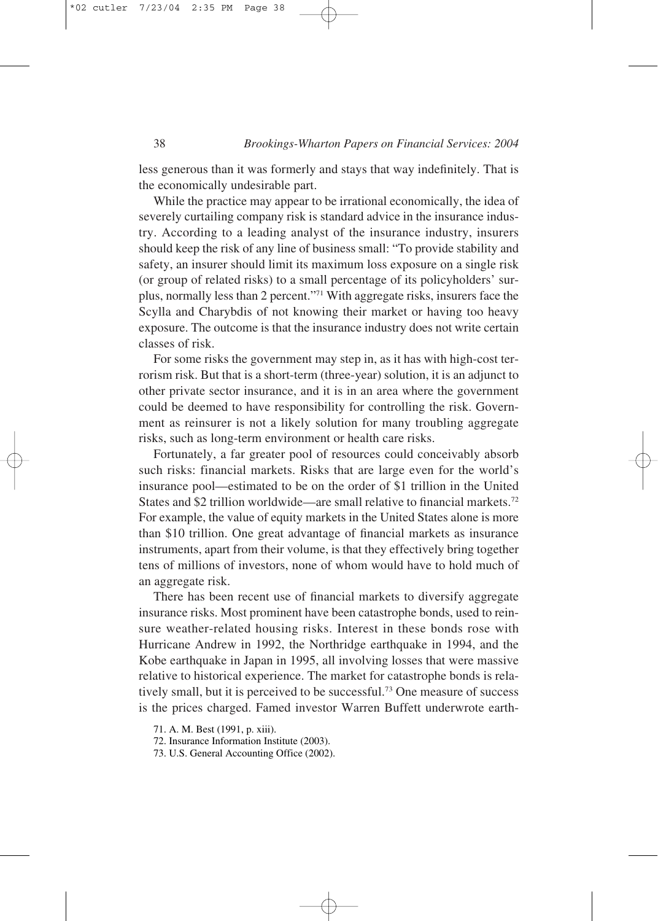less generous than it was formerly and stays that way indefinitely. That is the economically undesirable part.

While the practice may appear to be irrational economically, the idea of severely curtailing company risk is standard advice in the insurance industry. According to a leading analyst of the insurance industry, insurers should keep the risk of any line of business small: "To provide stability and safety, an insurer should limit its maximum loss exposure on a single risk (or group of related risks) to a small percentage of its policyholders' surplus, normally less than 2 percent."[71] With aggregate risks, insurers face the Scylla and Charybdis of not knowing their market or having too heavy exposure. The outcome is that the insurance industry does not write certain classes of risk.

For some risks the government may step in, as it has with high-cost terrorism risk. But that is a short-term (three-year) solution, it is an adjunct to other private sector insurance, and it is in an area where the government could be deemed to have responsibility for controlling the risk. Government as reinsurer is not a likely solution for many troubling aggregate risks, such as long-term environment or health care risks.

Fortunately, a far greater pool of resources could conceivably absorb such risks: financial markets. Risks that are large even for the world's insurance pool—estimated to be on the order of \$1 trillion in the United States and \$2 trillion worldwide—are small relative to financial markets.[72] For example, the value of equity markets in the United States alone is more than \$10 trillion. One great advantage of financial markets as insurance instruments, apart from their volume, is that they effectively bring together tens of millions of investors, none of whom would have to hold much of an aggregate risk.

There has been recent use of financial markets to diversify aggregate insurance risks. Most prominent have been catastrophe bonds, used to reinsure weather-related housing risks. Interest in these bonds rose with Hurricane Andrew in 1992, the Northridge earthquake in 1994, and the Kobe earthquake in Japan in 1995, all involving losses that were massive relative to historical experience. The market for catastrophe bonds is relatively small, but it is perceived to be successful.[73] One measure of success is the prices charged. Famed investor Warren Buffett underwrote earth-

71. A. M. Best (1991, p. xiii).

72. Insurance Information Institute (2003).

73. U.S. General Accounting Office (2002).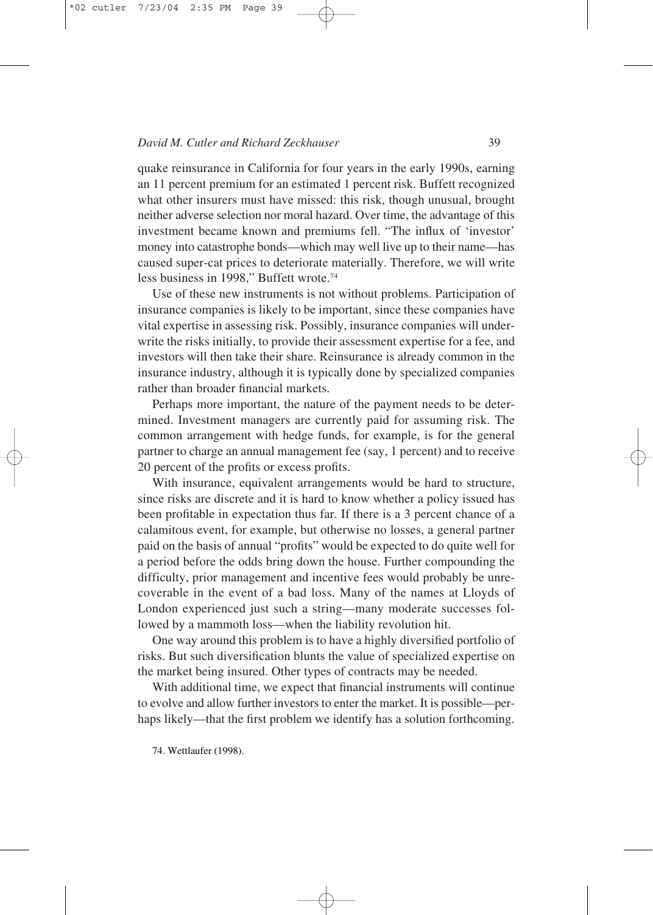quake reinsurance in California for four years in the early 1990s, earning an 11 percent premium for an estimated 1 percent risk. Buffett recognized what other insurers must have missed: this risk, though unusual, brought neither adverse selection nor moral hazard. Over time, the advantage of this investment became known and premiums fell. "The influx of 'investor' money into catastrophe bonds—which may well live up to their name—has caused super-cat prices to deteriorate materially. Therefore, we will write less business in 1998," Buffett wrote.[74]

Use of these new instruments is not without problems. Participation of insurance companies is likely to be important, since these companies have vital expertise in assessing risk. Possibly, insurance companies will underwrite the risks initially, to provide their assessment expertise for a fee, and investors will then take their share. Reinsurance is already common in the insurance industry, although it is typically done by specialized companies rather than broader financial markets.

Perhaps more important, the nature of the payment needs to be determined. Investment managers are currently paid for assuming risk. The common arrangement with hedge funds, for example, is for the general partner to charge an annual management fee (say, 1 percent) and to receive 20 percent of the profits or excess profits.

With insurance, equivalent arrangements would be hard to structure, since risks are discrete and it is hard to know whether a policy issued has been profitable in expectation thus far. If there is a 3 percent chance of a calamitous event, for example, but otherwise no losses, a general partner paid on the basis of annual "profits" would be expected to do quite well for a period before the odds bring down the house. Further compounding the difficulty, prior management and incentive fees would probably be unrecoverable in the event of a bad loss. Many of the names at Lloyds of London experienced just such a string—many moderate successes followed by a mammoth loss—when the liability revolution hit.

One way around this problem is to have a highly diversified portfolio of risks. But such diversification blunts the value of specialized expertise on the market being insured. Other types of contracts may be needed.

With additional time, we expect that financial instruments will continue to evolve and allow further investors to enter the market. It is possible—perhaps likely—that the first problem we identify has a solution forthcoming.

74. Wettlaufer (1998).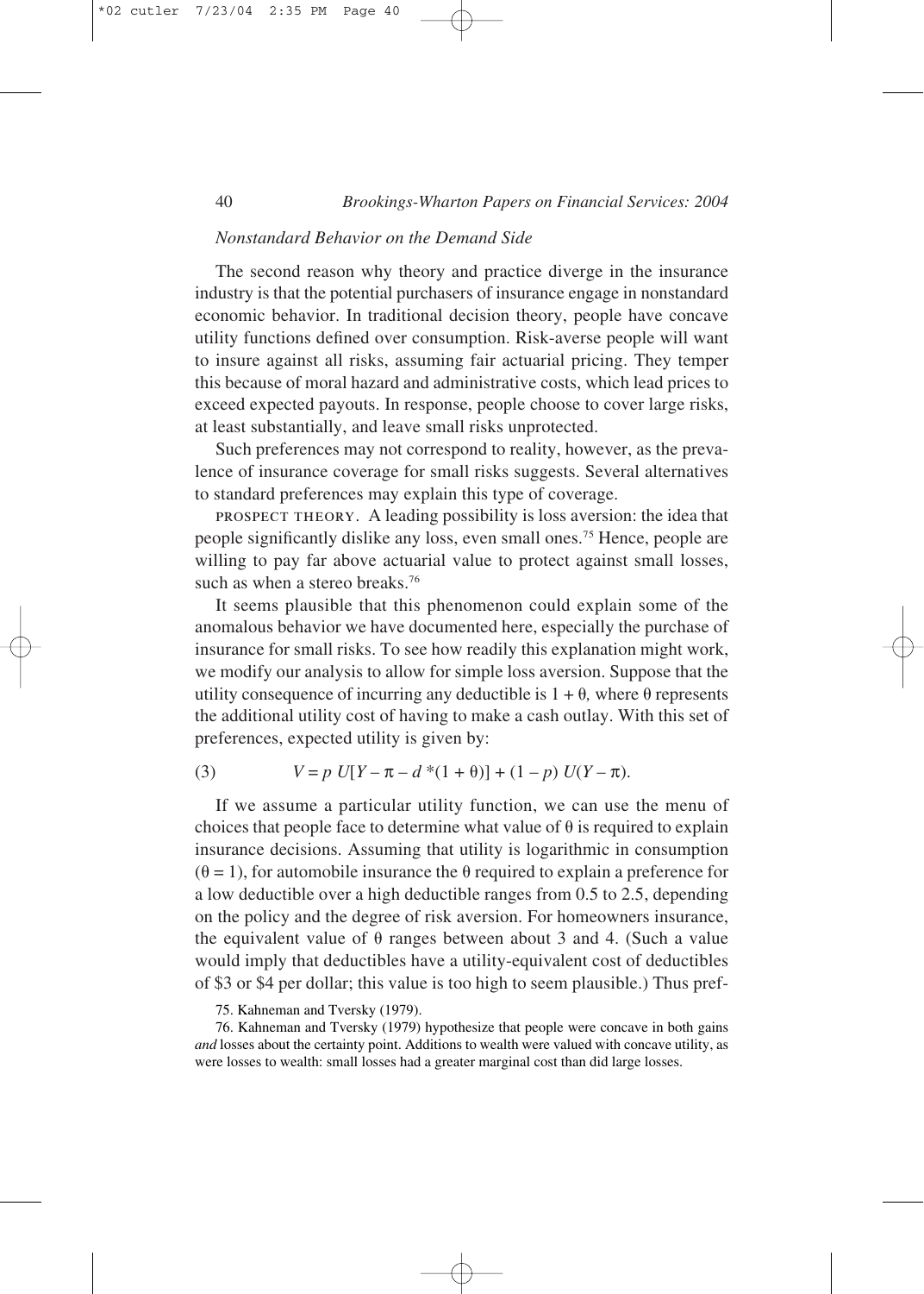*Nonstandard Behavior on the Demand Side*

The second reason why theory and practice diverge in the insurance industry is that the potential purchasers of insurance engage in nonstandard economic behavior. In traditional decision theory, people have concave utility functions defined over consumption. Risk-averse people will want to insure against all risks, assuming fair actuarial pricing. They temper this because of moral hazard and administrative costs, which lead prices to exceed expected payouts. In response, people choose to cover large risks, at least substantially, and leave small risks unprotected.

Such preferences may not correspond to reality, however, as the prevalence of insurance coverage for small risks suggests. Several alternatives to standard preferences may explain this type of coverage.

PROSPECT THEORY. A leading possibility is loss aversion: the idea that people significantly dislike any loss, even small ones.[75] Hence, people are willing to pay far above actuarial value to protect against small losses, such as when a stereo breaks.[76]

It seems plausible that this phenomenon could explain some of the anomalous behavior we have documented here, especially the purchase of insurance for small risks. To see how readily this explanation might work, we modify our analysis to allow for simple loss aversion. Suppose that the utility consequence of incurring any deductible is $1 + \theta$, where $\theta$ represents the additional utility cost of having to make a cash outlay. With this set of preferences, expected utility is given by:

$$V = p\, U[Y - \pi - d * (1 + \theta)] + (1 - p)\, U(Y - \pi). \tag{3}$$

If we assume a particular utility function, we can use the menu of choices that people face to determine what value of $\theta$ is required to explain insurance decisions. Assuming that utility is logarithmic in consumption ($\theta = 1$), for automobile insurance the $\theta$ required to explain a preference for a low deductible over a high deductible ranges from 0.5 to 2.5, depending on the policy and the degree of risk aversion. For homeowners insurance, the equivalent value of $\theta$ ranges between about 3 and 4. (Such a value would imply that deductibles have a utility-equivalent cost of deductibles of \$3 or \$4 per dollar; this value is too high to seem plausible.) Thus pref-

75. Kahneman and Tversky (1979).

76. Kahneman and Tversky (1979) hypothesize that people were concave in both gains *and* losses about the certainty point. Additions to wealth were valued with concave utility, as were losses to wealth: small losses had a greater marginal cost than did large losses.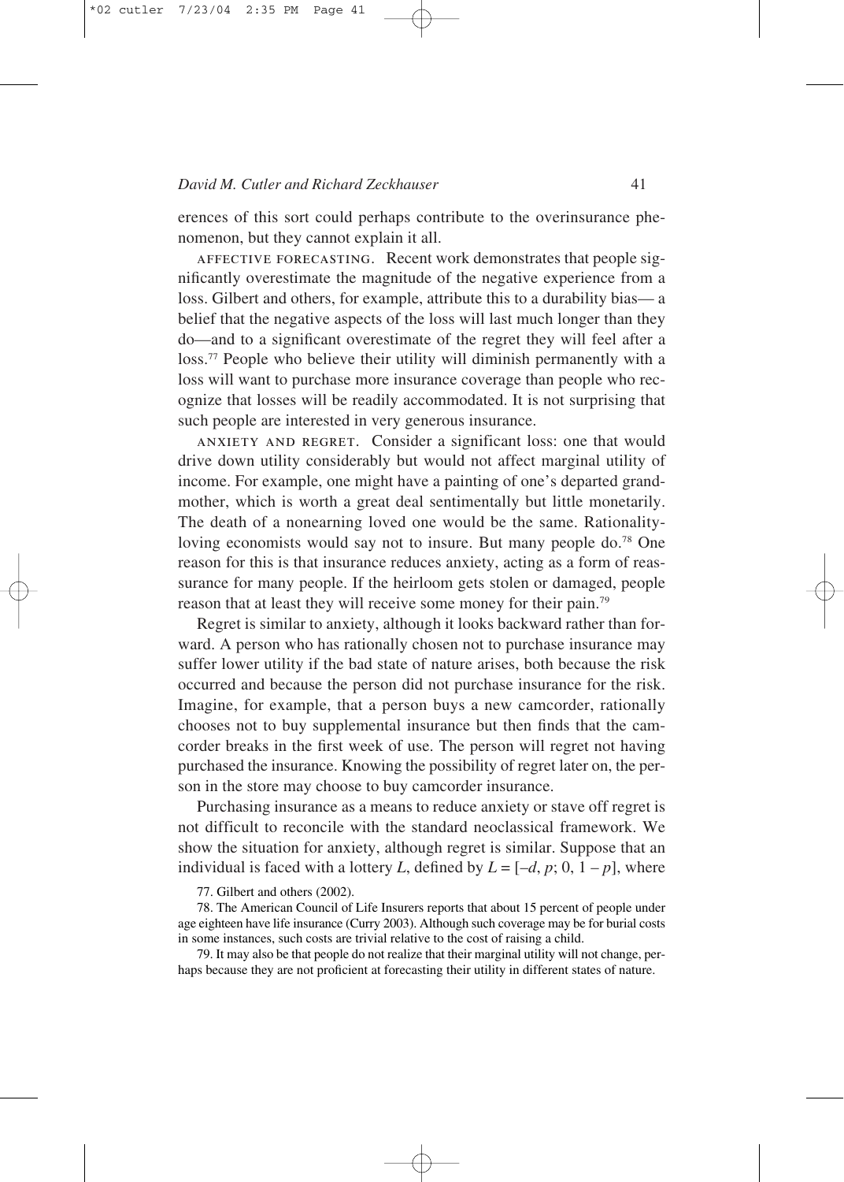erences of this sort could perhaps contribute to the overinsurance phenomenon, but they cannot explain it all.

AFFECTIVE FORECASTING. Recent work demonstrates that people significantly overestimate the magnitude of the negative experience from a loss. Gilbert and others, for example, attribute this to a durability bias— a belief that the negative aspects of the loss will last much longer than they do—and to a significant overestimate of the regret they will feel after a loss.[77] People who believe their utility will diminish permanently with a loss will want to purchase more insurance coverage than people who recognize that losses will be readily accommodated. It is not surprising that such people are interested in very generous insurance.

ANXIETY AND REGRET. Consider a significant loss: one that would drive down utility considerably but would not affect marginal utility of income. For example, one might have a painting of one's departed grandmother, which is worth a great deal sentimentally but little monetarily. The death of a nonearning loved one would be the same. Rationality-loving economists would say not to insure. But many people do.[78] One reason for this is that insurance reduces anxiety, acting as a form of reassurance for many people. If the heirloom gets stolen or damaged, people reason that at least they will receive some money for their pain.[79]

Regret is similar to anxiety, although it looks backward rather than forward. A person who has rationally chosen not to purchase insurance may suffer lower utility if the bad state of nature arises, both because the risk occurred and because the person did not purchase insurance for the risk. Imagine, for example, that a person buys a new camcorder, rationally chooses not to buy supplemental insurance but then finds that the camcorder breaks in the first week of use. The person will regret not having purchased the insurance. Knowing the possibility of regret later on, the person in the store may choose to buy camcorder insurance.

Purchasing insurance as a means to reduce anxiety or stave off regret is not difficult to reconcile with the standard neoclassical framework. We show the situation for anxiety, although regret is similar. Suppose that an individual is faced with a lottery $L$, defined by $L = [-d, p; 0, 1 - p]$, where

77. Gilbert and others (2002).

78. The American Council of Life Insurers reports that about 15 percent of people under age eighteen have life insurance (Curry 2003). Although such coverage may be for burial costs in some instances, such costs are trivial relative to the cost of raising a child.

79. It may also be that people do not realize that their marginal utility will not change, perhaps because they are not proficient at forecasting their utility in different states of nature.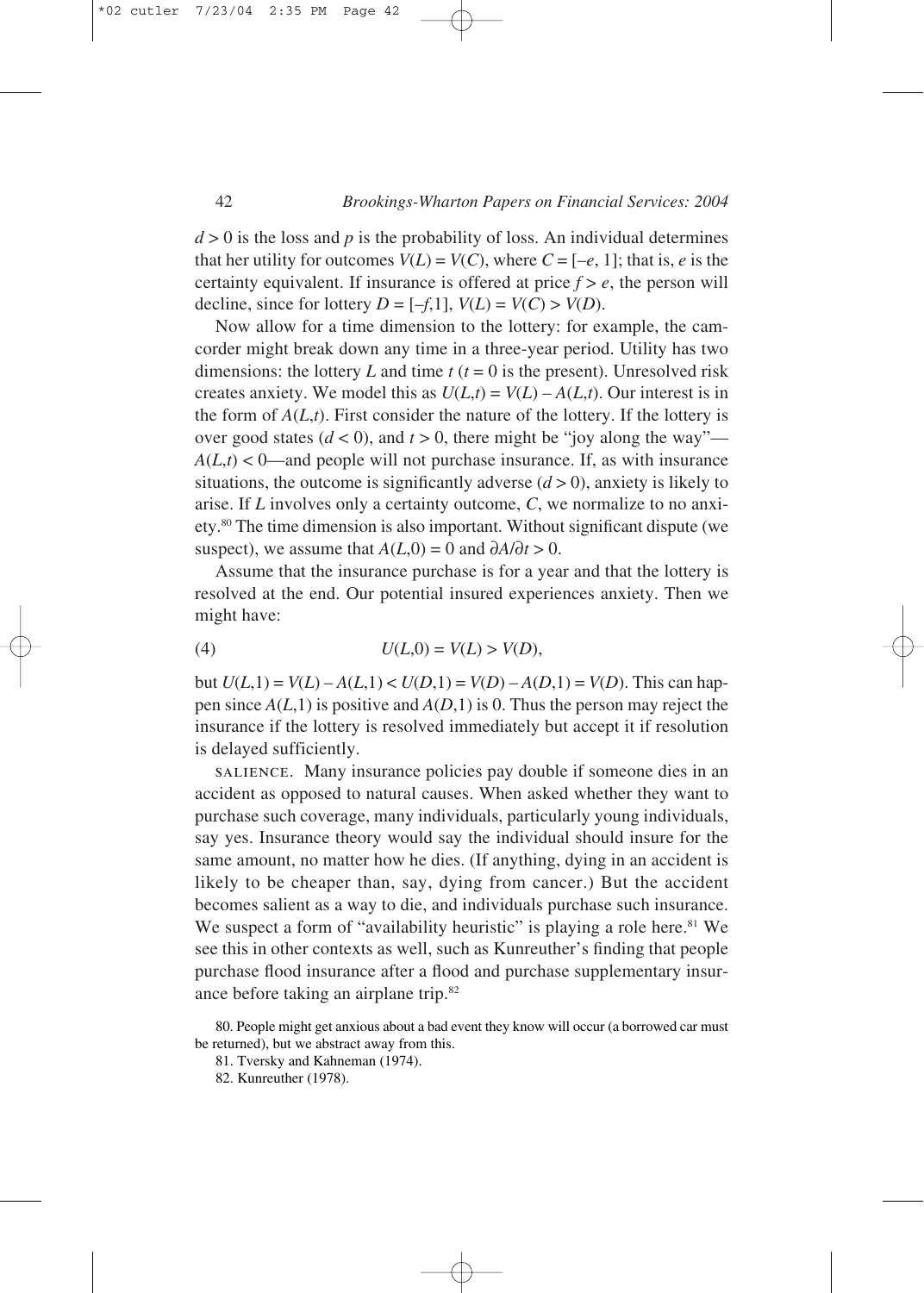$d > 0$ is the loss and $p$ is the probability of loss. An individual determines that her utility for outcomes $V(L) = V(C)$, where $C = [-e, 1]$; that is, $e$ is the certainty equivalent. If insurance is offered at price $f > e$, the person will decline, since for lottery $D = [-f,1]$, $V(L) = V(C) > V(D)$.

Now allow for a time dimension to the lottery: for example, the camcorder might break down any time in a three-year period. Utility has two dimensions: the lottery $L$ and time $t$ ($t = 0$ is the present). Unresolved risk creates anxiety. We model this as $U(L,t) = V(L) - A(L,t)$. Our interest is in the form of $A(L,t)$. First consider the nature of the lottery. If the lottery is over good states ($d < 0$), and $t > 0$, there might be "joy along the way"—$A(L,t) < 0$—and people will not purchase insurance. If, as with insurance situations, the outcome is significantly adverse ($d > 0$), anxiety is likely to arise. If $L$ involves only a certainty outcome, $C$, we normalize to no anxiety.[80] The time dimension is also important. Without significant dispute (we suspect), we assume that $A(L,0) = 0$ and $\partial A/\partial t > 0$.

Assume that the insurance purchase is for a year and that the lottery is resolved at the end. Our potential insured experiences anxiety. Then we might have:

$$U(L,0) = V(L) > V(D), \tag{4}$$

but $U(L,1) = V(L) - A(L,1) < U(D,1) = V(D) - A(D,1) = V(D)$. This can happen since $A(L,1)$ is positive and $A(D,1)$ is 0. Thus the person may reject the insurance if the lottery is resolved immediately but accept it if resolution is delayed sufficiently.

SALIENCE. Many insurance policies pay double if someone dies in an accident as opposed to natural causes. When asked whether they want to purchase such coverage, many individuals, particularly young individuals, say yes. Insurance theory would say the individual should insure for the same amount, no matter how he dies. (If anything, dying in an accident is likely to be cheaper than, say, dying from cancer.) But the accident becomes salient as a way to die, and individuals purchase such insurance. We suspect a form of "availability heuristic" is playing a role here.[81] We see this in other contexts as well, such as Kunreuther's finding that people purchase flood insurance after a flood and purchase supplementary insurance before taking an airplane trip.[82]

80. People might get anxious about a bad event they know will occur (a borrowed car must be returned), but we abstract away from this.

81. Tversky and Kahneman (1974).

82. Kunreuther (1978).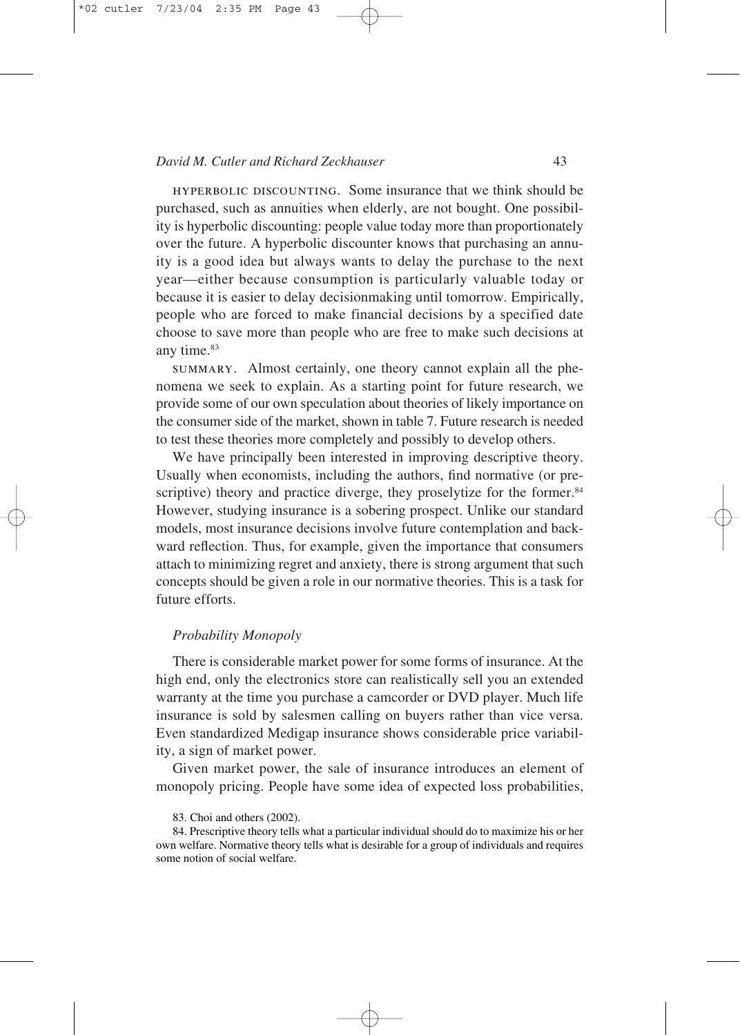HYPERBOLIC DISCOUNTING. Some insurance that we think should be purchased, such as annuities when elderly, are not bought. One possibility is hyperbolic discounting: people value today more than proportionately over the future. A hyperbolic discounter knows that purchasing an annuity is a good idea but always wants to delay the purchase to the next year—either because consumption is particularly valuable today or because it is easier to delay decisionmaking until tomorrow. Empirically, people who are forced to make financial decisions by a specified date choose to save more than people who are free to make such decisions at any time.[83]

SUMMARY. Almost certainly, one theory cannot explain all the phenomena we seek to explain. As a starting point for future research, we provide some of our own speculation about theories of likely importance on the consumer side of the market, shown in table 7. Future research is needed to test these theories more completely and possibly to develop others.

We have principally been interested in improving descriptive theory. Usually when economists, including the authors, find normative (or prescriptive) theory and practice diverge, they proselytize for the former.[84] However, studying insurance is a sobering prospect. Unlike our standard models, most insurance decisions involve future contemplation and backward reflection. Thus, for example, given the importance that consumers attach to minimizing regret and anxiety, there is strong argument that such concepts should be given a role in our normative theories. This is a task for future efforts.

### *Probability Monopoly*

There is considerable market power for some forms of insurance. At the high end, only the electronics store can realistically sell you an extended warranty at the time you purchase a camcorder or DVD player. Much life insurance is sold by salesmen calling on buyers rather than vice versa. Even standardized Medigap insurance shows considerable price variability, a sign of market power.

Given market power, the sale of insurance introduces an element of monopoly pricing. People have some idea of expected loss probabilities,

83. Choi and others (2002).

84. Prescriptive theory tells what a particular individual should do to maximize his or her own welfare. Normative theory tells what is desirable for a group of individuals and requires some notion of social welfare.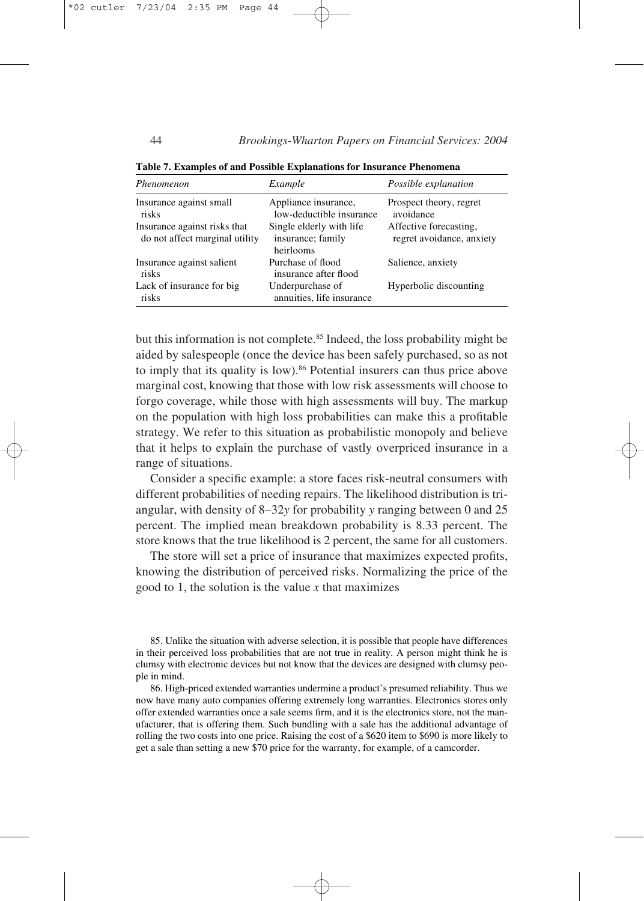**Table 7. Examples of and Possible Explanations for Insurance Phenomena**

| *Phenomenon* | *Example* | *Possible explanation* |
|---|---|---|
| Insurance against small risks | Appliance insurance, low-deductible insurance | Prospect theory, regret avoidance |
| Insurance against risks that do not affect marginal utility | Single elderly with life insurance; family heirlooms | Affective forecasting, regret avoidance, anxiety |
| Insurance against salient risks | Purchase of flood insurance after flood | Salience, anxiety |
| Lack of insurance for big risks | Underpurchase of annuities, life insurance | Hyperbolic discounting |

but this information is not complete.[85] Indeed, the loss probability might be aided by salespeople (once the device has been safely purchased, so as not to imply that its quality is low).[86] Potential insurers can thus price above marginal cost, knowing that those with low risk assessments will choose to forgo coverage, while those with high assessments will buy. The markup on the population with high loss probabilities can make this a profitable strategy. We refer to this situation as probabilistic monopoly and believe that it helps to explain the purchase of vastly overpriced insurance in a range of situations.

Consider a specific example: a store faces risk-neutral consumers with different probabilities of needing repairs. The likelihood distribution is triangular, with density of $8–32y$ for probability $y$ ranging between 0 and 25 percent. The implied mean breakdown probability is 8.33 percent. The store knows that the true likelihood is 2 percent, the same for all customers.

The store will set a price of insurance that maximizes expected profits, knowing the distribution of perceived risks. Normalizing the price of the good to 1, the solution is the value $x$ that maximizes

85. Unlike the situation with adverse selection, it is possible that people have differences in their perceived loss probabilities that are not true in reality. A person might think he is clumsy with electronic devices but not know that the devices are designed with clumsy people in mind.

86. High-priced extended warranties undermine a product's presumed reliability. Thus we now have many auto companies offering extremely long warranties. Electronics stores only offer extended warranties once a sale seems firm, and it is the electronics store, not the manufacturer, that is offering them. Such bundling with a sale has the additional advantage of rolling the two costs into one price. Raising the cost of a $620 item to $690 is more likely to get a sale than setting a new $70 price for the warranty, for example, of a camcorder.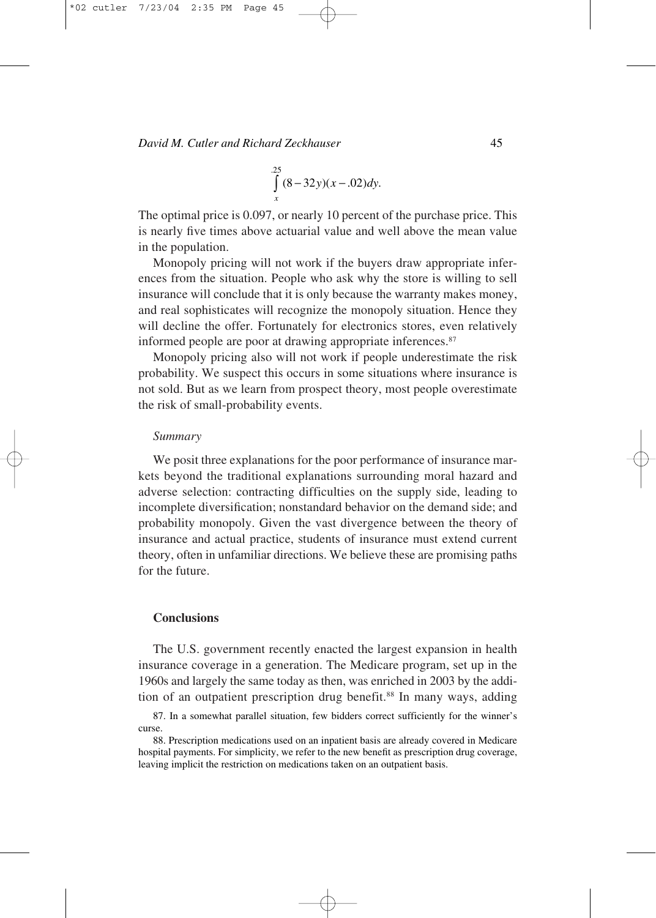$$\int_{x}^{.25} (8-32y)(x-.02)dy.$$

The optimal price is 0.097, or nearly 10 percent of the purchase price. This is nearly five times above actuarial value and well above the mean value in the population.

Monopoly pricing will not work if the buyers draw appropriate inferences from the situation. People who ask why the store is willing to sell insurance will conclude that it is only because the warranty makes money, and real sophisticates will recognize the monopoly situation. Hence they will decline the offer. Fortunately for electronics stores, even relatively informed people are poor at drawing appropriate inferences.[87]

Monopoly pricing also will not work if people underestimate the risk probability. We suspect this occurs in some situations where insurance is not sold. But as we learn from prospect theory, most people overestimate the risk of small-probability events.

*Summary*

We posit three explanations for the poor performance of insurance markets beyond the traditional explanations surrounding moral hazard and adverse selection: contracting difficulties on the supply side, leading to incomplete diversification; nonstandard behavior on the demand side; and probability monopoly. Given the vast divergence between the theory of insurance and actual practice, students of insurance must extend current theory, often in unfamiliar directions. We believe these are promising paths for the future.

## Conclusions

The U.S. government recently enacted the largest expansion in health insurance coverage in a generation. The Medicare program, set up in the 1960s and largely the same today as then, was enriched in 2003 by the addition of an outpatient prescription drug benefit.[88] In many ways, adding

87. In a somewhat parallel situation, few bidders correct sufficiently for the winner's curse.

88. Prescription medications used on an inpatient basis are already covered in Medicare hospital payments. For simplicity, we refer to the new benefit as prescription drug coverage, leaving implicit the restriction on medications taken on an outpatient basis.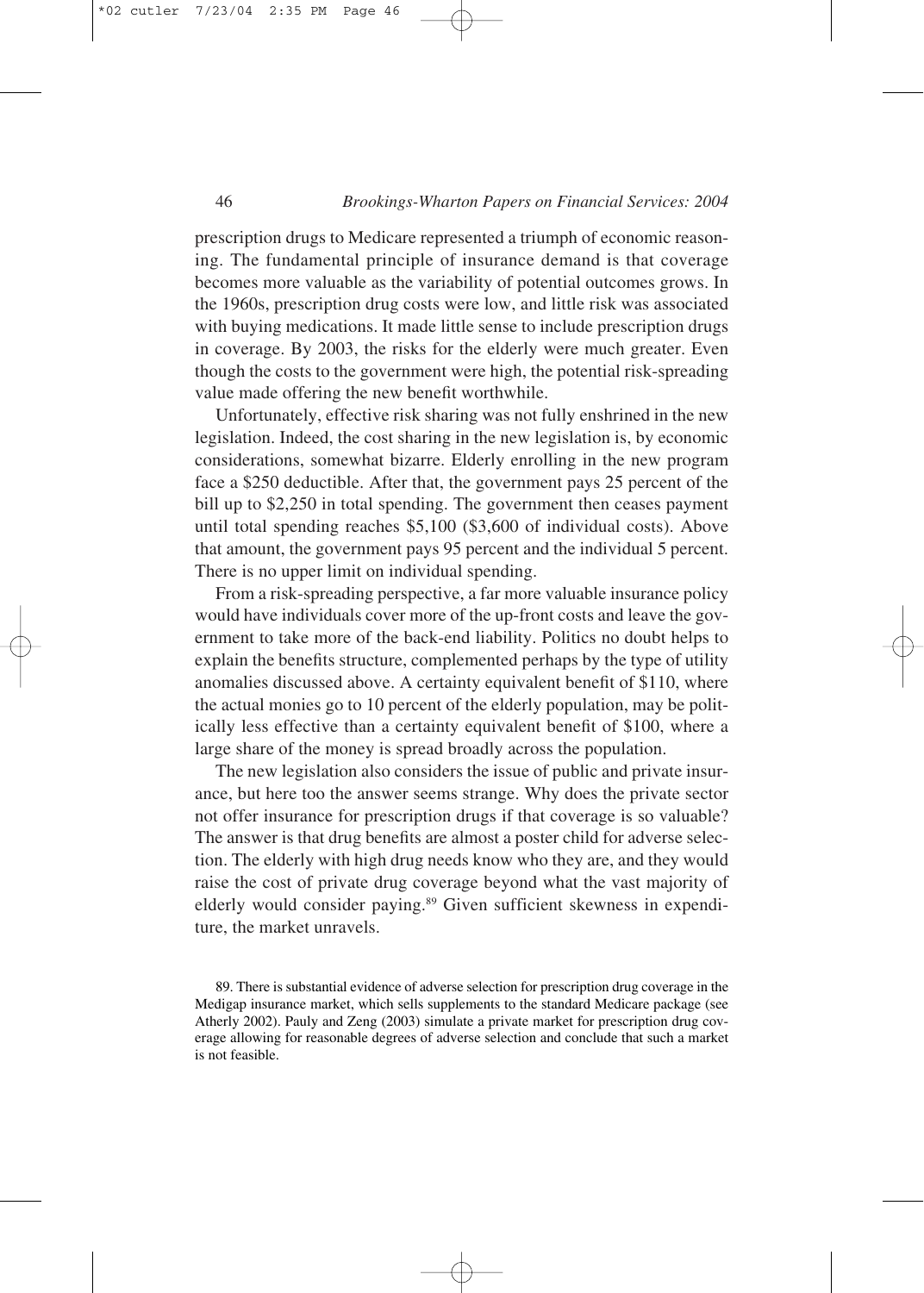prescription drugs to Medicare represented a triumph of economic reasoning. The fundamental principle of insurance demand is that coverage becomes more valuable as the variability of potential outcomes grows. In the 1960s, prescription drug costs were low, and little risk was associated with buying medications. It made little sense to include prescription drugs in coverage. By 2003, the risks for the elderly were much greater. Even though the costs to the government were high, the potential risk-spreading value made offering the new benefit worthwhile.

Unfortunately, effective risk sharing was not fully enshrined in the new legislation. Indeed, the cost sharing in the new legislation is, by economic considerations, somewhat bizarre. Elderly enrolling in the new program face a $250 deductible. After that, the government pays 25 percent of the bill up to $2,250 in total spending. The government then ceases payment until total spending reaches $5,100 ($3,600 of individual costs). Above that amount, the government pays 95 percent and the individual 5 percent. There is no upper limit on individual spending.

From a risk-spreading perspective, a far more valuable insurance policy would have individuals cover more of the up-front costs and leave the government to take more of the back-end liability. Politics no doubt helps to explain the benefits structure, complemented perhaps by the type of utility anomalies discussed above. A certainty equivalent benefit of $110, where the actual monies go to 10 percent of the elderly population, may be politically less effective than a certainty equivalent benefit of $100, where a large share of the money is spread broadly across the population.

The new legislation also considers the issue of public and private insurance, but here too the answer seems strange. Why does the private sector not offer insurance for prescription drugs if that coverage is so valuable? The answer is that drug benefits are almost a poster child for adverse selection. The elderly with high drug needs know who they are, and they would raise the cost of private drug coverage beyond what the vast majority of elderly would consider paying.[89] Given sufficient skewness in expenditure, the market unravels.

89. There is substantial evidence of adverse selection for prescription drug coverage in the Medigap insurance market, which sells supplements to the standard Medicare package (see Atherly 2002). Pauly and Zeng (2003) simulate a private market for prescription drug coverage allowing for reasonable degrees of adverse selection and conclude that such a market is not feasible.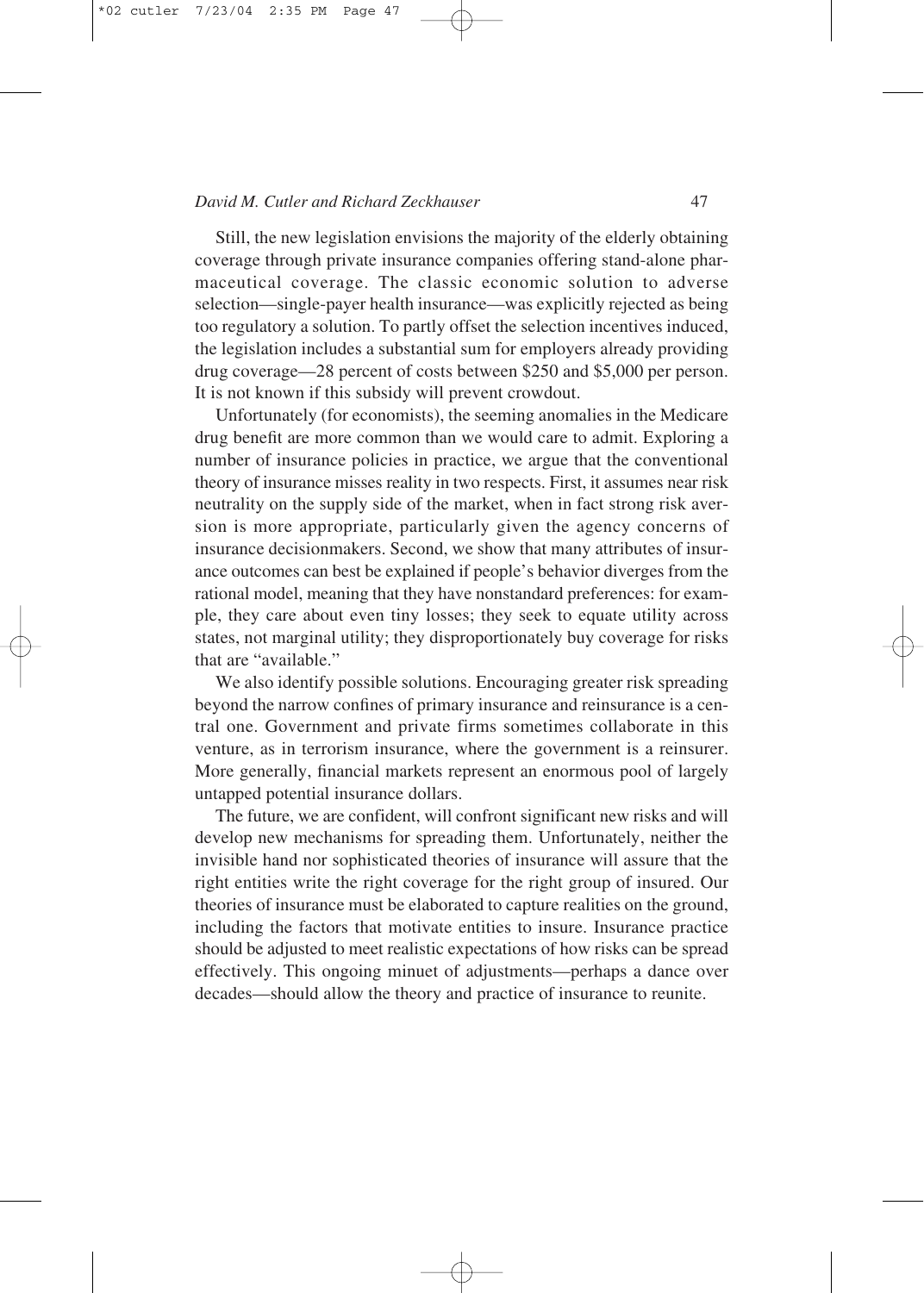Still, the new legislation envisions the majority of the elderly obtaining coverage through private insurance companies offering stand-alone pharmaceutical coverage. The classic economic solution to adverse selection—single-payer health insurance—was explicitly rejected as being too regulatory a solution. To partly offset the selection incentives induced, the legislation includes a substantial sum for employers already providing drug coverage—28 percent of costs between $250 and $5,000 per person. It is not known if this subsidy will prevent crowdout.

Unfortunately (for economists), the seeming anomalies in the Medicare drug benefit are more common than we would care to admit. Exploring a number of insurance policies in practice, we argue that the conventional theory of insurance misses reality in two respects. First, it assumes near risk neutrality on the supply side of the market, when in fact strong risk aversion is more appropriate, particularly given the agency concerns of insurance decisionmakers. Second, we show that many attributes of insurance outcomes can best be explained if people's behavior diverges from the rational model, meaning that they have nonstandard preferences: for example, they care about even tiny losses; they seek to equate utility across states, not marginal utility; they disproportionately buy coverage for risks that are "available."

We also identify possible solutions. Encouraging greater risk spreading beyond the narrow confines of primary insurance and reinsurance is a central one. Government and private firms sometimes collaborate in this venture, as in terrorism insurance, where the government is a reinsurer. More generally, financial markets represent an enormous pool of largely untapped potential insurance dollars.

The future, we are confident, will confront significant new risks and will develop new mechanisms for spreading them. Unfortunately, neither the invisible hand nor sophisticated theories of insurance will assure that the right entities write the right coverage for the right group of insured. Our theories of insurance must be elaborated to capture realities on the ground, including the factors that motivate entities to insure. Insurance practice should be adjusted to meet realistic expectations of how risks can be spread effectively. This ongoing minuet of adjustments—perhaps a dance over decades—should allow the theory and practice of insurance to reunite.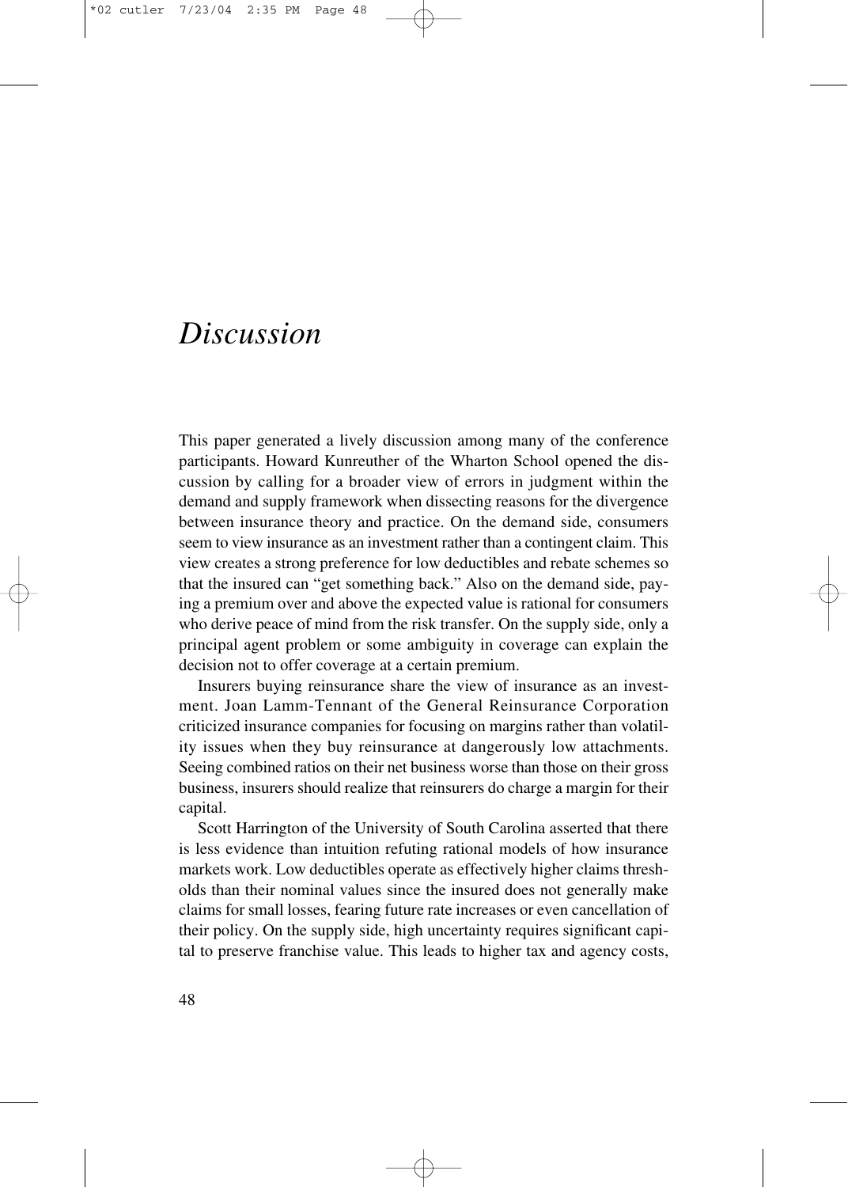# *Discussion*

This paper generated a lively discussion among many of the conference participants. Howard Kunreuther of the Wharton School opened the discussion by calling for a broader view of errors in judgment within the demand and supply framework when dissecting reasons for the divergence between insurance theory and practice. On the demand side, consumers seem to view insurance as an investment rather than a contingent claim. This view creates a strong preference for low deductibles and rebate schemes so that the insured can "get something back." Also on the demand side, paying a premium over and above the expected value is rational for consumers who derive peace of mind from the risk transfer. On the supply side, only a principal agent problem or some ambiguity in coverage can explain the decision not to offer coverage at a certain premium.

Insurers buying reinsurance share the view of insurance as an investment. Joan Lamm-Tennant of the General Reinsurance Corporation criticized insurance companies for focusing on margins rather than volatility issues when they buy reinsurance at dangerously low attachments. Seeing combined ratios on their net business worse than those on their gross business, insurers should realize that reinsurers do charge a margin for their capital.

Scott Harrington of the University of South Carolina asserted that there is less evidence than intuition refuting rational models of how insurance markets work. Low deductibles operate as effectively higher claims thresholds than their nominal values since the insured does not generally make claims for small losses, fearing future rate increases or even cancellation of their policy. On the supply side, high uncertainty requires significant capital to preserve franchise value. This leads to higher tax and agency costs,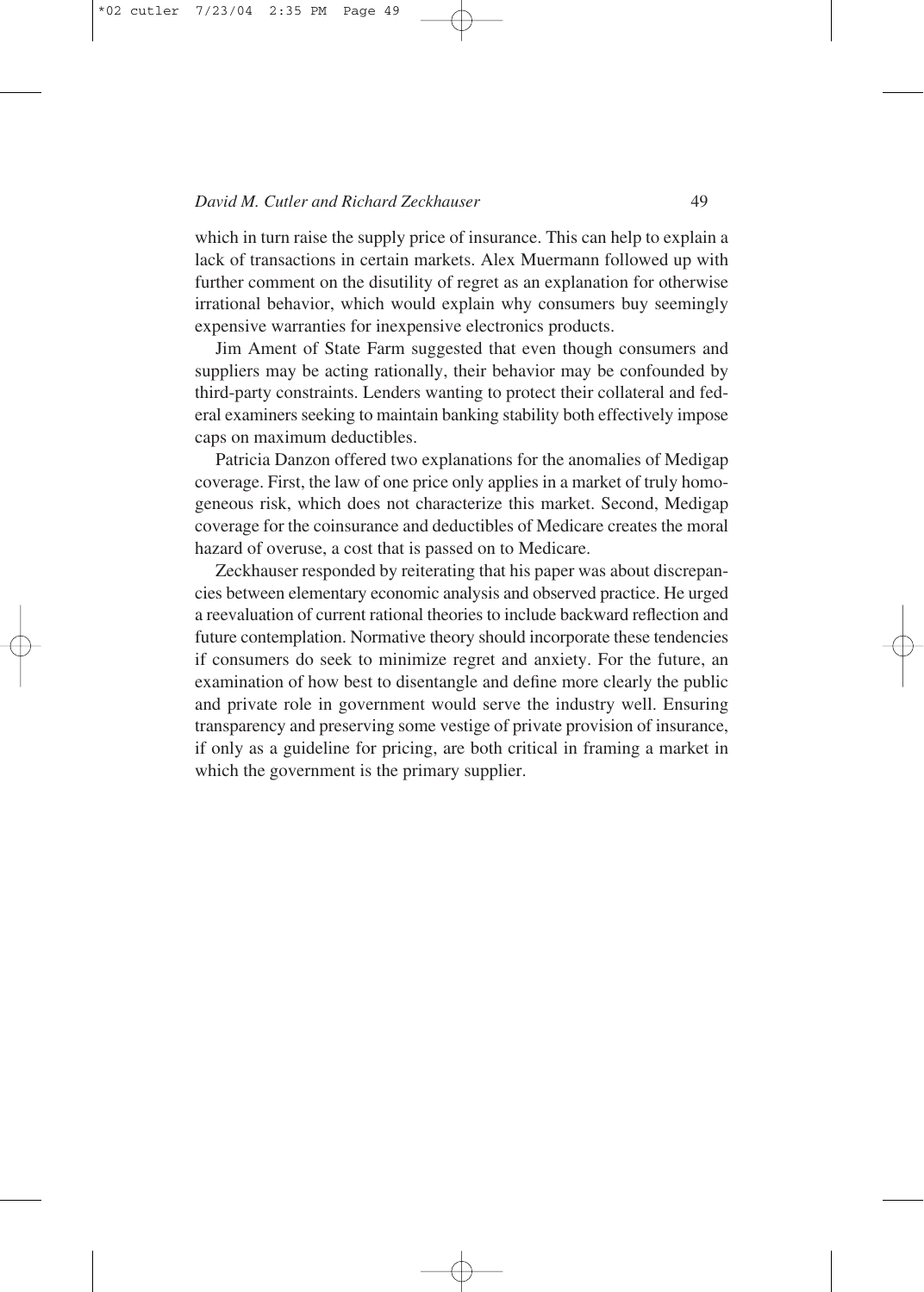which in turn raise the supply price of insurance. This can help to explain a lack of transactions in certain markets. Alex Muermann followed up with further comment on the disutility of regret as an explanation for otherwise irrational behavior, which would explain why consumers buy seemingly expensive warranties for inexpensive electronics products.

Jim Ament of State Farm suggested that even though consumers and suppliers may be acting rationally, their behavior may be confounded by third-party constraints. Lenders wanting to protect their collateral and federal examiners seeking to maintain banking stability both effectively impose caps on maximum deductibles.

Patricia Danzon offered two explanations for the anomalies of Medigap coverage. First, the law of one price only applies in a market of truly homogeneous risk, which does not characterize this market. Second, Medigap coverage for the coinsurance and deductibles of Medicare creates the moral hazard of overuse, a cost that is passed on to Medicare.

Zeckhauser responded by reiterating that his paper was about discrepancies between elementary economic analysis and observed practice. He urged a reevaluation of current rational theories to include backward reflection and future contemplation. Normative theory should incorporate these tendencies if consumers do seek to minimize regret and anxiety. For the future, an examination of how best to disentangle and define more clearly the public and private role in government would serve the industry well. Ensuring transparency and preserving some vestige of private provision of insurance, if only as a guideline for pricing, are both critical in framing a market in which the government is the primary supplier.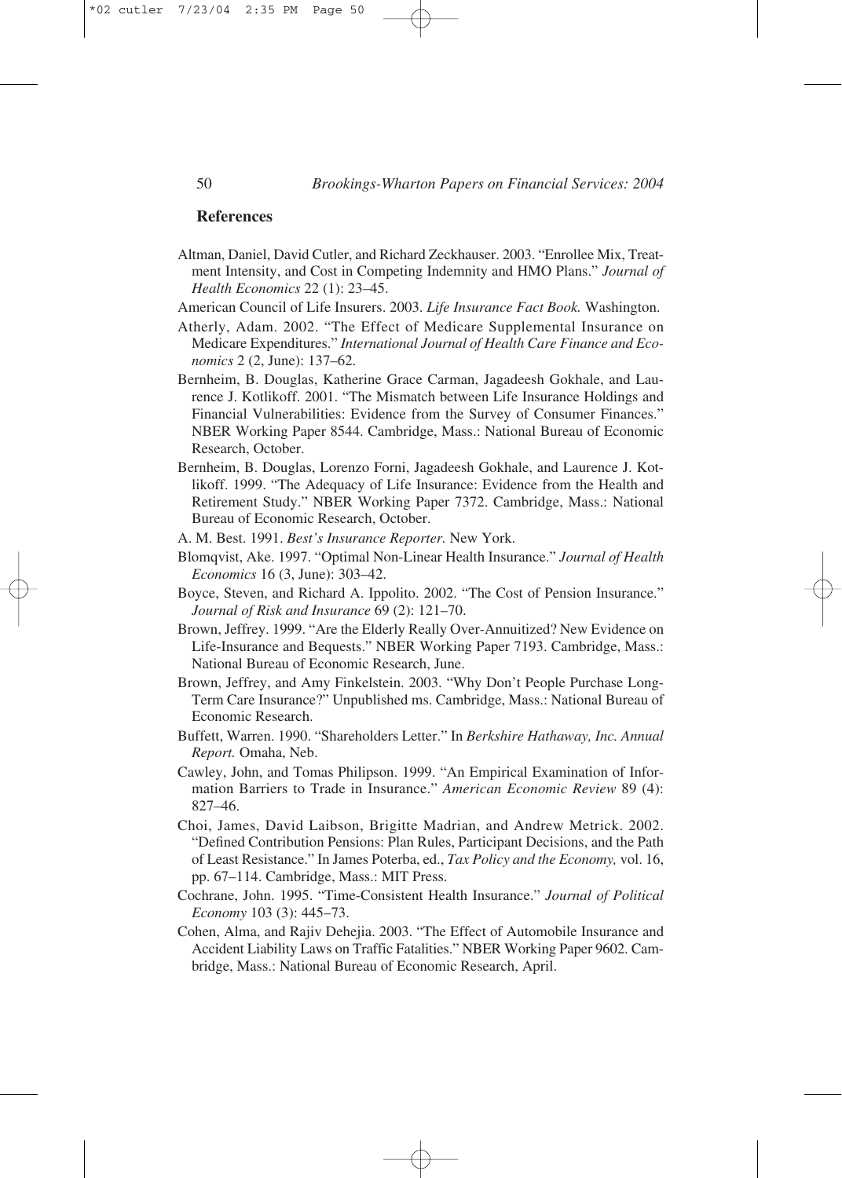## References

Altman, Daniel, David Cutler, and Richard Zeckhauser. 2003. "Enrollee Mix, Treatment Intensity, and Cost in Competing Indemnity and HMO Plans." *Journal of Health Economics* 22 (1): 23–45.

American Council of Life Insurers. 2003. *Life Insurance Fact Book.* Washington.

Atherly, Adam. 2002. "The Effect of Medicare Supplemental Insurance on Medicare Expenditures." *International Journal of Health Care Finance and Economics* 2 (2, June): 137–62.

Bernheim, B. Douglas, Katherine Grace Carman, Jagadeesh Gokhale, and Laurence J. Kotlikoff. 2001. "The Mismatch between Life Insurance Holdings and Financial Vulnerabilities: Evidence from the Survey of Consumer Finances." NBER Working Paper 8544. Cambridge, Mass.: National Bureau of Economic Research, October.

Bernheim, B. Douglas, Lorenzo Forni, Jagadeesh Gokhale, and Laurence J. Kotlikoff. 1999. "The Adequacy of Life Insurance: Evidence from the Health and Retirement Study." NBER Working Paper 7372. Cambridge, Mass.: National Bureau of Economic Research, October.

A. M. Best. 1991. *Best's Insurance Reporter.* New York.

Blomqvist, Ake. 1997. "Optimal Non-Linear Health Insurance." *Journal of Health Economics* 16 (3, June): 303–42.

Boyce, Steven, and Richard A. Ippolito. 2002. "The Cost of Pension Insurance." *Journal of Risk and Insurance* 69 (2): 121–70.

Brown, Jeffrey. 1999. "Are the Elderly Really Over-Annuitized? New Evidence on Life-Insurance and Bequests." NBER Working Paper 7193. Cambridge, Mass.: National Bureau of Economic Research, June.

Brown, Jeffrey, and Amy Finkelstein. 2003. "Why Don't People Purchase Long-Term Care Insurance?" Unpublished ms. Cambridge, Mass.: National Bureau of Economic Research.

Buffett, Warren. 1990. "Shareholders Letter." In *Berkshire Hathaway, Inc. Annual Report.* Omaha, Neb.

Cawley, John, and Tomas Philipson. 1999. "An Empirical Examination of Information Barriers to Trade in Insurance." *American Economic Review* 89 (4): 827–46.

Choi, James, David Laibson, Brigitte Madrian, and Andrew Metrick. 2002. "Defined Contribution Pensions: Plan Rules, Participant Decisions, and the Path of Least Resistance." In James Poterba, ed., *Tax Policy and the Economy,* vol. 16, pp. 67–114. Cambridge, Mass.: MIT Press.

Cochrane, John. 1995. "Time-Consistent Health Insurance." *Journal of Political Economy* 103 (3): 445–73.

Cohen, Alma, and Rajiv Dehejia. 2003. "The Effect of Automobile Insurance and Accident Liability Laws on Traffic Fatalities." NBER Working Paper 9602. Cambridge, Mass.: National Bureau of Economic Research, April.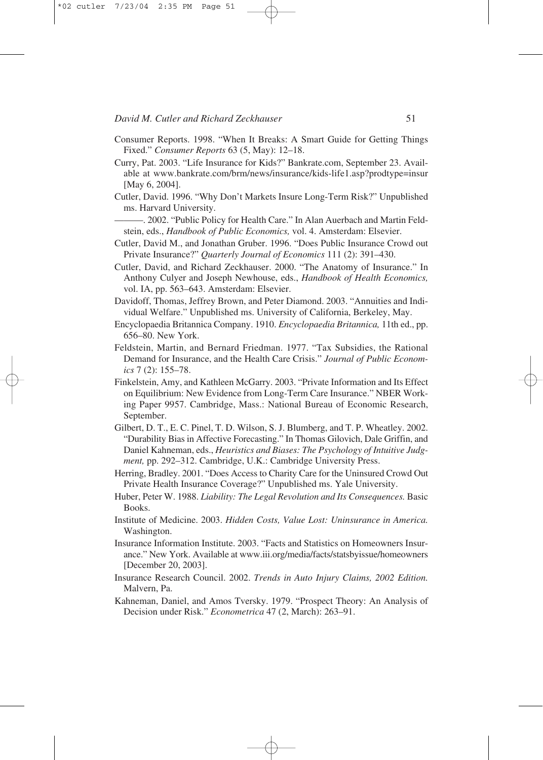Consumer Reports. 1998. "When It Breaks: A Smart Guide for Getting Things Fixed." *Consumer Reports* 63 (5, May): 12–18.

Curry, Pat. 2003. "Life Insurance for Kids?" Bankrate.com, September 23. Available at www.bankrate.com/brm/news/insurance/kids-life1.asp?prodtype=insur [May 6, 2004].

Cutler, David. 1996. "Why Don't Markets Insure Long-Term Risk?" Unpublished ms. Harvard University.

———. 2002. "Public Policy for Health Care." In Alan Auerbach and Martin Feldstein, eds., *Handbook of Public Economics,* vol. 4. Amsterdam: Elsevier.

Cutler, David M., and Jonathan Gruber. 1996. "Does Public Insurance Crowd out Private Insurance?" *Quarterly Journal of Economics* 111 (2): 391–430.

Cutler, David, and Richard Zeckhauser. 2000. "The Anatomy of Insurance." In Anthony Culyer and Joseph Newhouse, eds., *Handbook of Health Economics,* vol. IA, pp. 563–643. Amsterdam: Elsevier.

Davidoff, Thomas, Jeffrey Brown, and Peter Diamond. 2003. "Annuities and Individual Welfare." Unpublished ms. University of California, Berkeley, May.

Encyclopaedia Britannica Company. 1910. *Encyclopaedia Britannica,* 11th ed., pp. 656–80. New York.

Feldstein, Martin, and Bernard Friedman. 1977. "Tax Subsidies, the Rational Demand for Insurance, and the Health Care Crisis." *Journal of Public Economics* 7 (2): 155–78.

Finkelstein, Amy, and Kathleen McGarry. 2003. "Private Information and Its Effect on Equilibrium: New Evidence from Long-Term Care Insurance." NBER Working Paper 9957. Cambridge, Mass.: National Bureau of Economic Research, September.

Gilbert, D. T., E. C. Pinel, T. D. Wilson, S. J. Blumberg, and T. P. Wheatley. 2002. "Durability Bias in Affective Forecasting." In Thomas Gilovich, Dale Griffin, and Daniel Kahneman, eds., *Heuristics and Biases: The Psychology of Intuitive Judgment,* pp. 292–312. Cambridge, U.K.: Cambridge University Press.

Herring, Bradley. 2001. "Does Access to Charity Care for the Uninsured Crowd Out Private Health Insurance Coverage?" Unpublished ms. Yale University.

Huber, Peter W. 1988. *Liability: The Legal Revolution and Its Consequences.* Basic Books.

Institute of Medicine. 2003. *Hidden Costs, Value Lost: Uninsurance in America.* Washington.

Insurance Information Institute. 2003. "Facts and Statistics on Homeowners Insurance." New York. Available at www.iii.org/media/facts/statsbyissue/homeowners [December 20, 2003].

Insurance Research Council. 2002. *Trends in Auto Injury Claims, 2002 Edition.* Malvern, Pa.

Kahneman, Daniel, and Amos Tversky. 1979. "Prospect Theory: An Analysis of Decision under Risk." *Econometrica* 47 (2, March): 263–91.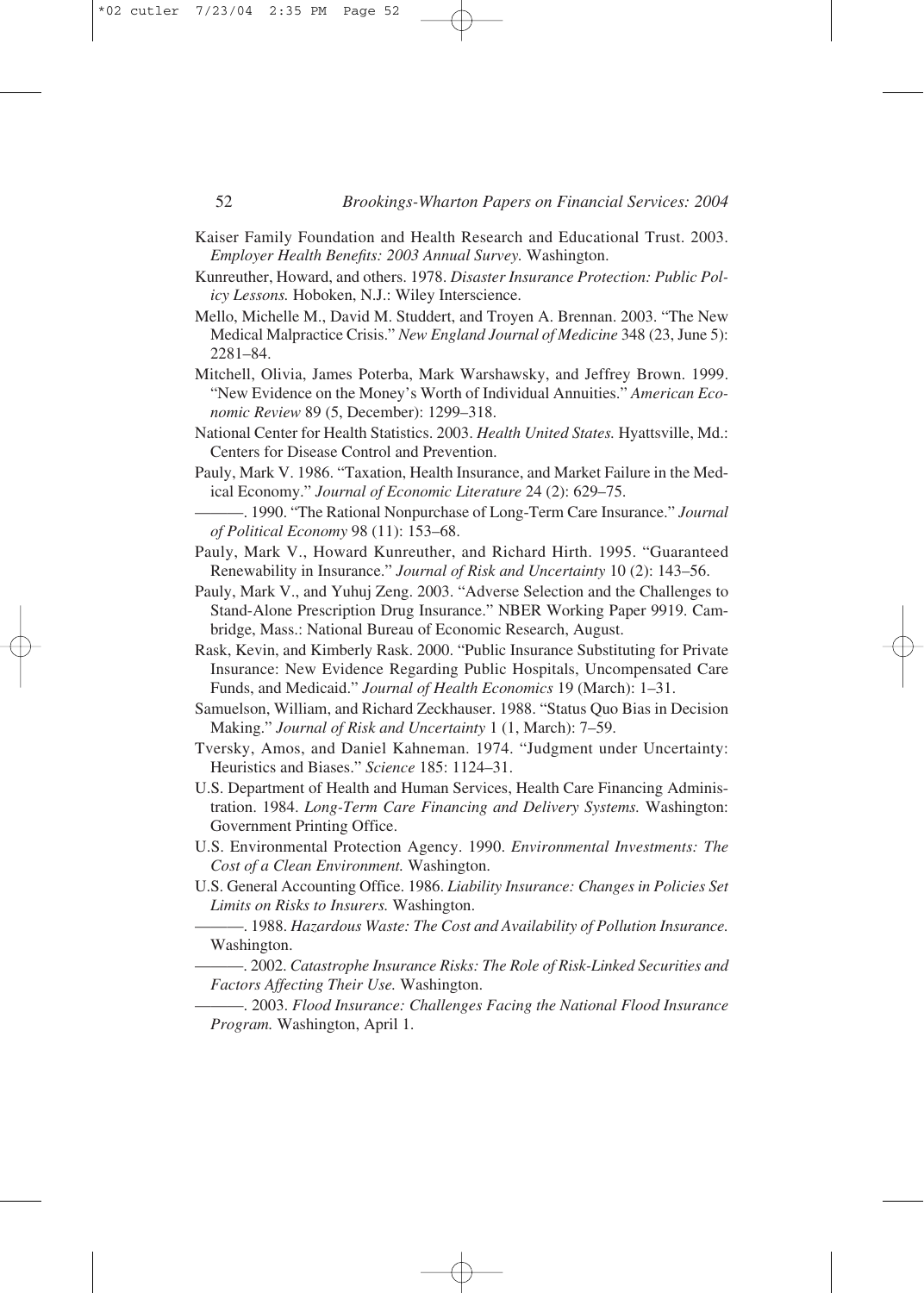Kaiser Family Foundation and Health Research and Educational Trust. 2003. *Employer Health Benefits: 2003 Annual Survey.* Washington.

Kunreuther, Howard, and others. 1978. *Disaster Insurance Protection: Public Policy Lessons.* Hoboken, N.J.: Wiley Interscience.

Mello, Michelle M., David M. Studdert, and Troyen A. Brennan. 2003. "The New Medical Malpractice Crisis." *New England Journal of Medicine* 348 (23, June 5): 2281–84.

Mitchell, Olivia, James Poterba, Mark Warshawsky, and Jeffrey Brown. 1999. "New Evidence on the Money's Worth of Individual Annuities." *American Economic Review* 89 (5, December): 1299–318.

National Center for Health Statistics. 2003. *Health United States.* Hyattsville, Md.: Centers for Disease Control and Prevention.

Pauly, Mark V. 1986. "Taxation, Health Insurance, and Market Failure in the Medical Economy." *Journal of Economic Literature* 24 (2): 629–75.

———. 1990. "The Rational Nonpurchase of Long-Term Care Insurance." *Journal of Political Economy* 98 (11): 153–68.

Pauly, Mark V., Howard Kunreuther, and Richard Hirth. 1995. "Guaranteed Renewability in Insurance." *Journal of Risk and Uncertainty* 10 (2): 143–56.

Pauly, Mark V., and Yuhuj Zeng. 2003. "Adverse Selection and the Challenges to Stand-Alone Prescription Drug Insurance." NBER Working Paper 9919. Cambridge, Mass.: National Bureau of Economic Research, August.

Rask, Kevin, and Kimberly Rask. 2000. "Public Insurance Substituting for Private Insurance: New Evidence Regarding Public Hospitals, Uncompensated Care Funds, and Medicaid." *Journal of Health Economics* 19 (March): 1–31.

Samuelson, William, and Richard Zeckhauser. 1988. "Status Quo Bias in Decision Making." *Journal of Risk and Uncertainty* 1 (1, March): 7–59.

Tversky, Amos, and Daniel Kahneman. 1974. "Judgment under Uncertainty: Heuristics and Biases." *Science* 185: 1124–31.

U.S. Department of Health and Human Services, Health Care Financing Administration. 1984. *Long-Term Care Financing and Delivery Systems.* Washington: Government Printing Office.

U.S. Environmental Protection Agency. 1990. *Environmental Investments: The Cost of a Clean Environment.* Washington.

U.S. General Accounting Office. 1986. *Liability Insurance: Changes in Policies Set Limits on Risks to Insurers.* Washington.

———. 1988. *Hazardous Waste: The Cost and Availability of Pollution Insurance.* Washington.

———. 2002. *Catastrophe Insurance Risks: The Role of Risk-Linked Securities and Factors Affecting Their Use.* Washington.

———. 2003. *Flood Insurance: Challenges Facing the National Flood Insurance Program.* Washington, April 1.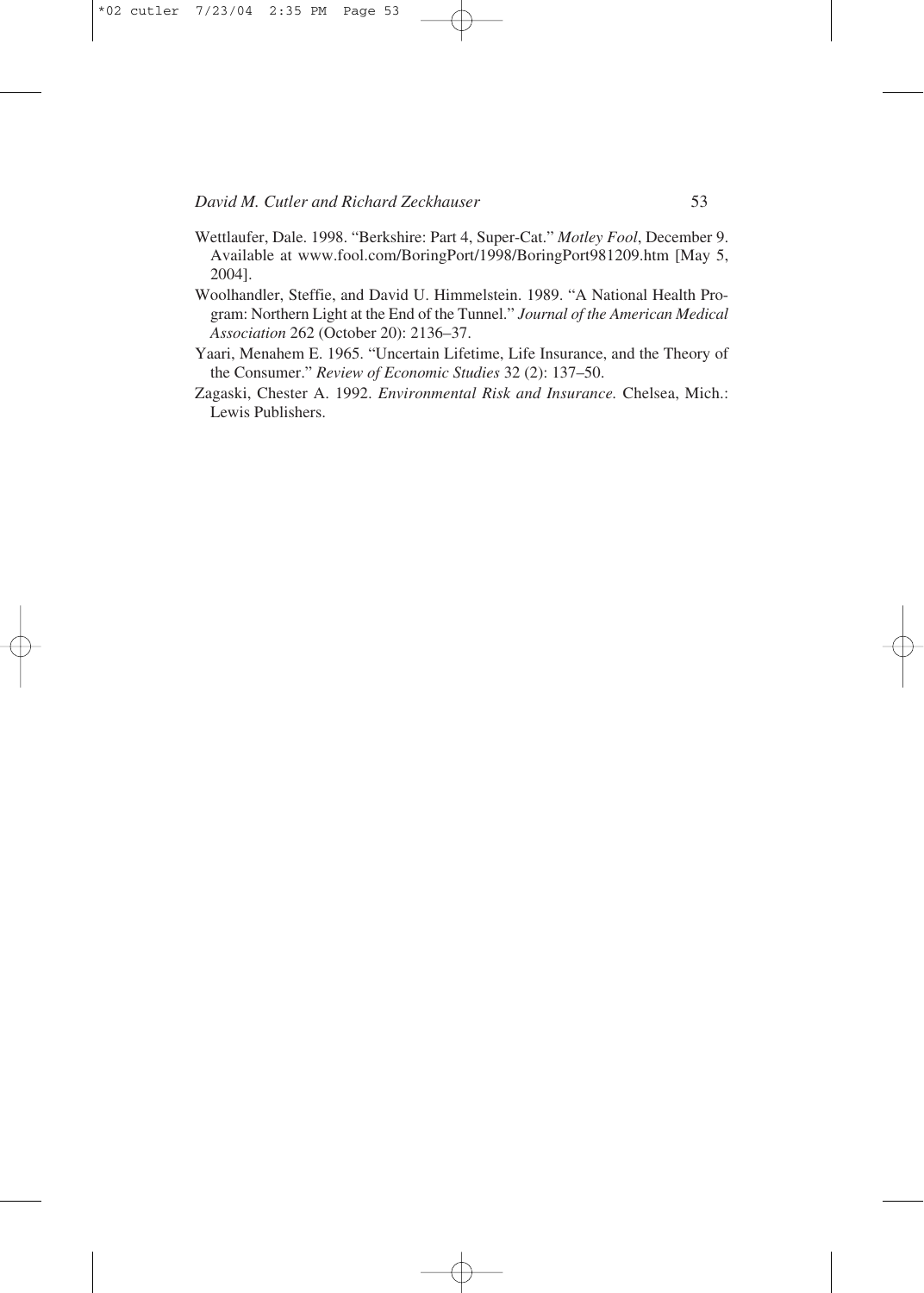Wettlaufer, Dale. 1998. "Berkshire: Part 4, Super-Cat." *Motley Fool*, December 9. Available at www.fool.com/BoringPort/1998/BoringPort981209.htm [May 5, 2004].

Woolhandler, Steffie, and David U. Himmelstein. 1989. "A National Health Program: Northern Light at the End of the Tunnel." *Journal of the American Medical Association* 262 (October 20): 2136–37.

Yaari, Menahem E. 1965. "Uncertain Lifetime, Life Insurance, and the Theory of the Consumer." *Review of Economic Studies* 32 (2): 137–50.

Zagaski, Chester A. 1992. *Environmental Risk and Insurance.* Chelsea, Mich.: Lewis Publishers.